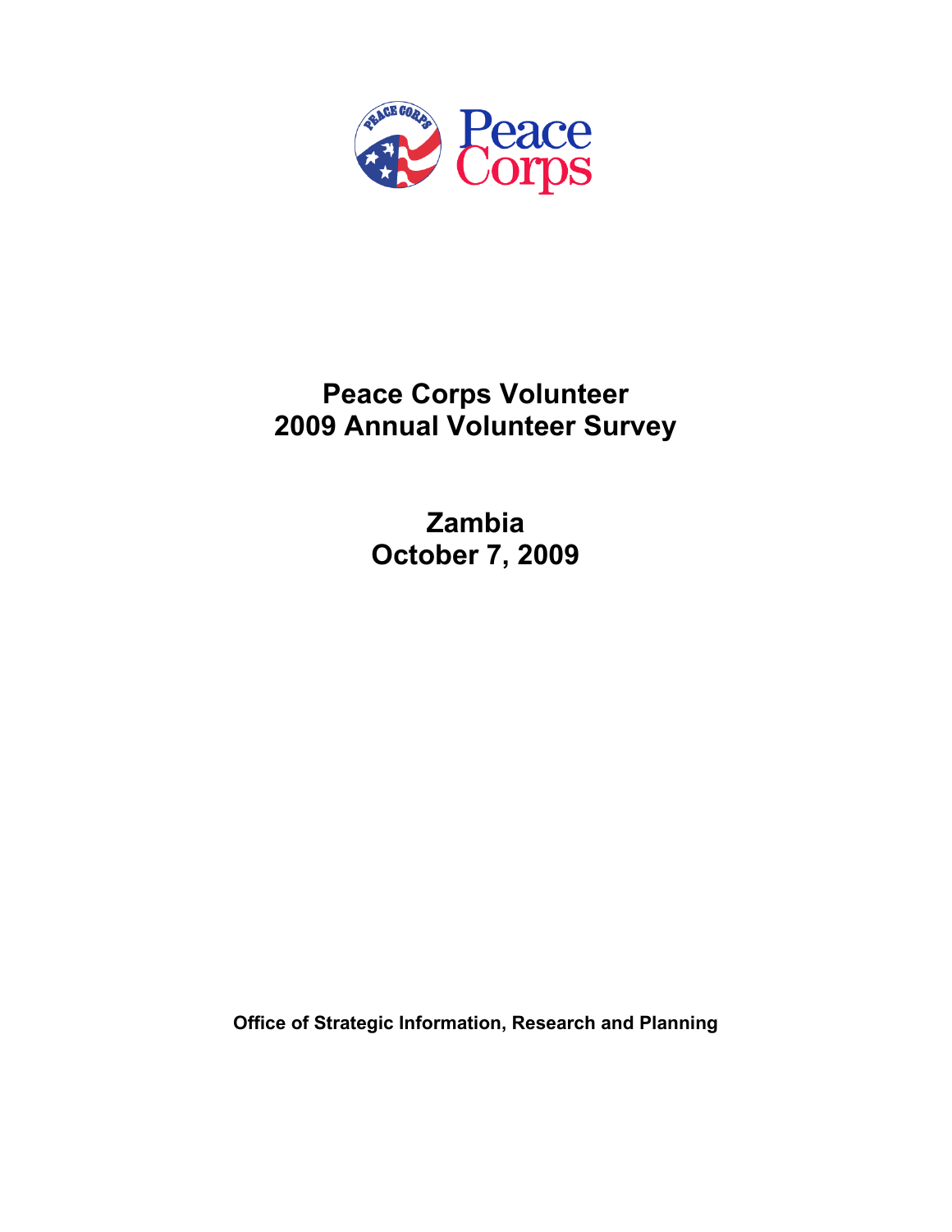# Peace Corps Volunteer
# 2009 Annual Volunteer Survey

## Zambia
## October 7, 2009

**Office of Strategic Information, Research and Planning**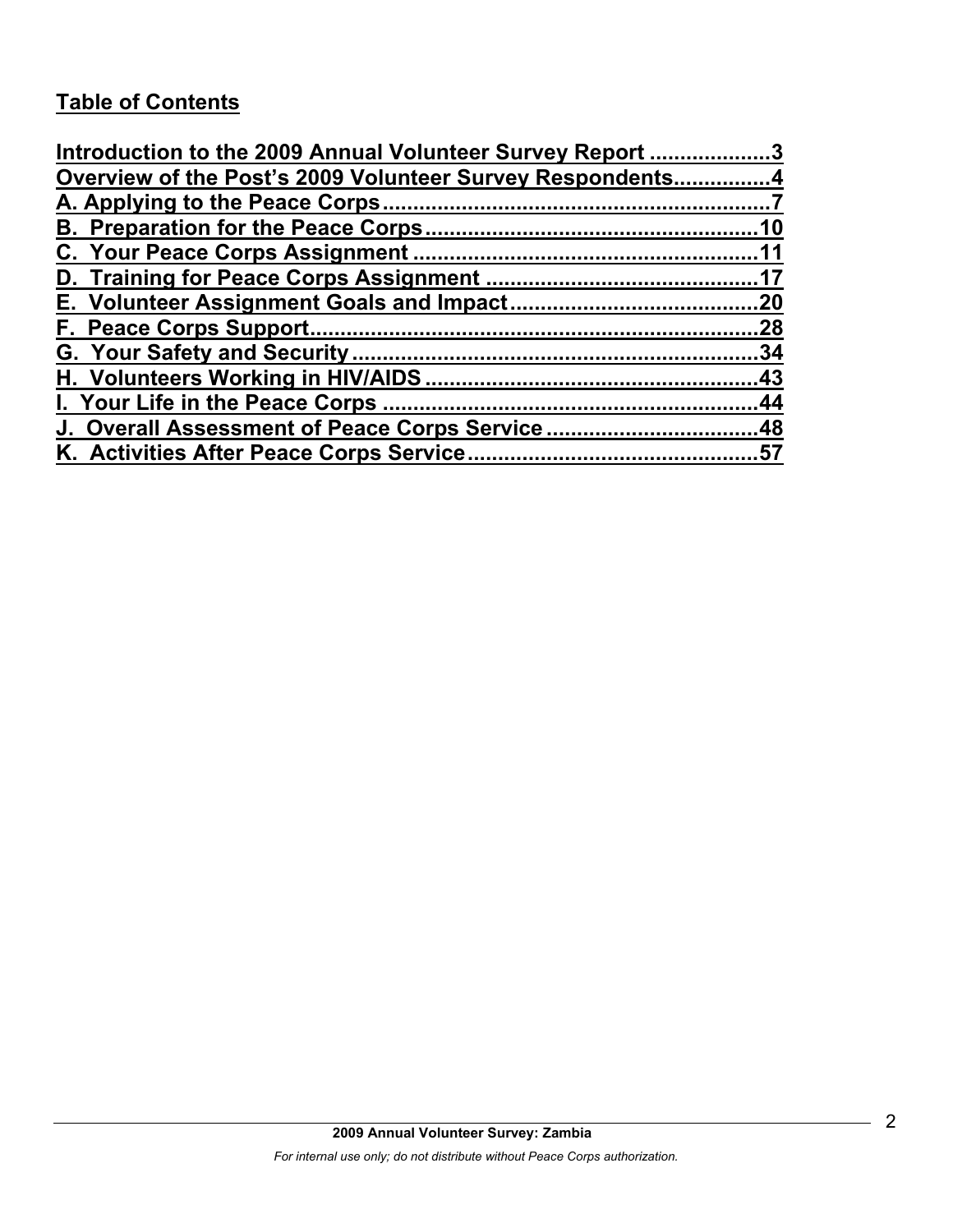## Table of Contents

Introduction to the 2009 Annual Volunteer Survey Report ....................3
Overview of the Post's 2009 Volunteer Survey Respondents................4
A. Applying to the Peace Corps................................................................7
B. Preparation for the Peace Corps.......................................................10
C. Your Peace Corps Assignment ..........................................................11
D. Training for Peace Corps Assignment ..............................................17
E. Volunteer Assignment Goals and Impact..........................................20
F. Peace Corps Support..........................................................................28
G. Your Safety and Security....................................................................34
H. Volunteers Working in HIV/AIDS .......................................................43
I. Your Life in the Peace Corps ...............................................................44
J. Overall Assessment of Peace Corps Service ....................................48
K. Activities After Peace Corps Service.................................................57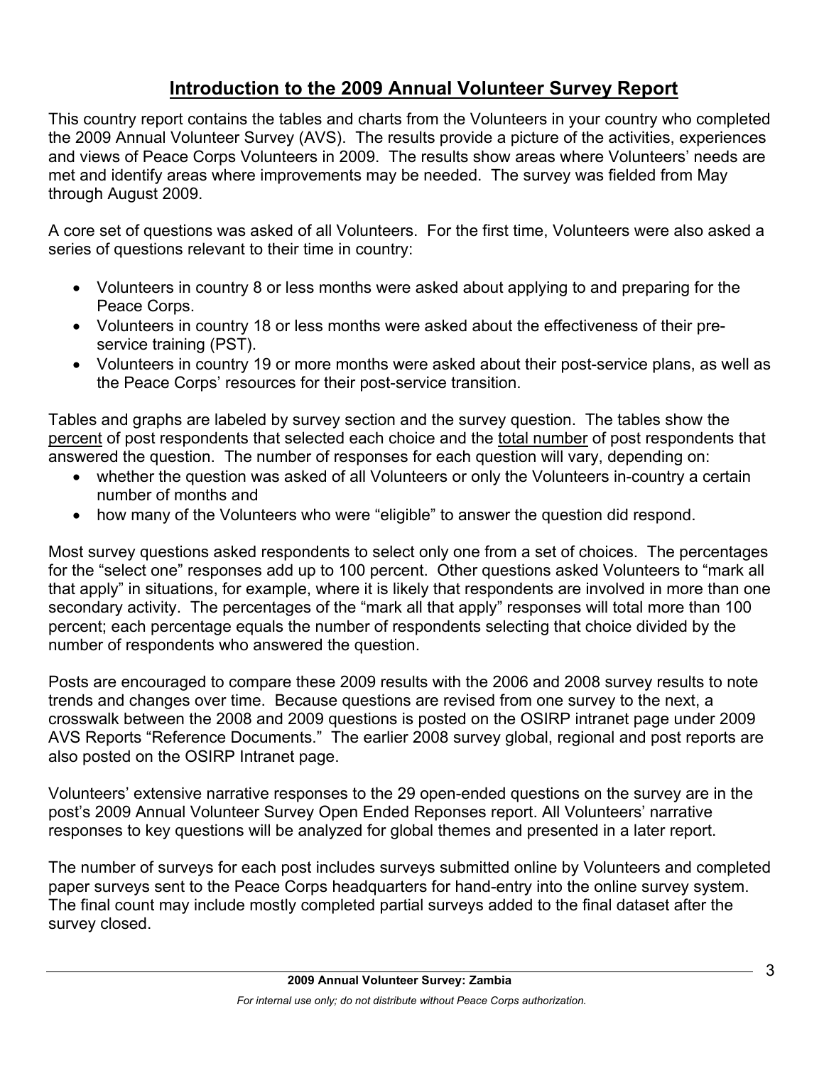# Introduction to the 2009 Annual Volunteer Survey Report

This country report contains the tables and charts from the Volunteers in your country who completed the 2009 Annual Volunteer Survey (AVS). The results provide a picture of the activities, experiences and views of Peace Corps Volunteers in 2009. The results show areas where Volunteers' needs are met and identify areas where improvements may be needed. The survey was fielded from May through August 2009.

A core set of questions was asked of all Volunteers. For the first time, Volunteers were also asked a series of questions relevant to their time in country:

- Volunteers in country 8 or less months were asked about applying to and preparing for the Peace Corps.
- Volunteers in country 18 or less months were asked about the effectiveness of their pre-service training (PST).
- Volunteers in country 19 or more months were asked about their post-service plans, as well as the Peace Corps' resources for their post-service transition.

Tables and graphs are labeled by survey section and the survey question. The tables show the percent of post respondents that selected each choice and the total number of post respondents that answered the question. The number of responses for each question will vary, depending on:

- whether the question was asked of all Volunteers or only the Volunteers in-country a certain number of months and
- how many of the Volunteers who were "eligible" to answer the question did respond.

Most survey questions asked respondents to select only one from a set of choices. The percentages for the "select one" responses add up to 100 percent. Other questions asked Volunteers to "mark all that apply" in situations, for example, where it is likely that respondents are involved in more than one secondary activity. The percentages of the "mark all that apply" responses will total more than 100 percent; each percentage equals the number of respondents selecting that choice divided by the number of respondents who answered the question.

Posts are encouraged to compare these 2009 results with the 2006 and 2008 survey results to note trends and changes over time. Because questions are revised from one survey to the next, a crosswalk between the 2008 and 2009 questions is posted on the OSIRP intranet page under 2009 AVS Reports "Reference Documents." The earlier 2008 survey global, regional and post reports are also posted on the OSIRP Intranet page.

Volunteers' extensive narrative responses to the 29 open-ended questions on the survey are in the post's 2009 Annual Volunteer Survey Open Ended Reponses report. All Volunteers' narrative responses to key questions will be analyzed for global themes and presented in a later report.

The number of surveys for each post includes surveys submitted online by Volunteers and completed paper surveys sent to the Peace Corps headquarters for hand-entry into the online survey system. The final count may include mostly completed partial surveys added to the final dataset after the survey closed.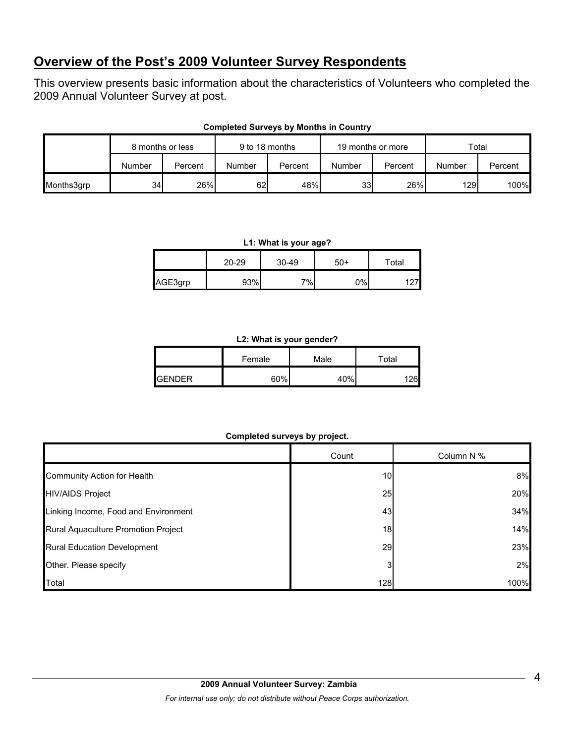## Overview of the Post's 2009 Volunteer Survey Respondents

This overview presents basic information about the characteristics of Volunteers who completed the 2009 Annual Volunteer Survey at post.

**Completed Surveys by Months in Country**

| | 8 months or less | | 9 to 18 months | | 19 months or more | | Total | |
|---|---|---|---|---|---|---|---|---|
| | Number | Percent | Number | Percent | Number | Percent | Number | Percent |
| Months3grp | 34 | 26% | 62 | 48% | 33 | 26% | 129 | 100% |

**L1: What is your age?**

| | 20-29 | 30-49 | 50+ | Total |
|---|---|---|---|---|
| AGE3grp | 93% | 7% | 0% | 127 |

**L2: What is your gender?**

| | Female | Male | Total |
|---|---|---|---|
| GENDER | 60% | 40% | 126 |

**Completed surveys by project.**

| | Count | Column N % |
|---|---|---|
| Community Action for Health | 10 | 8% |
| HIV/AIDS Project | 25 | 20% |
| Linking Income, Food and Environment | 43 | 34% |
| Rural Aquaculture Promotion Project | 18 | 14% |
| Rural Education Development | 29 | 23% |
| Other. Please specify | 3 | 2% |
| Total | 128 | 100% |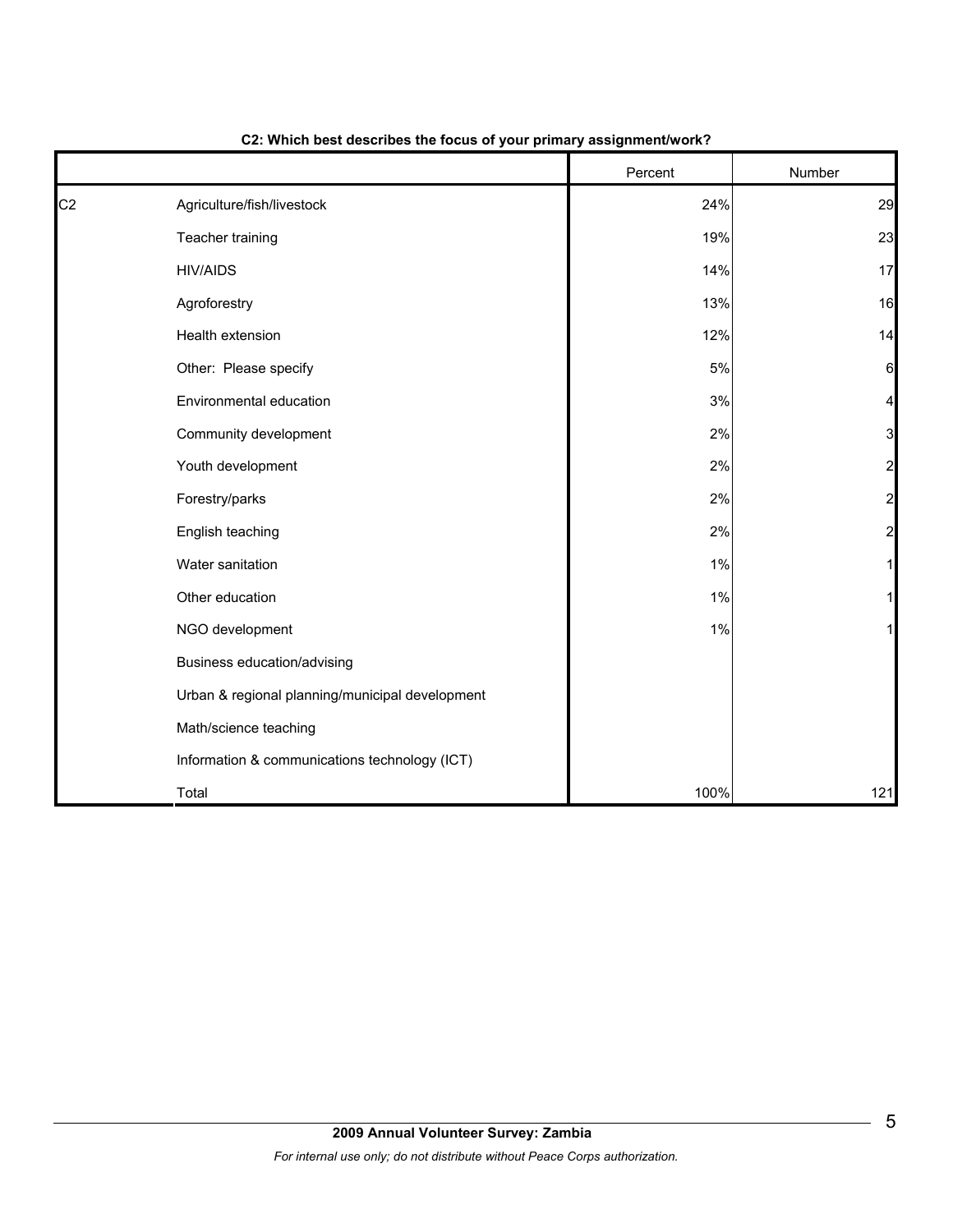**C2: Which best describes the focus of your primary assignment/work?**

| | | Percent | Number |
|---|---|---|---|
| C2 | Agriculture/fish/livestock | 24% | 29 |
| | Teacher training | 19% | 23 |
| | HIV/AIDS | 14% | 17 |
| | Agroforestry | 13% | 16 |
| | Health extension | 12% | 14 |
| | Other: Please specify | 5% | 6 |
| | Environmental education | 3% | 4 |
| | Community development | 2% | 3 |
| | Youth development | 2% | 2 |
| | Forestry/parks | 2% | 2 |
| | English teaching | 2% | 2 |
| | Water sanitation | 1% | 1 |
| | Other education | 1% | 1 |
| | NGO development | 1% | 1 |
| | Business education/advising | | |
| | Urban & regional planning/municipal development | | |
| | Math/science teaching | | |
| | Information & communications technology (ICT) | | |
| | Total | 100% | 121 |

**2009 Annual Volunteer Survey: Zambia**

*For internal use only; do not distribute without Peace Corps authorization.*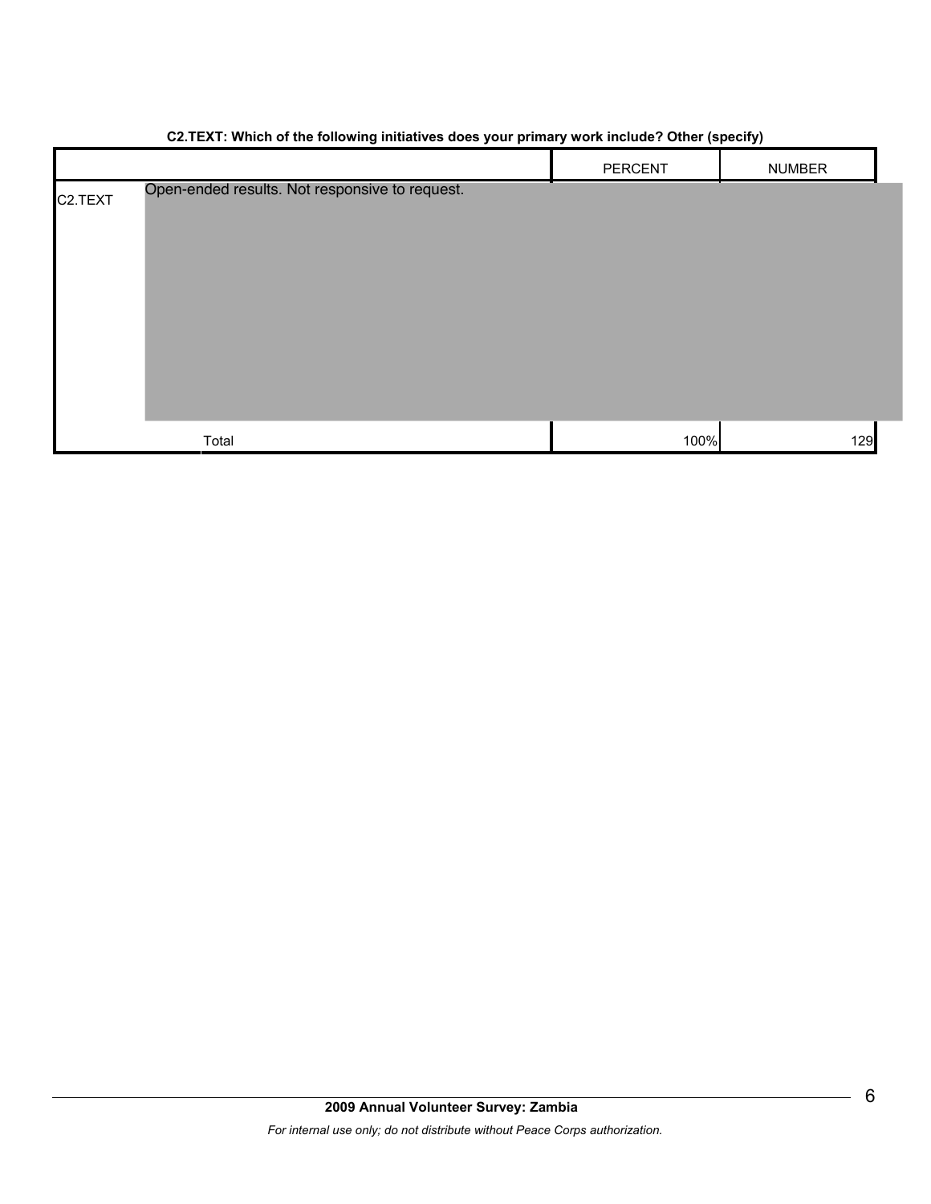**C2.TEXT: Which of the following initiatives does your primary work include? Other (specify)**

| | | PERCENT | NUMBER |
|---|---|---|---|
| C2.TEXT | Open-ended results. Not responsive to request. | | |
| | Total | 100% | 129 |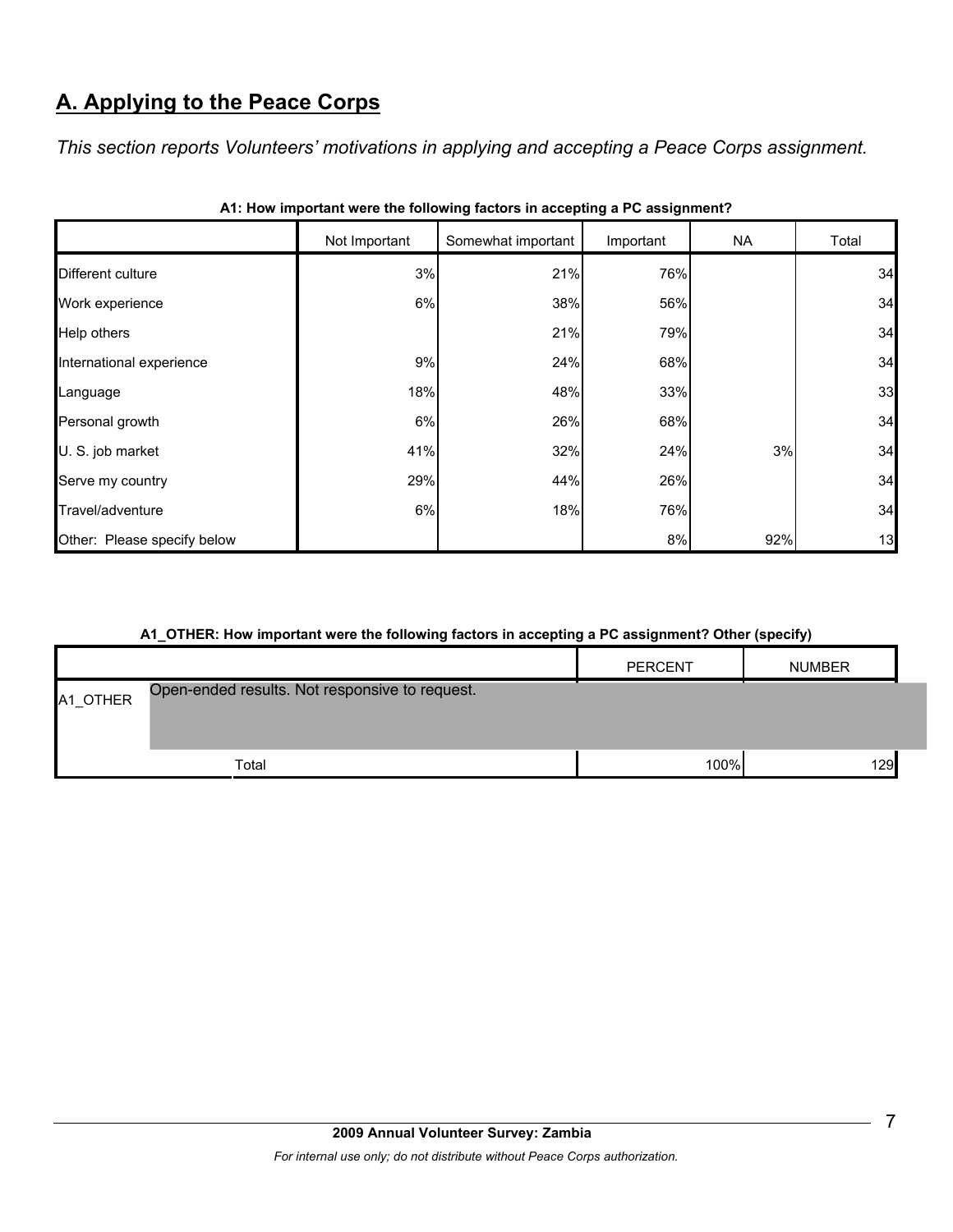## A. Applying to the Peace Corps

*This section reports Volunteers' motivations in applying and accepting a Peace Corps assignment.*

**A1: How important were the following factors in accepting a PC assignment?**

| | Not Important | Somewhat important | Important | NA | Total |
|---|---|---|---|---|---|
| Different culture | 3% | 21% | 76% | | 34 |
| Work experience | 6% | 38% | 56% | | 34 |
| Help others | | 21% | 79% | | 34 |
| International experience | 9% | 24% | 68% | | 34 |
| Language | 18% | 48% | 33% | | 33 |
| Personal growth | 6% | 26% | 68% | | 34 |
| U. S. job market | 41% | 32% | 24% | 3% | 34 |
| Serve my country | 29% | 44% | 26% | | 34 |
| Travel/adventure | 6% | 18% | 76% | | 34 |
| Other: Please specify below | | | 8% | 92% | 13 |

**A1_OTHER: How important were the following factors in accepting a PC assignment? Other (specify)**

| | | PERCENT | NUMBER |
|---|---|---|---|
| A1_OTHER | Open-ended results. Not responsive to request. | | |
| | Total | 100% | 129 |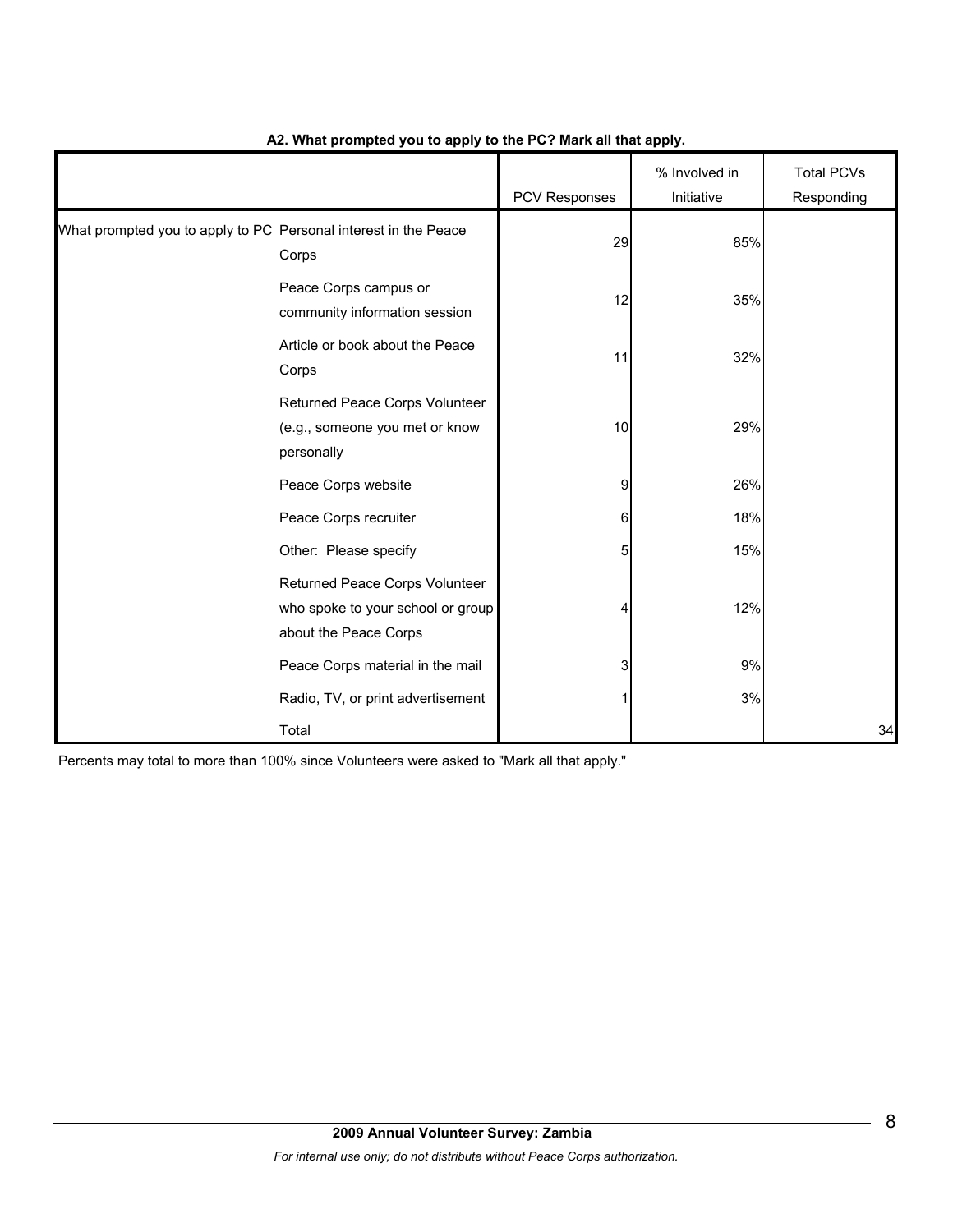**A2. What prompted you to apply to the PC? Mark all that apply.**

| | | PCV Responses | % Involved in Initiative | Total PCVs Responding |
|---|---|---|---|---|
| What prompted you to apply to PC | Personal interest in the Peace Corps | 29 | 85% | |
| | Peace Corps campus or community information session | 12 | 35% | |
| | Article or book about the Peace Corps | 11 | 32% | |
| | Returned Peace Corps Volunteer (e.g., someone you met or know personally | 10 | 29% | |
| | Peace Corps website | 9 | 26% | |
| | Peace Corps recruiter | 6 | 18% | |
| | Other: Please specify | 5 | 15% | |
| | Returned Peace Corps Volunteer who spoke to your school or group about the Peace Corps | 4 | 12% | |
| | Peace Corps material in the mail | 3 | 9% | |
| | Radio, TV, or print advertisement | 1 | 3% | |
| | Total | | | 34 |

Percents may total to more than 100% since Volunteers were asked to "Mark all that apply."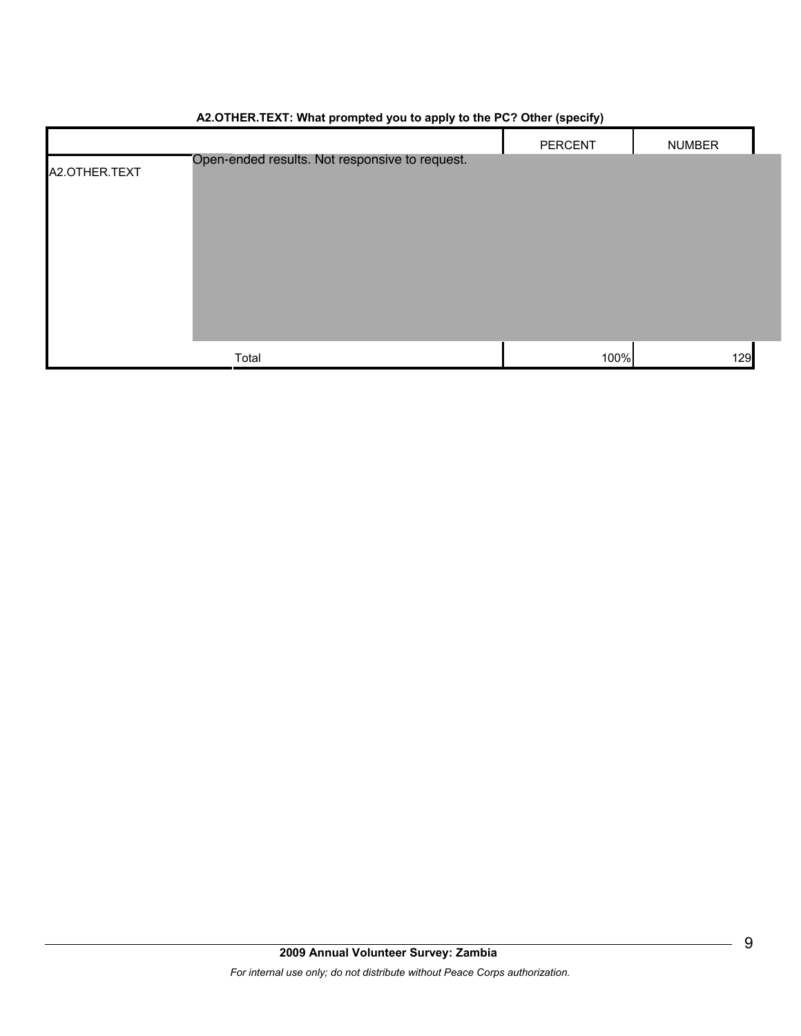**A2.OTHER.TEXT: What prompted you to apply to the PC? Other (specify)**

| | | PERCENT | NUMBER |
|---|---|---|---|
| A2.OTHER.TEXT | Open-ended results. Not responsive to request. | | |
| | Total | 100% | 129 |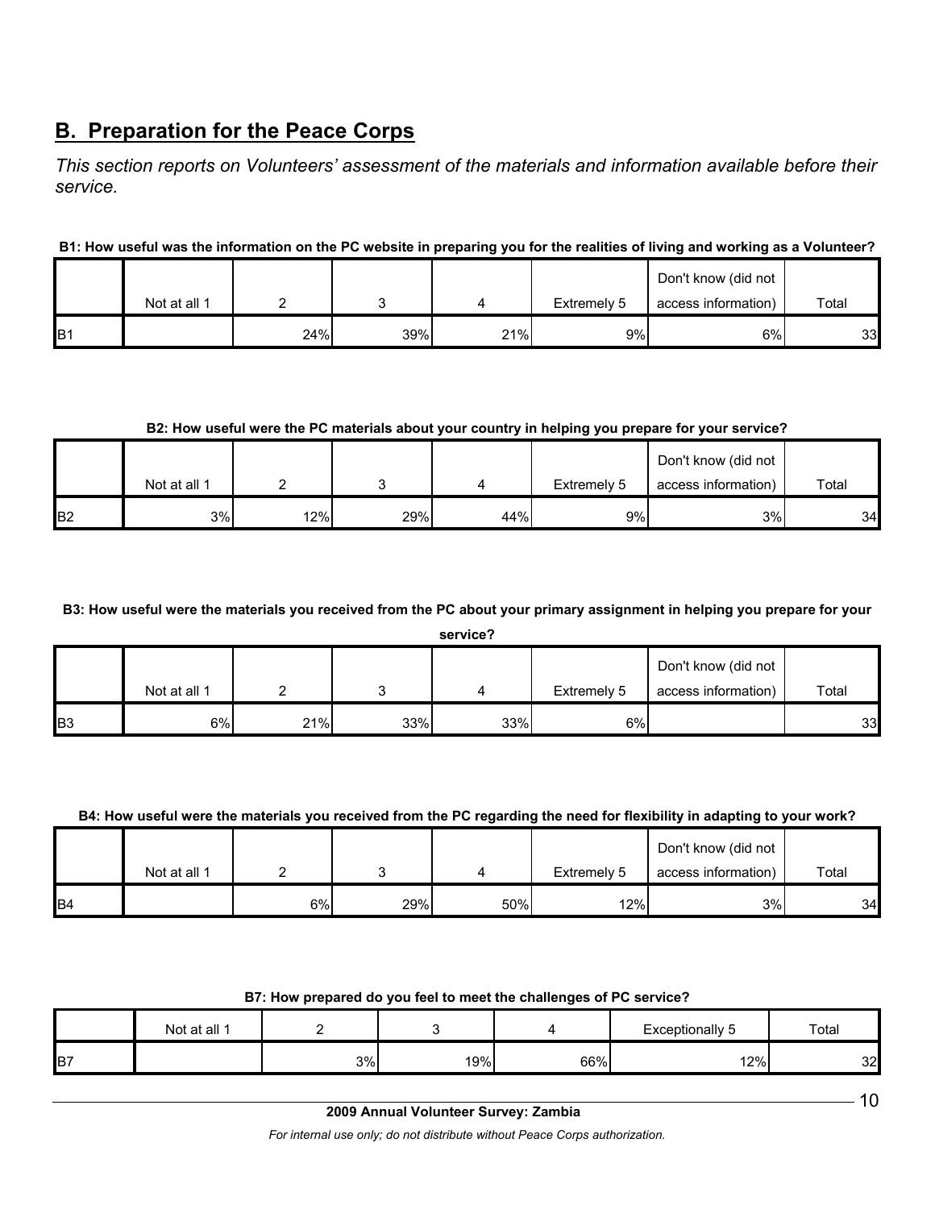## B. Preparation for the Peace Corps

*This section reports on Volunteers' assessment of the materials and information available before their service.*

**B1: How useful was the information on the PC website in preparing you for the realities of living and working as a Volunteer?**

| | Not at all 1 | 2 | 3 | 4 | Extremely 5 | Don't know (did not access information) | Total |
|---|---|---|---|---|---|---|---|
| B1 | | 24% | 39% | 21% | 9% | 6% | 33 |

**B2: How useful were the PC materials about your country in helping you prepare for your service?**

| | Not at all 1 | 2 | 3 | 4 | Extremely 5 | Don't know (did not access information) | Total |
|---|---|---|---|---|---|---|---|
| B2 | 3% | 12% | 29% | 44% | 9% | 3% | 34 |

**B3: How useful were the materials you received from the PC about your primary assignment in helping you prepare for your service?**

| | Not at all 1 | 2 | 3 | 4 | Extremely 5 | Don't know (did not access information) | Total |
|---|---|---|---|---|---|---|---|
| B3 | 6% | 21% | 33% | 33% | 6% | | 33 |

**B4: How useful were the materials you received from the PC regarding the need for flexibility in adapting to your work?**

| | Not at all 1 | 2 | 3 | 4 | Extremely 5 | Don't know (did not access information) | Total |
|---|---|---|---|---|---|---|---|
| B4 | | 6% | 29% | 50% | 12% | 3% | 34 |

**B7: How prepared do you feel to meet the challenges of PC service?**

| | Not at all 1 | 2 | 3 | 4 | Exceptionally 5 | Total |
|---|---|---|---|---|---|---|
| B7 | | 3% | 19% | 66% | 12% | 32 |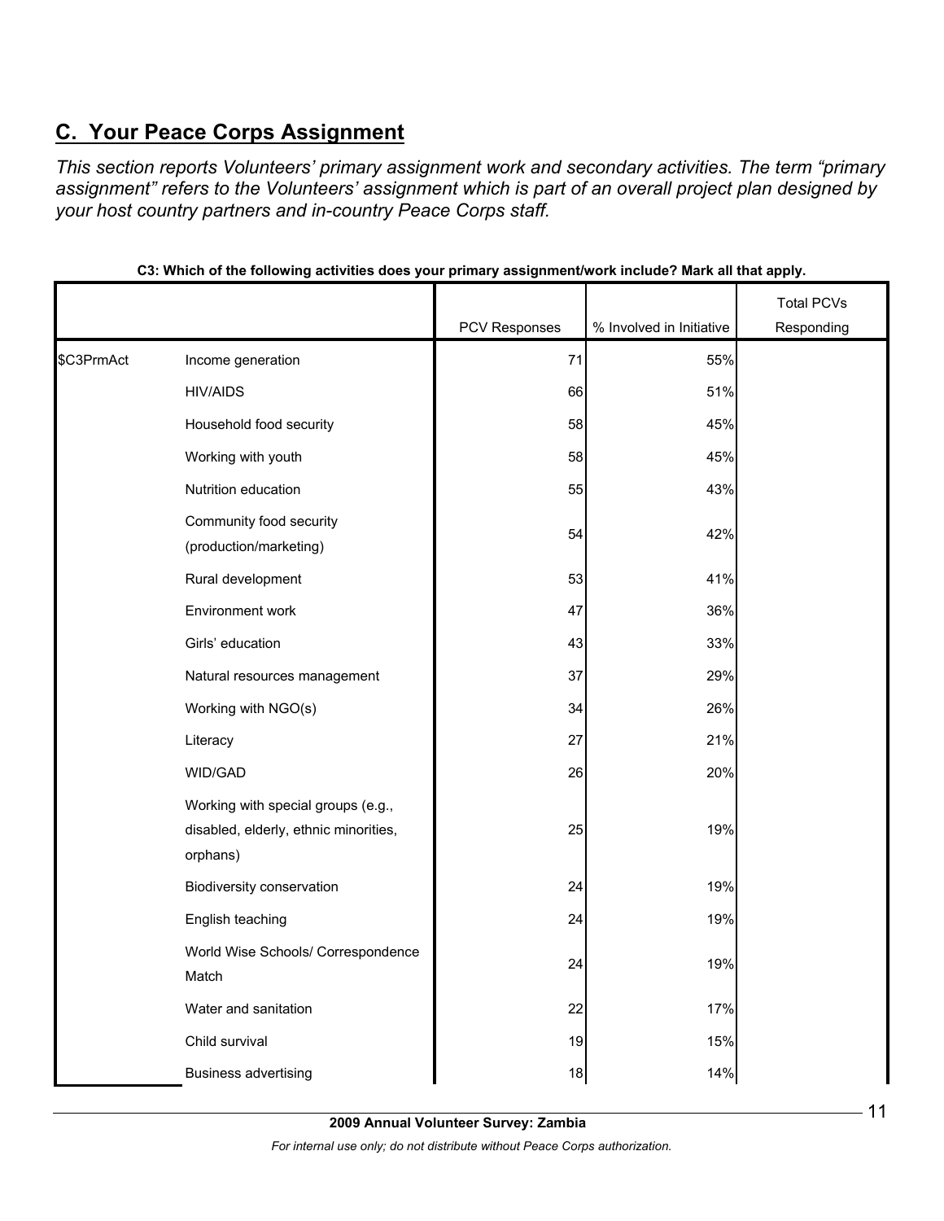## C. Your Peace Corps Assignment

*This section reports Volunteers' primary assignment work and secondary activities. The term "primary assignment" refers to the Volunteers' assignment which is part of an overall project plan designed by your host country partners and in-country Peace Corps staff.*

**C3: Which of the following activities does your primary assignment/work include? Mark all that apply.**

| | | PCV Responses | % Involved in Initiative | Total PCVs Responding |
|---|---|---|---|---|
| $C3PrmAct | Income generation | 71 | 55% | |
| | HIV/AIDS | 66 | 51% | |
| | Household food security | 58 | 45% | |
| | Working with youth | 58 | 45% | |
| | Nutrition education | 55 | 43% | |
| | Community food security (production/marketing) | 54 | 42% | |
| | Rural development | 53 | 41% | |
| | Environment work | 47 | 36% | |
| | Girls' education | 43 | 33% | |
| | Natural resources management | 37 | 29% | |
| | Working with NGO(s) | 34 | 26% | |
| | Literacy | 27 | 21% | |
| | WID/GAD | 26 | 20% | |
| | Working with special groups (e.g., disabled, elderly, ethnic minorities, orphans) | 25 | 19% | |
| | Biodiversity conservation | 24 | 19% | |
| | English teaching | 24 | 19% | |
| | World Wise Schools/ Correspondence Match | 24 | 19% | |
| | Water and sanitation | 22 | 17% | |
| | Child survival | 19 | 15% | |
| | Business advertising | 18 | 14% | |

**2009 Annual Volunteer Survey: Zambia**

*For internal use only; do not distribute without Peace Corps authorization.*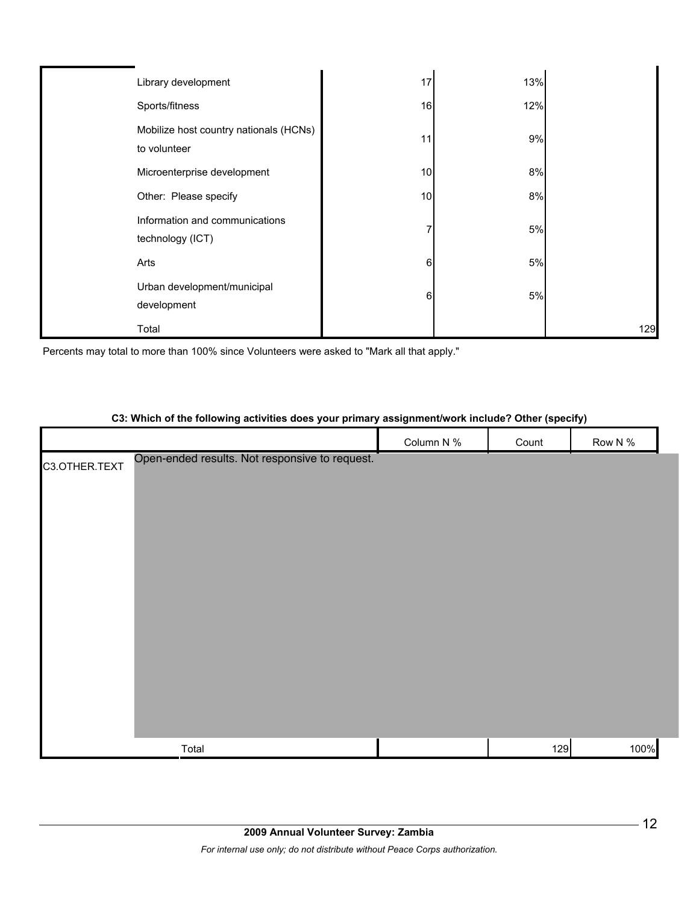| | | | | |
|---|---|---|---|---|
| | Library development | 17 | 13% | |
| | Sports/fitness | 16 | 12% | |
| | Mobilize host country nationals (HCNs) to volunteer | 11 | 9% | |
| | Microenterprise development | 10 | 8% | |
| | Other: Please specify | 10 | 8% | |
| | Information and communications technology (ICT) | 7 | 5% | |
| | Arts | 6 | 5% | |
| | Urban development/municipal development | 6 | 5% | |
| | Total | | | 129 |

Percents may total to more than 100% since Volunteers were asked to "Mark all that apply."

**C3: Which of the following activities does your primary assignment/work include? Other (specify)**

| | | Column N % | Count | Row N % |
|---|---|---|---|---|
| C3.OTHER.TEXT | Open-ended results. Not responsive to request. | | | |
| | Total | | 129 | 100% |

**2009 Annual Volunteer Survey: Zambia**

*For internal use only; do not distribute without Peace Corps authorization.*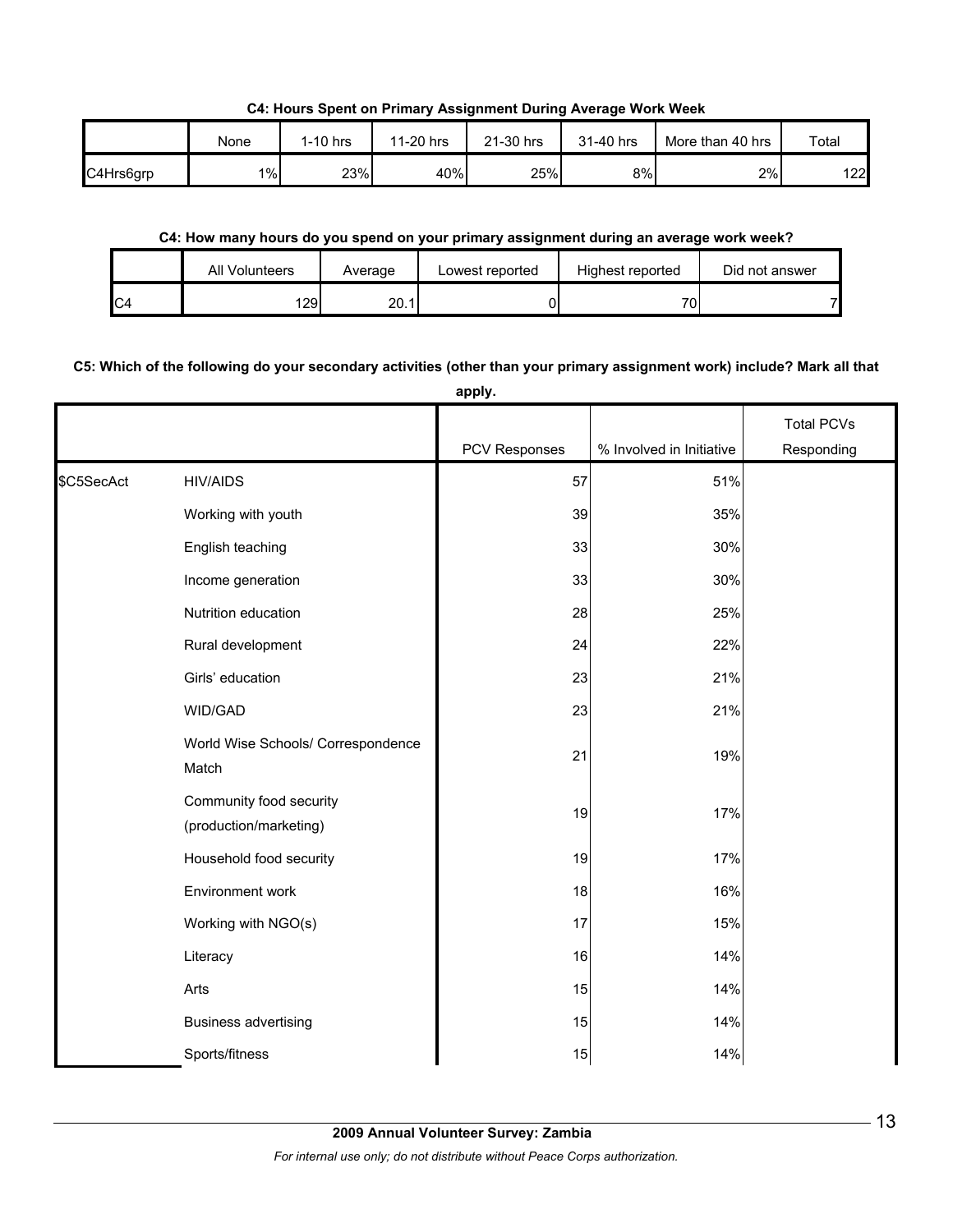**C4: Hours Spent on Primary Assignment During Average Work Week**

| | None | 1-10 hrs | 11-20 hrs | 21-30 hrs | 31-40 hrs | More than 40 hrs | Total |
|---|---|---|---|---|---|---|---|
| C4Hrs6grp | 1% | 23% | 40% | 25% | 8% | 2% | 122 |

**C4: How many hours do you spend on your primary assignment during an average work week?**

| | All Volunteers | Average | Lowest reported | Highest reported | Did not answer |
|---|---|---|---|---|---|
| C4 | 129 | 20.1 | 0 | 70 | 7 |

**C5: Which of the following do your secondary activities (other than your primary assignment work) include? Mark all that apply.**

| | | PCV Responses | % Involved in Initiative | Total PCVs Responding |
|---|---|---|---|---|
| $C5SecAct | HIV/AIDS | 57 | 51% | |
| | Working with youth | 39 | 35% | |
| | English teaching | 33 | 30% | |
| | Income generation | 33 | 30% | |
| | Nutrition education | 28 | 25% | |
| | Rural development | 24 | 22% | |
| | Girls' education | 23 | 21% | |
| | WID/GAD | 23 | 21% | |
| | World Wise Schools/ Correspondence Match | 21 | 19% | |
| | Community food security (production/marketing) | 19 | 17% | |
| | Household food security | 19 | 17% | |
| | Environment work | 18 | 16% | |
| | Working with NGO(s) | 17 | 15% | |
| | Literacy | 16 | 14% | |
| | Arts | 15 | 14% | |
| | Business advertising | 15 | 14% | |
| | Sports/fitness | 15 | 14% | |

**2009 Annual Volunteer Survey: Zambia**

*For internal use only; do not distribute without Peace Corps authorization.*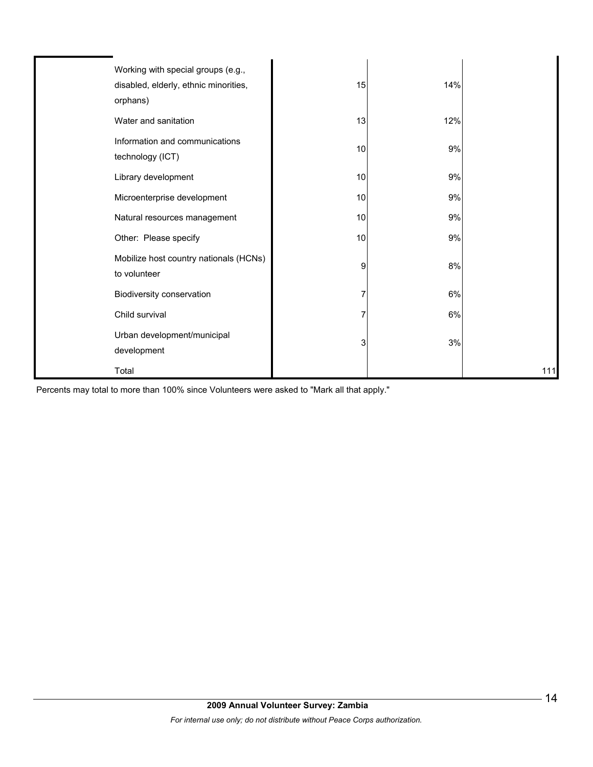| | | | | |
|---|---|---|---|---|
| | Working with special groups (e.g., disabled, elderly, ethnic minorities, orphans) | 15 | 14% | |
| | Water and sanitation | 13 | 12% | |
| | Information and communications technology (ICT) | 10 | 9% | |
| | Library development | 10 | 9% | |
| | Microenterprise development | 10 | 9% | |
| | Natural resources management | 10 | 9% | |
| | Other: Please specify | 10 | 9% | |
| | Mobilize host country nationals (HCNs) to volunteer | 9 | 8% | |
| | Biodiversity conservation | 7 | 6% | |
| | Child survival | 7 | 6% | |
| | Urban development/municipal development | 3 | 3% | |
| | Total | | | 111 |

Percents may total to more than 100% since Volunteers were asked to "Mark all that apply."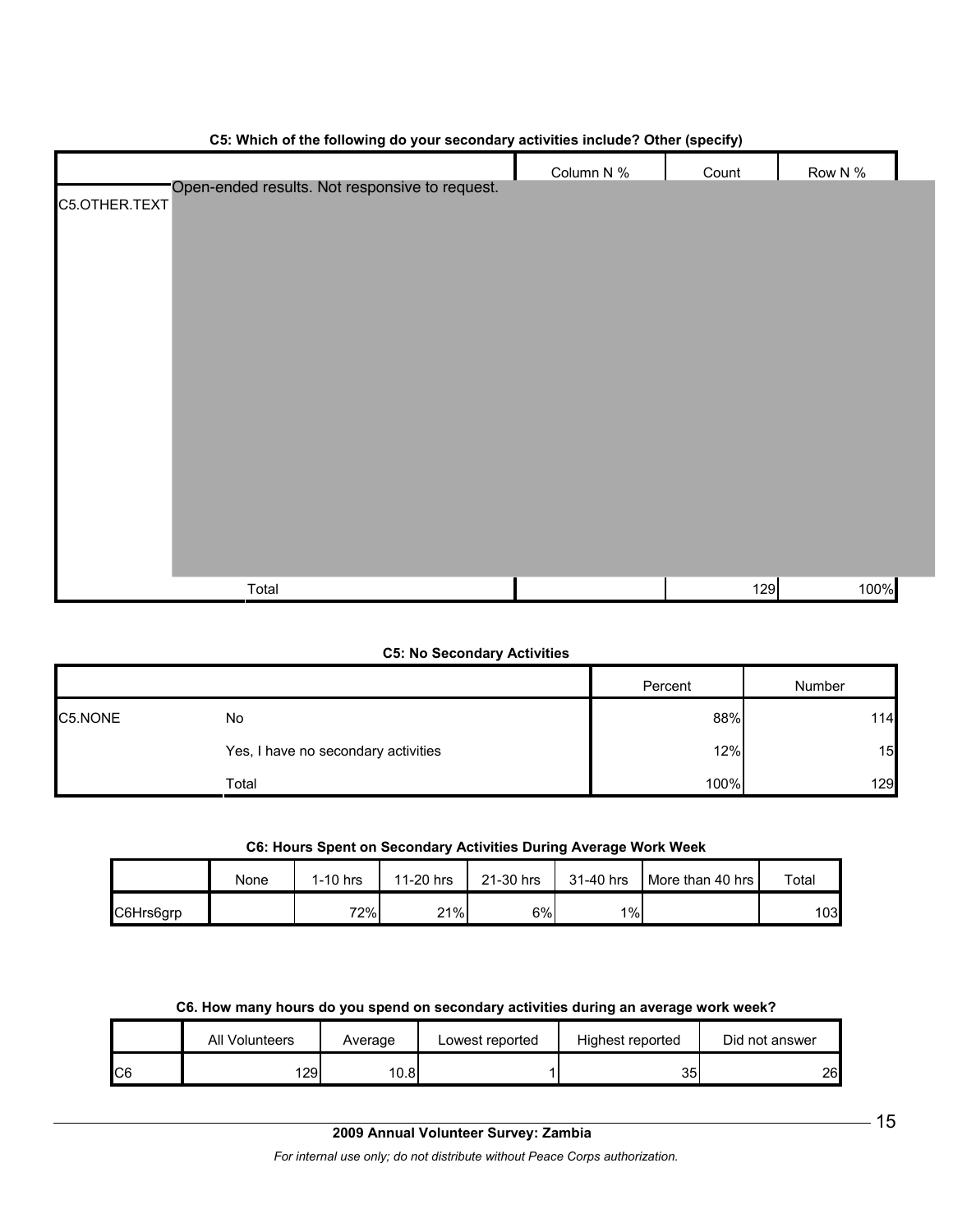**C5: Which of the following do your secondary activities include? Other (specify)**

| | | Column N % | Count | Row N % |
|---|---|---|---|---|
| C5.OTHER.TEXT | Open-ended results. Not responsive to request. | | | |
| | Total | | 129 | 100% |

**C5: No Secondary Activities**

| | | Percent | Number |
|---|---|---|---|
| C5.NONE | No | 88% | 114 |
| | Yes, I have no secondary activities | 12% | 15 |
| | Total | 100% | 129 |

**C6: Hours Spent on Secondary Activities During Average Work Week**

| | None | 1-10 hrs | 11-20 hrs | 21-30 hrs | 31-40 hrs | More than 40 hrs | Total |
|---|---|---|---|---|---|---|---|
| C6Hrs6grp | | 72% | 21% | 6% | 1% | | 103 |

**C6. How many hours do you spend on secondary activities during an average work week?**

| | All Volunteers | Average | Lowest reported | Highest reported | Did not answer |
|---|---|---|---|---|---|
| C6 | 129 | 10.8 | 1 | 35 | 26 |

**2009 Annual Volunteer Survey: Zambia**

*For internal use only; do not distribute without Peace Corps authorization.*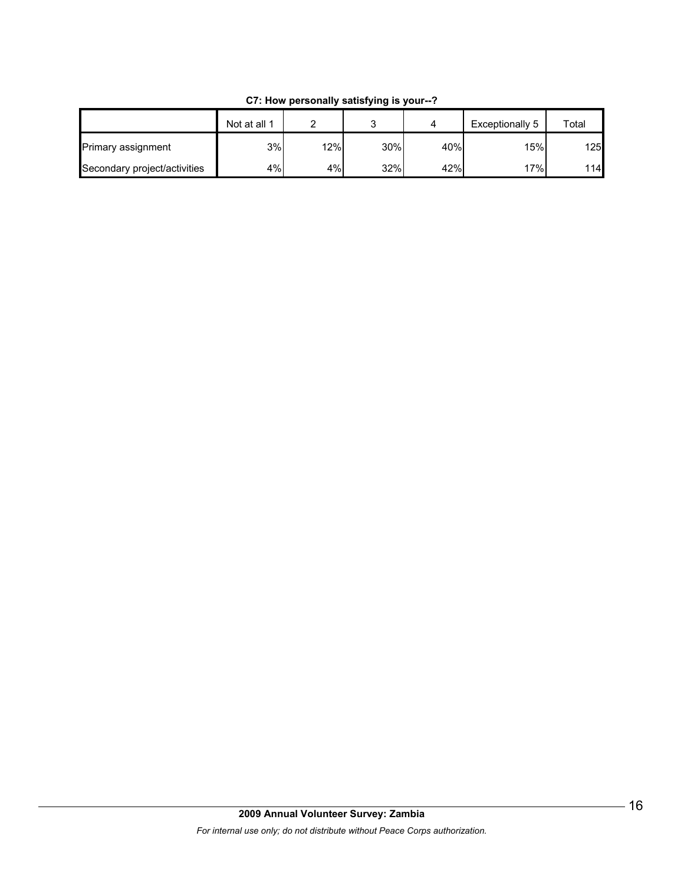**C7: How personally satisfying is your--?**

| | Not at all 1 | 2 | 3 | 4 | Exceptionally 5 | Total |
|---|---|---|---|---|---|---|
| Primary assignment | 3% | 12% | 30% | 40% | 15% | 125 |
| Secondary project/activities | 4% | 4% | 32% | 42% | 17% | 114 |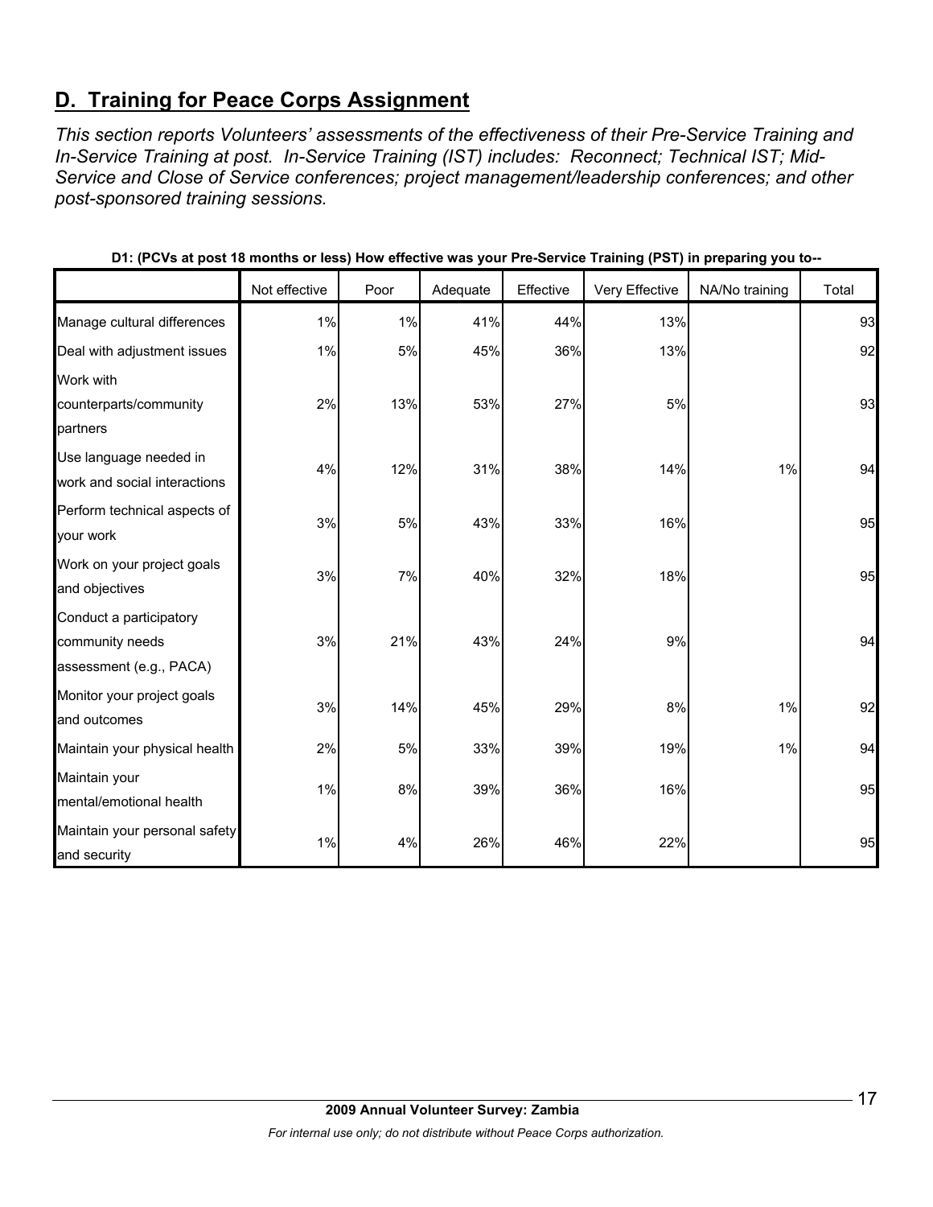## D. Training for Peace Corps Assignment

*This section reports Volunteers' assessments of the effectiveness of their Pre-Service Training and In-Service Training at post. In-Service Training (IST) includes: Reconnect; Technical IST; Mid-Service and Close of Service conferences; project management/leadership conferences; and other post-sponsored training sessions.*

**D1: (PCVs at post 18 months or less) How effective was your Pre-Service Training (PST) in preparing you to--**

| | Not effective | Poor | Adequate | Effective | Very Effective | NA/No training | Total |
|---|---|---|---|---|---|---|---|
| Manage cultural differences | 1% | 1% | 41% | 44% | 13% | | 93 |
| Deal with adjustment issues | 1% | 5% | 45% | 36% | 13% | | 92 |
| Work with counterparts/community partners | 2% | 13% | 53% | 27% | 5% | | 93 |
| Use language needed in work and social interactions | 4% | 12% | 31% | 38% | 14% | 1% | 94 |
| Perform technical aspects of your work | 3% | 5% | 43% | 33% | 16% | | 95 |
| Work on your project goals and objectives | 3% | 7% | 40% | 32% | 18% | | 95 |
| Conduct a participatory community needs assessment (e.g., PACA) | 3% | 21% | 43% | 24% | 9% | | 94 |
| Monitor your project goals and outcomes | 3% | 14% | 45% | 29% | 8% | 1% | 92 |
| Maintain your physical health | 2% | 5% | 33% | 39% | 19% | 1% | 94 |
| Maintain your mental/emotional health | 1% | 8% | 39% | 36% | 16% | | 95 |
| Maintain your personal safety and security | 1% | 4% | 26% | 46% | 22% | | 95 |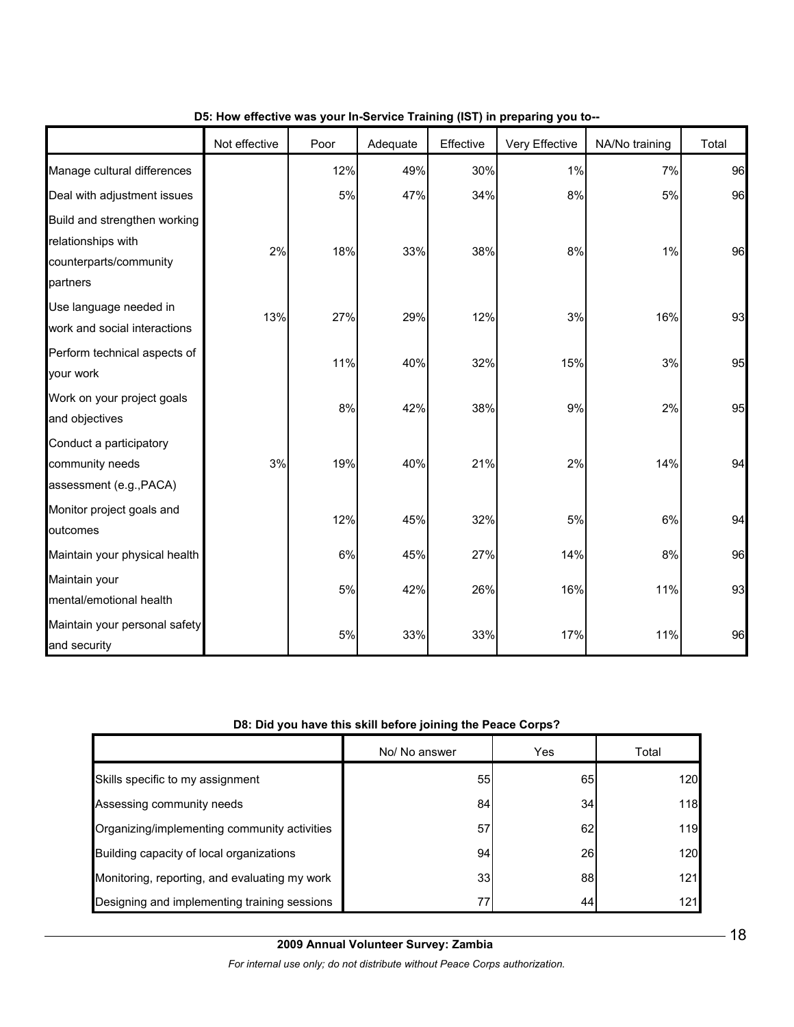**D5: How effective was your In-Service Training (IST) in preparing you to--**

| | Not effective | Poor | Adequate | Effective | Very Effective | NA/No training | Total |
|---|---|---|---|---|---|---|---|
| Manage cultural differences | | 12% | 49% | 30% | 1% | 7% | 96 |
| Deal with adjustment issues | | 5% | 47% | 34% | 8% | 5% | 96 |
| Build and strengthen working relationships with counterparts/community partners | 2% | 18% | 33% | 38% | 8% | 1% | 96 |
| Use language needed in work and social interactions | 13% | 27% | 29% | 12% | 3% | 16% | 93 |
| Perform technical aspects of your work | | 11% | 40% | 32% | 15% | 3% | 95 |
| Work on your project goals and objectives | | 8% | 42% | 38% | 9% | 2% | 95 |
| Conduct a participatory community needs assessment (e.g.,PACA) | 3% | 19% | 40% | 21% | 2% | 14% | 94 |
| Monitor project goals and outcomes | | 12% | 45% | 32% | 5% | 6% | 94 |
| Maintain your physical health | | 6% | 45% | 27% | 14% | 8% | 96 |
| Maintain your mental/emotional health | | 5% | 42% | 26% | 16% | 11% | 93 |
| Maintain your personal safety and security | | 5% | 33% | 33% | 17% | 11% | 96 |

**D8: Did you have this skill before joining the Peace Corps?**

| | No/ No answer | Yes | Total |
|---|---|---|---|
| Skills specific to my assignment | 55 | 65 | 120 |
| Assessing community needs | 84 | 34 | 118 |
| Organizing/implementing community activities | 57 | 62 | 119 |
| Building capacity of local organizations | 94 | 26 | 120 |
| Monitoring, reporting, and evaluating my work | 33 | 88 | 121 |
| Designing and implementing training sessions | 77 | 44 | 121 |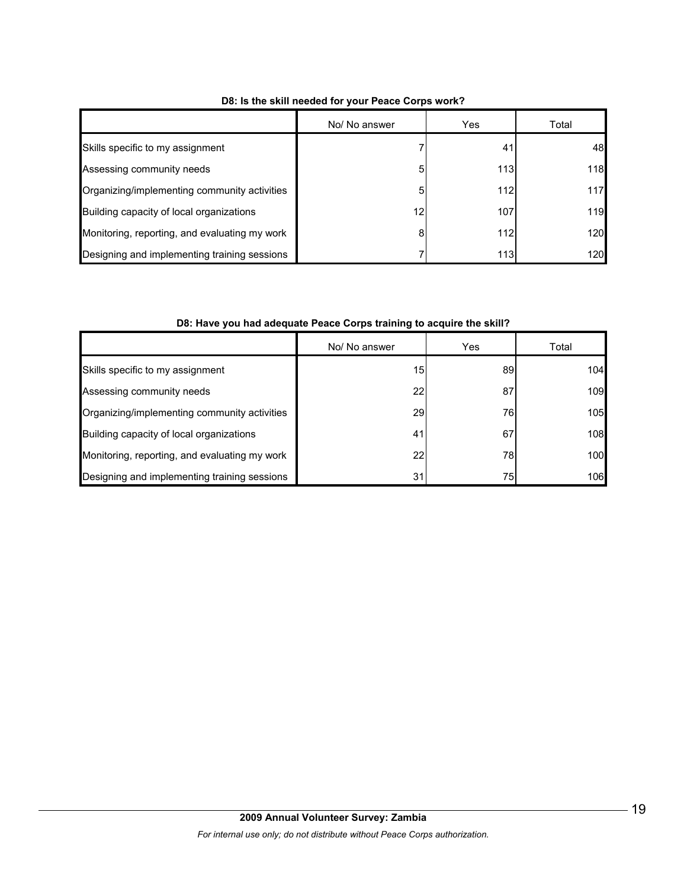**D8: Is the skill needed for your Peace Corps work?**

| | No/ No answer | Yes | Total |
|---|---|---|---|
| Skills specific to my assignment | 7 | 41 | 48 |
| Assessing community needs | 5 | 113 | 118 |
| Organizing/implementing community activities | 5 | 112 | 117 |
| Building capacity of local organizations | 12 | 107 | 119 |
| Monitoring, reporting, and evaluating my work | 8 | 112 | 120 |
| Designing and implementing training sessions | 7 | 113 | 120 |

**D8: Have you had adequate Peace Corps training to acquire the skill?**

| | No/ No answer | Yes | Total |
|---|---|---|---|
| Skills specific to my assignment | 15 | 89 | 104 |
| Assessing community needs | 22 | 87 | 109 |
| Organizing/implementing community activities | 29 | 76 | 105 |
| Building capacity of local organizations | 41 | 67 | 108 |
| Monitoring, reporting, and evaluating my work | 22 | 78 | 100 |
| Designing and implementing training sessions | 31 | 75 | 106 |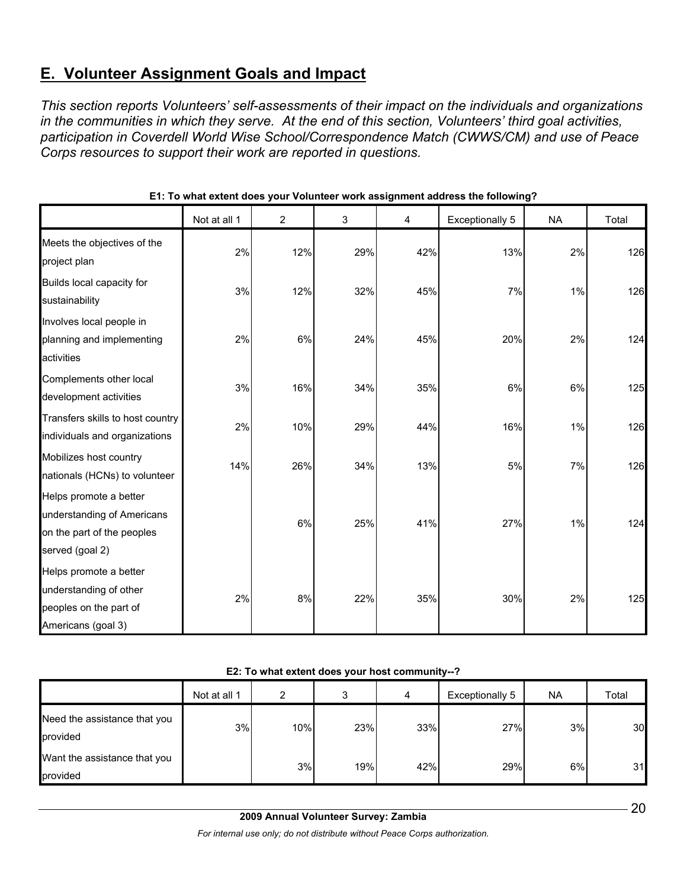## E. Volunteer Assignment Goals and Impact

*This section reports Volunteers' self-assessments of their impact on the individuals and organizations in the communities in which they serve. At the end of this section, Volunteers' third goal activities, participation in Coverdell World Wise School/Correspondence Match (CWWS/CM) and use of Peace Corps resources to support their work are reported in questions.*

**E1: To what extent does your Volunteer work assignment address the following?**

| | Not at all 1 | 2 | 3 | 4 | Exceptionally 5 | NA | Total |
|---|---|---|---|---|---|---|---|
| Meets the objectives of the project plan | 2% | 12% | 29% | 42% | 13% | 2% | 126 |
| Builds local capacity for sustainability | 3% | 12% | 32% | 45% | 7% | 1% | 126 |
| Involves local people in planning and implementing activities | 2% | 6% | 24% | 45% | 20% | 2% | 124 |
| Complements other local development activities | 3% | 16% | 34% | 35% | 6% | 6% | 125 |
| Transfers skills to host country individuals and organizations | 2% | 10% | 29% | 44% | 16% | 1% | 126 |
| Mobilizes host country nationals (HCNs) to volunteer | 14% | 26% | 34% | 13% | 5% | 7% | 126 |
| Helps promote a better understanding of Americans on the part of the peoples served (goal 2) | | 6% | 25% | 41% | 27% | 1% | 124 |
| Helps promote a better understanding of other peoples on the part of Americans (goal 3) | 2% | 8% | 22% | 35% | 30% | 2% | 125 |

**E2: To what extent does your host community--?**

| | Not at all 1 | 2 | 3 | 4 | Exceptionally 5 | NA | Total |
|---|---|---|---|---|---|---|---|
| Need the assistance that you provided | 3% | 10% | 23% | 33% | 27% | 3% | 30 |
| Want the assistance that you provided | | 3% | 19% | 42% | 29% | 6% | 31 |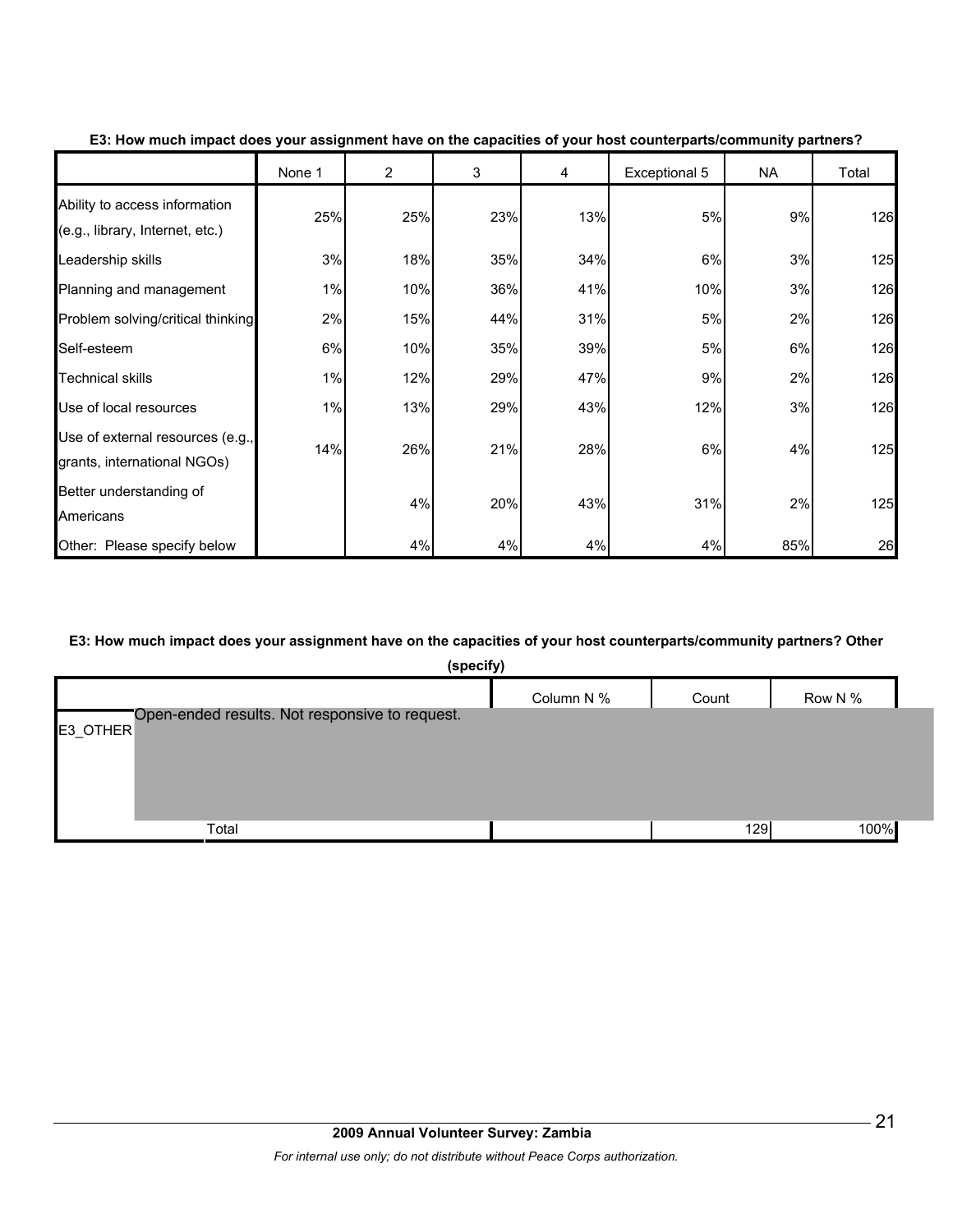**E3: How much impact does your assignment have on the capacities of your host counterparts/community partners?**

| | None 1 | 2 | 3 | 4 | Exceptional 5 | NA | Total |
|---|---|---|---|---|---|---|---|
| Ability to access information (e.g., library, Internet, etc.) | 25% | 25% | 23% | 13% | 5% | 9% | 126 |
| Leadership skills | 3% | 18% | 35% | 34% | 6% | 3% | 125 |
| Planning and management | 1% | 10% | 36% | 41% | 10% | 3% | 126 |
| Problem solving/critical thinking | 2% | 15% | 44% | 31% | 5% | 2% | 126 |
| Self-esteem | 6% | 10% | 35% | 39% | 5% | 6% | 126 |
| Technical skills | 1% | 12% | 29% | 47% | 9% | 2% | 126 |
| Use of local resources | 1% | 13% | 29% | 43% | 12% | 3% | 126 |
| Use of external resources (e.g., grants, international NGOs) | 14% | 26% | 21% | 28% | 6% | 4% | 125 |
| Better understanding of Americans | | 4% | 20% | 43% | 31% | 2% | 125 |
| Other: Please specify below | | 4% | 4% | 4% | 4% | 85% | 26 |

**E3: How much impact does your assignment have on the capacities of your host counterparts/community partners? Other (specify)**

| | | Column N % | Count | Row N % |
|---|---|---|---|---|
| E3_OTHER | Open-ended results. Not responsive to request. | | | |
| | Total | | 129 | 100% |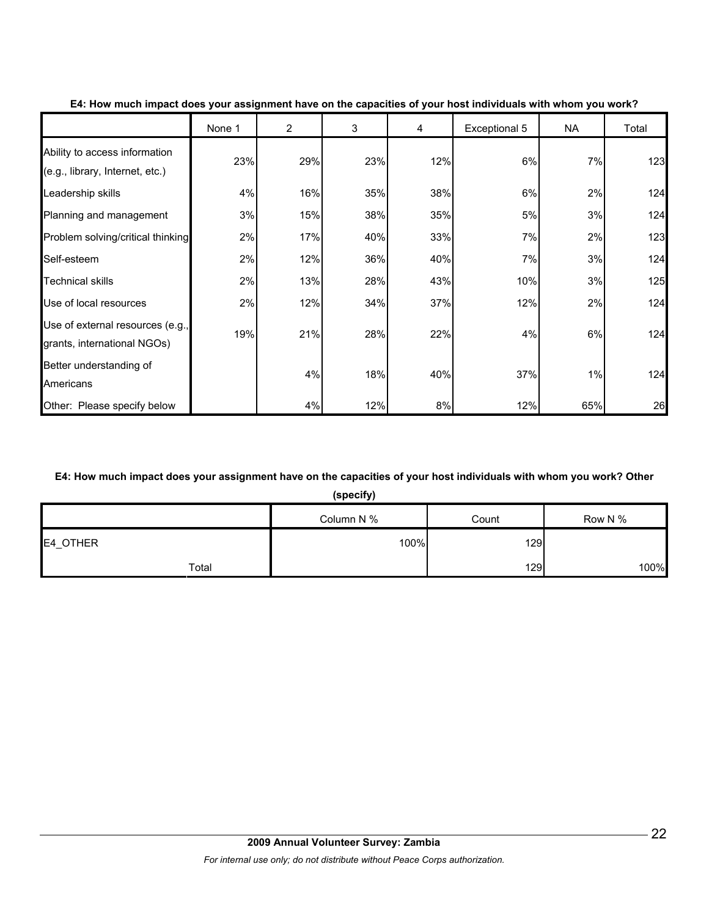**E4: How much impact does your assignment have on the capacities of your host individuals with whom you work?**

| | None 1 | 2 | 3 | 4 | Exceptional 5 | NA | Total |
|---|---|---|---|---|---|---|---|
| Ability to access information (e.g., library, Internet, etc.) | 23% | 29% | 23% | 12% | 6% | 7% | 123 |
| Leadership skills | 4% | 16% | 35% | 38% | 6% | 2% | 124 |
| Planning and management | 3% | 15% | 38% | 35% | 5% | 3% | 124 |
| Problem solving/critical thinking | 2% | 17% | 40% | 33% | 7% | 2% | 123 |
| Self-esteem | 2% | 12% | 36% | 40% | 7% | 3% | 124 |
| Technical skills | 2% | 13% | 28% | 43% | 10% | 3% | 125 |
| Use of local resources | 2% | 12% | 34% | 37% | 12% | 2% | 124 |
| Use of external resources (e.g., grants, international NGOs) | 19% | 21% | 28% | 22% | 4% | 6% | 124 |
| Better understanding of Americans | | 4% | 18% | 40% | 37% | 1% | 124 |
| Other: Please specify below | | 4% | 12% | 8% | 12% | 65% | 26 |

**E4: How much impact does your assignment have on the capacities of your host individuals with whom you work? Other (specify)**

| | Column N % | Count | Row N % |
|---|---|---|---|
| E4_OTHER | 100% | 129 | |
| Total | | 129 | 100% |

**2009 Annual Volunteer Survey: Zambia**

*For internal use only; do not distribute without Peace Corps authorization.*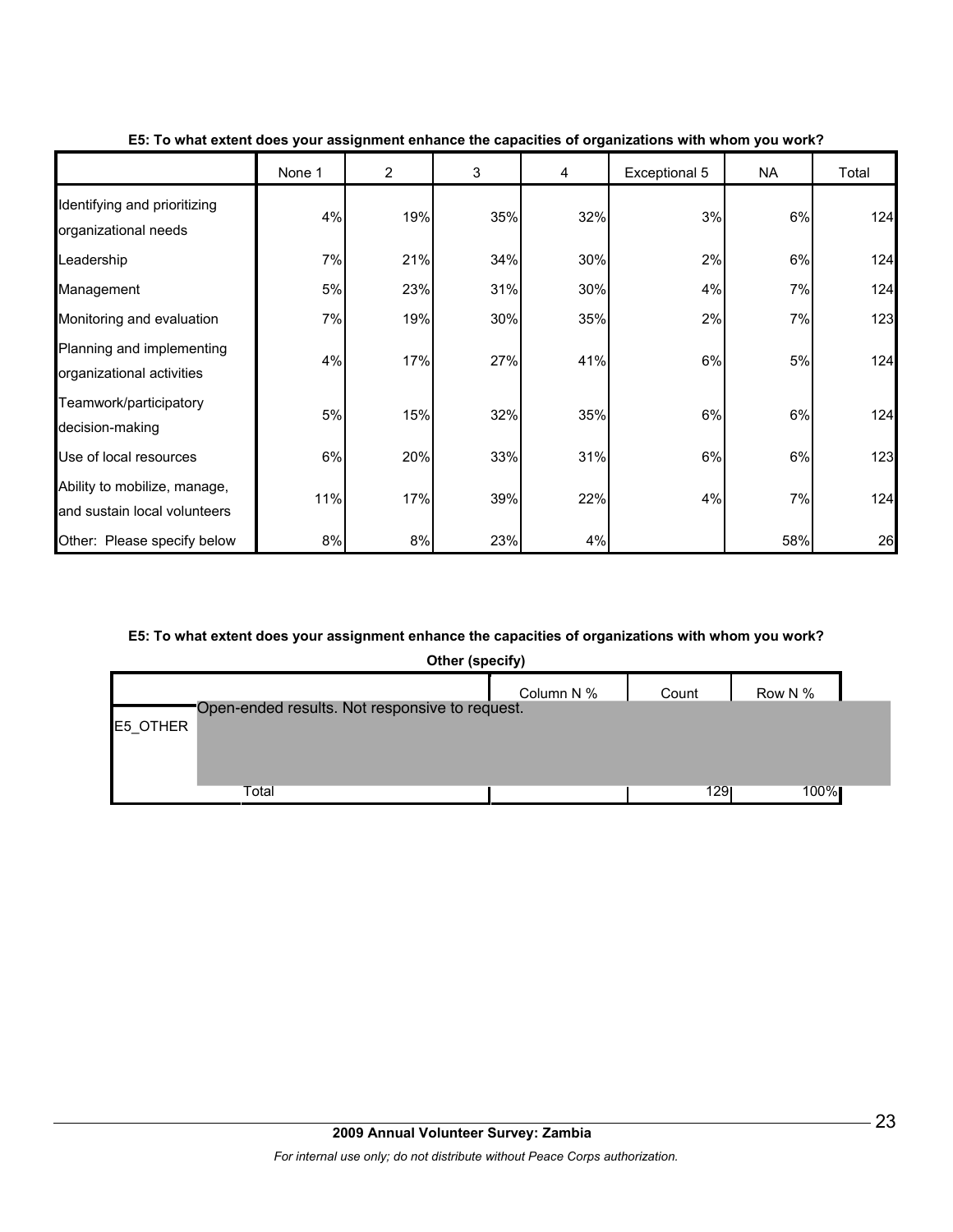**E5: To what extent does your assignment enhance the capacities of organizations with whom you work?**

| | None 1 | 2 | 3 | 4 | Exceptional 5 | NA | Total |
|---|---|---|---|---|---|---|---|
| Identifying and prioritizing organizational needs | 4% | 19% | 35% | 32% | 3% | 6% | 124 |
| Leadership | 7% | 21% | 34% | 30% | 2% | 6% | 124 |
| Management | 5% | 23% | 31% | 30% | 4% | 7% | 124 |
| Monitoring and evaluation | 7% | 19% | 30% | 35% | 2% | 7% | 123 |
| Planning and implementing organizational activities | 4% | 17% | 27% | 41% | 6% | 5% | 124 |
| Teamwork/participatory decision-making | 5% | 15% | 32% | 35% | 6% | 6% | 124 |
| Use of local resources | 6% | 20% | 33% | 31% | 6% | 6% | 123 |
| Ability to mobilize, manage, and sustain local volunteers | 11% | 17% | 39% | 22% | 4% | 7% | 124 |
| Other: Please specify below | 8% | 8% | 23% | 4% | | 58% | 26 |

**E5: To what extent does your assignment enhance the capacities of organizations with whom you work?**

**Other (specify)**

| | | Column N % | Count | Row N % |
|---|---|---|---|---|
| E5_OTHER | Open-ended results. Not responsive to request. | | | |
| | Total | | 129 | 100% |

**2009 Annual Volunteer Survey: Zambia**

*For internal use only; do not distribute without Peace Corps authorization.*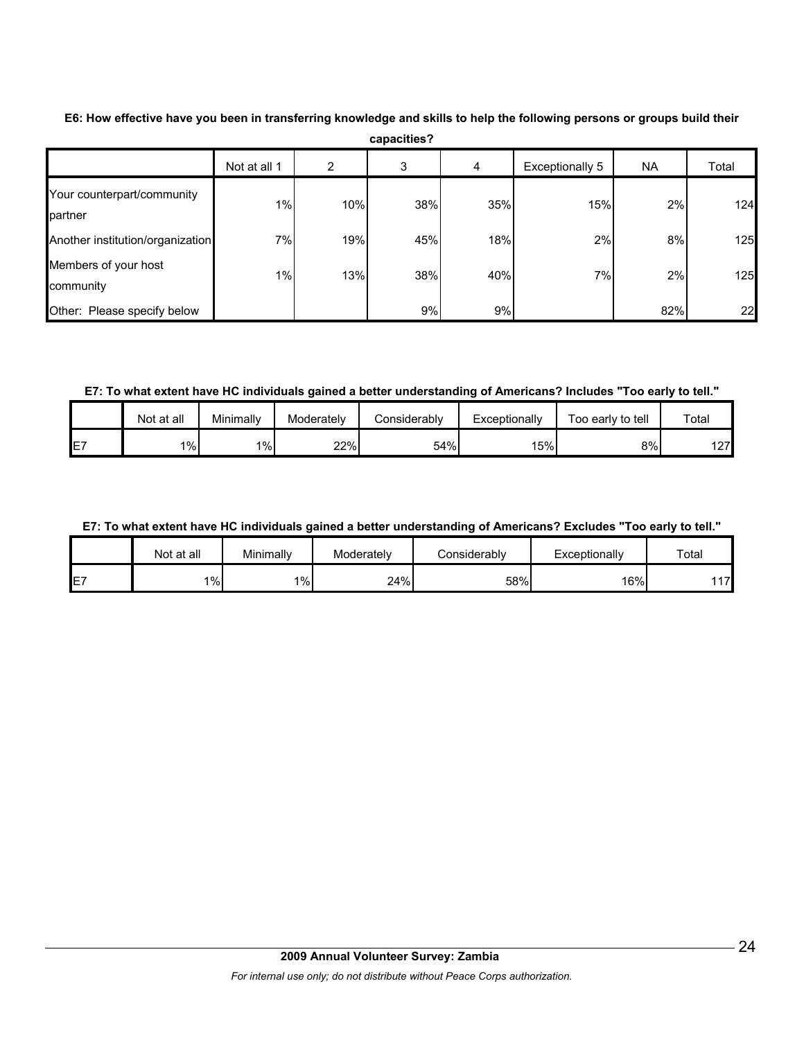**E6: How effective have you been in transferring knowledge and skills to help the following persons or groups build their capacities?**

| | Not at all 1 | 2 | 3 | 4 | Exceptionally 5 | NA | Total |
|---|---|---|---|---|---|---|---|
| Your counterpart/community partner | 1% | 10% | 38% | 35% | 15% | 2% | 124 |
| Another institution/organization | 7% | 19% | 45% | 18% | 2% | 8% | 125 |
| Members of your host community | 1% | 13% | 38% | 40% | 7% | 2% | 125 |
| Other: Please specify below | | | 9% | 9% | | 82% | 22 |

**E7: To what extent have HC individuals gained a better understanding of Americans? Includes "Too early to tell."**

| | Not at all | Minimally | Moderately | Considerably | Exceptionally | Too early to tell | Total |
|---|---|---|---|---|---|---|---|
| E7 | 1% | 1% | 22% | 54% | 15% | 8% | 127 |

**E7: To what extent have HC individuals gained a better understanding of Americans? Excludes "Too early to tell."**

| | Not at all | Minimally | Moderately | Considerably | Exceptionally | Total |
|---|---|---|---|---|---|---|
| E7 | 1% | 1% | 24% | 58% | 16% | 117 |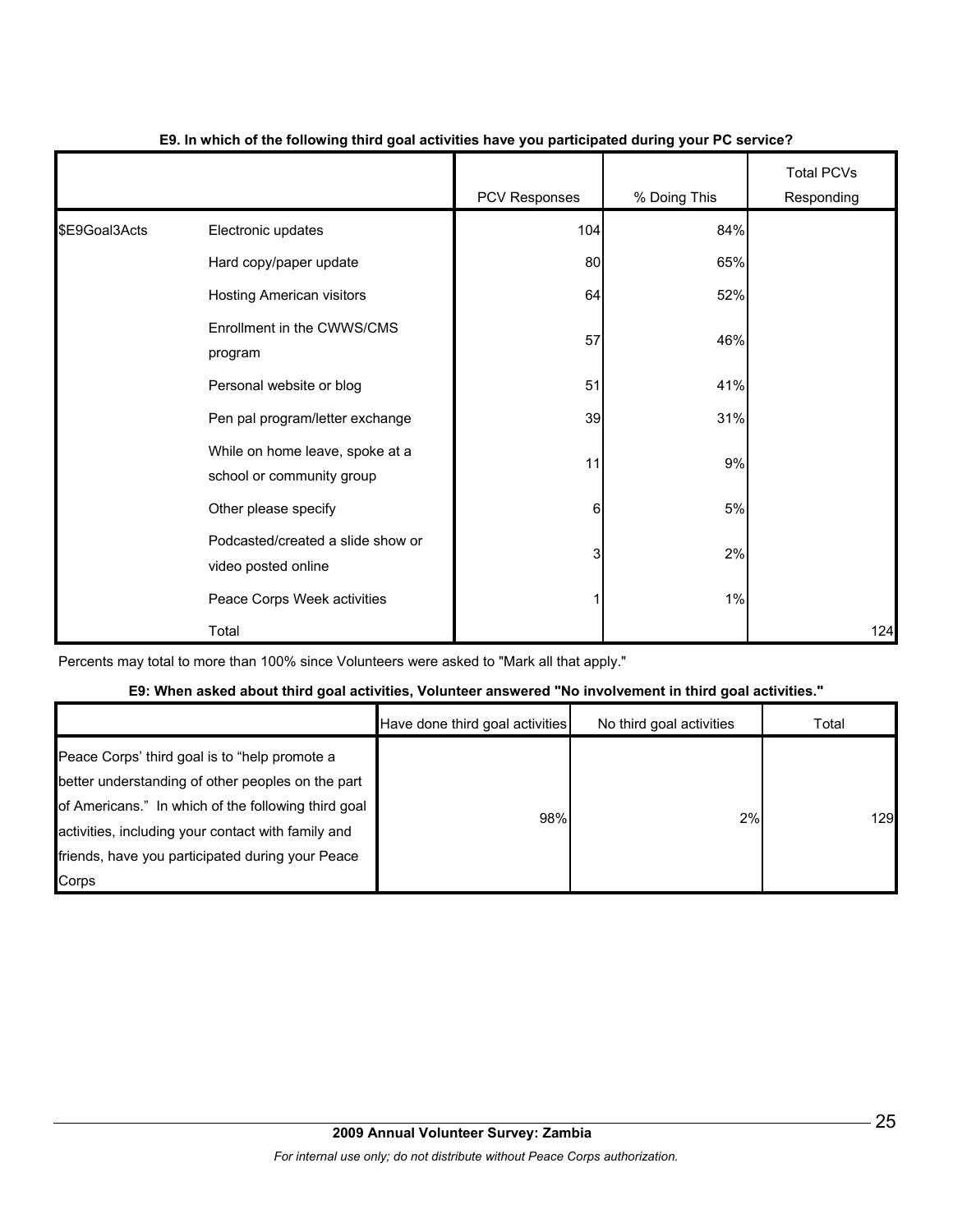**E9. In which of the following third goal activities have you participated during your PC service?**

| | | PCV Responses | % Doing This | Total PCVs Responding |
|---|---|---|---|---|
| $E9Goal3Acts | Electronic updates | 104 | 84% | |
| | Hard copy/paper update | 80 | 65% | |
| | Hosting American visitors | 64 | 52% | |
| | Enrollment in the CWWS/CMS program | 57 | 46% | |
| | Personal website or blog | 51 | 41% | |
| | Pen pal program/letter exchange | 39 | 31% | |
| | While on home leave, spoke at a school or community group | 11 | 9% | |
| | Other please specify | 6 | 5% | |
| | Podcasted/created a slide show or video posted online | 3 | 2% | |
| | Peace Corps Week activities | 1 | 1% | |
| | Total | | | 124 |

Percents may total to more than 100% since Volunteers were asked to "Mark all that apply."

**E9: When asked about third goal activities, Volunteer answered "No involvement in third goal activities."**

| | Have done third goal activities | No third goal activities | Total |
|---|---|---|---|
| Peace Corps' third goal is to "help promote a better understanding of other peoples on the part of Americans." In which of the following third goal activities, including your contact with family and friends, have you participated during your Peace Corps | 98% | 2% | 129 |

**2009 Annual Volunteer Survey: Zambia**

*For internal use only; do not distribute without Peace Corps authorization.*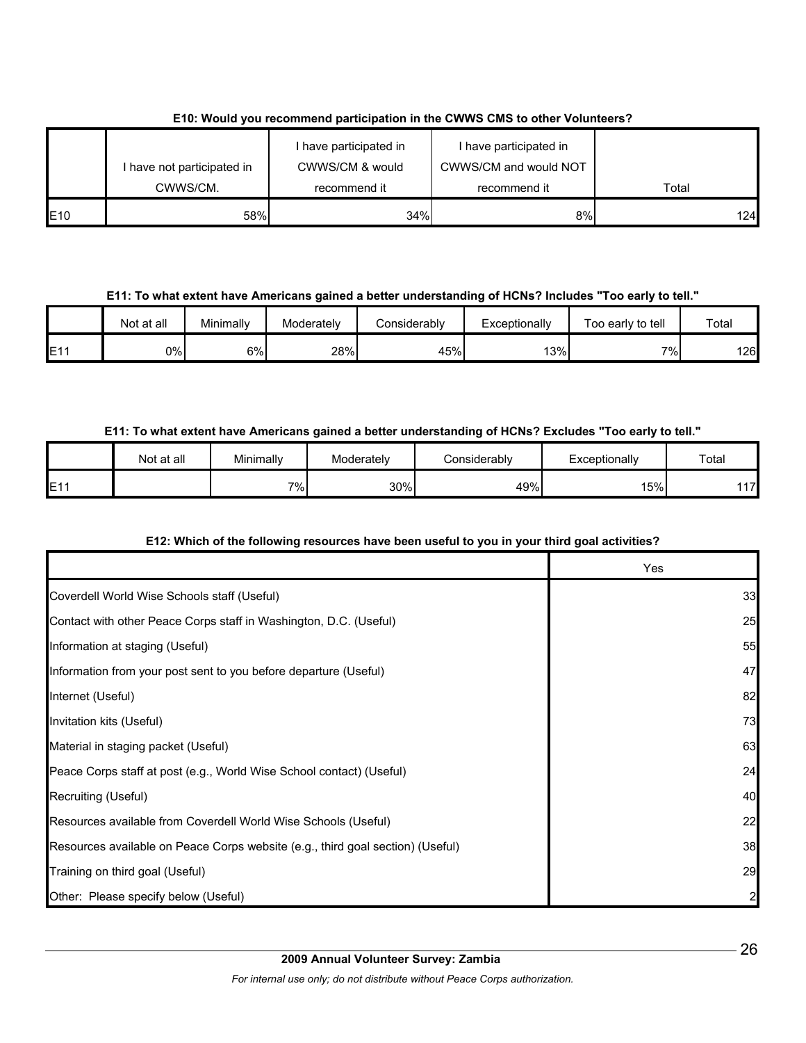**E10: Would you recommend participation in the CWWS CMS to other Volunteers?**

| | I have not participated in CWWS/CM. | I have participated in CWWS/CM & would recommend it | I have participated in CWWS/CM and would NOT recommend it | Total |
|---|---|---|---|---|
| E10 | 58% | 34% | 8% | 124 |

**E11: To what extent have Americans gained a better understanding of HCNs? Includes "Too early to tell."**

| | Not at all | Minimally | Moderately | Considerably | Exceptionally | Too early to tell | Total |
|---|---|---|---|---|---|---|---|
| E11 | 0% | 6% | 28% | 45% | 13% | 7% | 126 |

**E11: To what extent have Americans gained a better understanding of HCNs? Excludes "Too early to tell."**

| | Not at all | Minimally | Moderately | Considerably | Exceptionally | Total |
|---|---|---|---|---|---|---|
| E11 | | 7% | 30% | 49% | 15% | 117 |

**E12: Which of the following resources have been useful to you in your third goal activities?**

| | Yes |
|---|---|
| Coverdell World Wise Schools staff (Useful) | 33 |
| Contact with other Peace Corps staff in Washington, D.C. (Useful) | 25 |
| Information at staging (Useful) | 55 |
| Information from your post sent to you before departure (Useful) | 47 |
| Internet (Useful) | 82 |
| Invitation kits (Useful) | 73 |
| Material in staging packet (Useful) | 63 |
| Peace Corps staff at post (e.g., World Wise School contact) (Useful) | 24 |
| Recruiting (Useful) | 40 |
| Resources available from Coverdell World Wise Schools (Useful) | 22 |
| Resources available on Peace Corps website (e.g., third goal section) (Useful) | 38 |
| Training on third goal (Useful) | 29 |
| Other: Please specify below (Useful) | 2 |

**2009 Annual Volunteer Survey: Zambia**

*For internal use only; do not distribute without Peace Corps authorization.*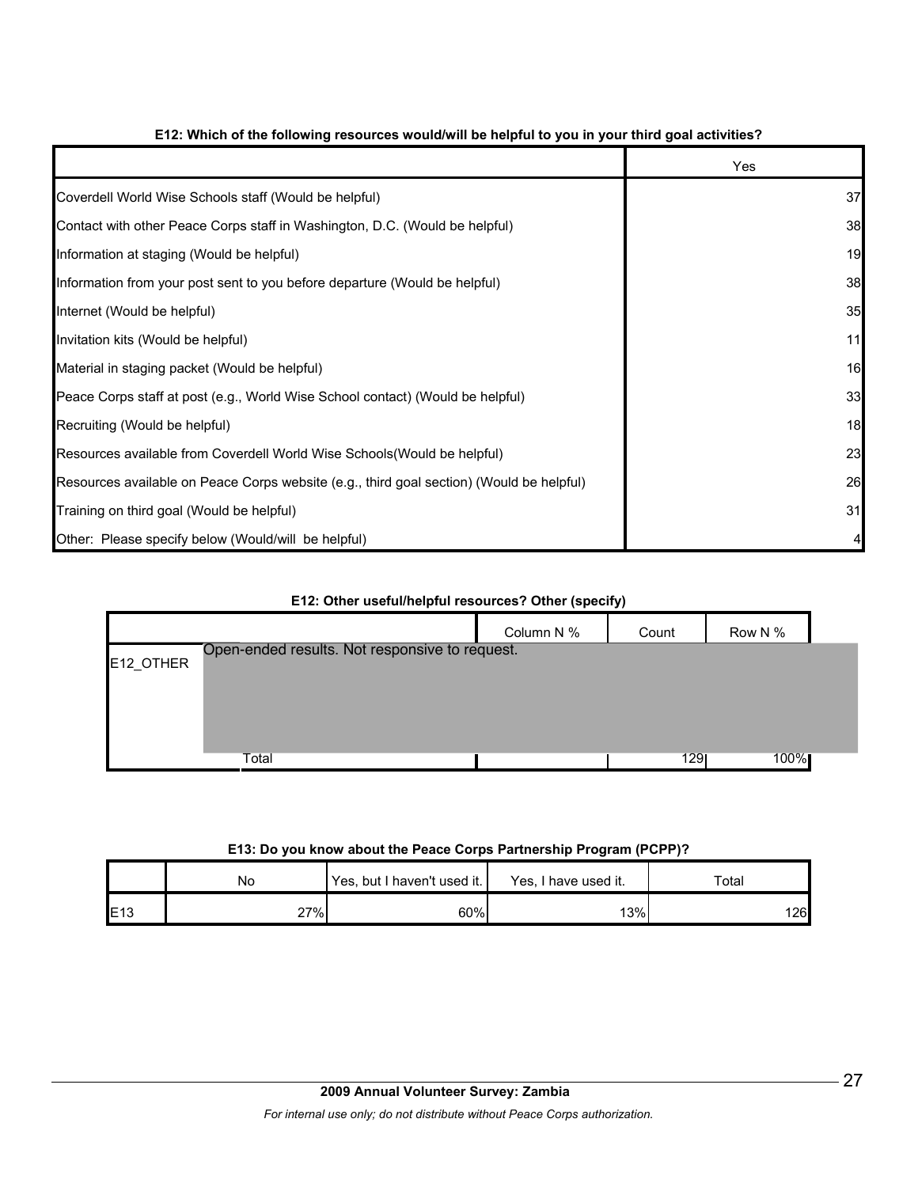**E12: Which of the following resources would/will be helpful to you in your third goal activities?**

| | Yes |
|---|---|
| Coverdell World Wise Schools staff (Would be helpful) | 37 |
| Contact with other Peace Corps staff in Washington, D.C. (Would be helpful) | 38 |
| Information at staging (Would be helpful) | 19 |
| Information from your post sent to you before departure (Would be helpful) | 38 |
| Internet (Would be helpful) | 35 |
| Invitation kits (Would be helpful) | 11 |
| Material in staging packet (Would be helpful) | 16 |
| Peace Corps staff at post (e.g., World Wise School contact) (Would be helpful) | 33 |
| Recruiting (Would be helpful) | 18 |
| Resources available from Coverdell World Wise Schools(Would be helpful) | 23 |
| Resources available on Peace Corps website (e.g., third goal section) (Would be helpful) | 26 |
| Training on third goal (Would be helpful) | 31 |
| Other: Please specify below (Would/will be helpful) | 4 |

**E12: Other useful/helpful resources? Other (specify)**

| | | Column N % | Count | Row N % |
|---|---|---|---|---|
| E12_OTHER | Open-ended results. Not responsive to request. | | | |
| | Total | | 129 | 100% |

**E13: Do you know about the Peace Corps Partnership Program (PCPP)?**

| | No | Yes, but I haven't used it. | Yes, I have used it. | Total |
|---|---|---|---|---|
| E13 | 27% | 60% | 13% | 126 |

**2009 Annual Volunteer Survey: Zambia**

*For internal use only; do not distribute without Peace Corps authorization.*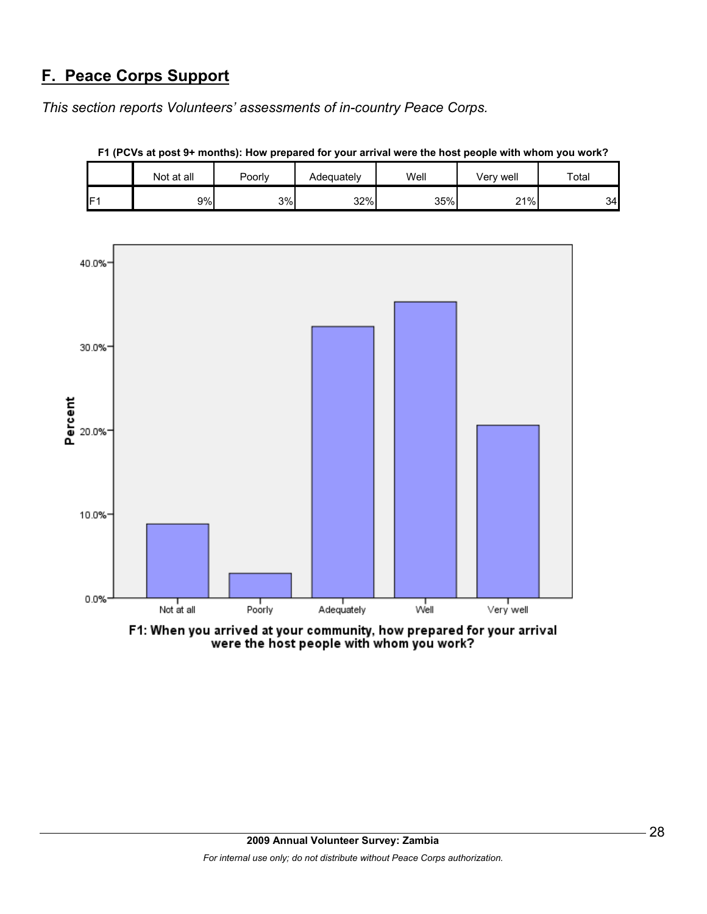## F. Peace Corps Support

*This section reports Volunteers' assessments of in-country Peace Corps.*

**F1 (PCVs at post 9+ months): How prepared for your arrival were the host people with whom you work?**

| | Not at all | Poorly | Adequately | Well | Very well | Total |
|---|---|---|---|---|---|---|
| F1 | 9% | 3% | 32% | 35% | 21% | 34 |

F1: When you arrived at your community, how prepared for your arrival were the host people with whom you work?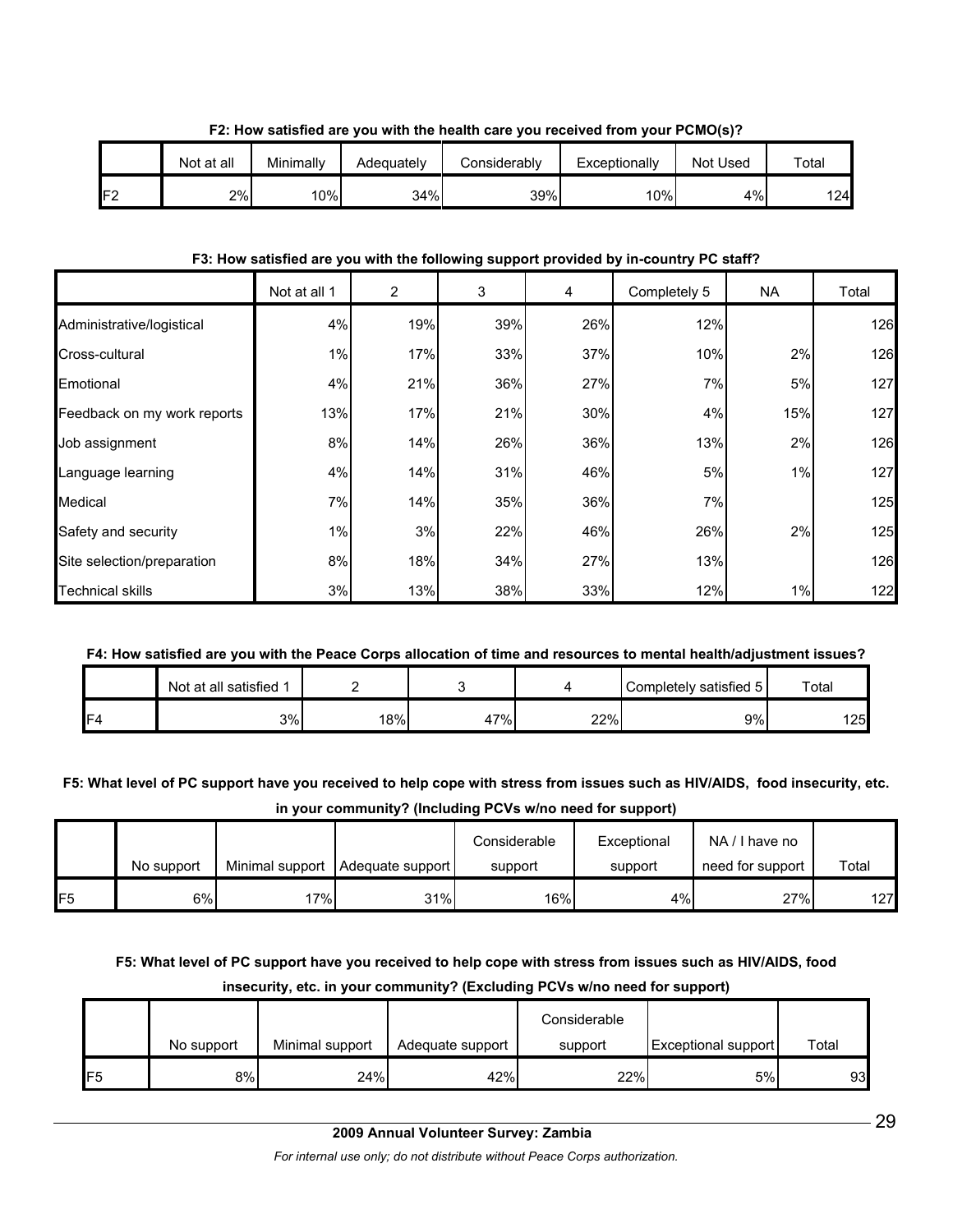**F2: How satisfied are you with the health care you received from your PCMO(s)?**

| | Not at all | Minimally | Adequately | Considerably | Exceptionally | Not Used | Total |
|---|---|---|---|---|---|---|---|
| F2 | 2% | 10% | 34% | 39% | 10% | 4% | 124 |

**F3: How satisfied are you with the following support provided by in-country PC staff?**

| | Not at all 1 | 2 | 3 | 4 | Completely 5 | NA | Total |
|---|---|---|---|---|---|---|---|
| Administrative/logistical | 4% | 19% | 39% | 26% | 12% | | 126 |
| Cross-cultural | 1% | 17% | 33% | 37% | 10% | 2% | 126 |
| Emotional | 4% | 21% | 36% | 27% | 7% | 5% | 127 |
| Feedback on my work reports | 13% | 17% | 21% | 30% | 4% | 15% | 127 |
| Job assignment | 8% | 14% | 26% | 36% | 13% | 2% | 126 |
| Language learning | 4% | 14% | 31% | 46% | 5% | 1% | 127 |
| Medical | 7% | 14% | 35% | 36% | 7% | | 125 |
| Safety and security | 1% | 3% | 22% | 46% | 26% | 2% | 125 |
| Site selection/preparation | 8% | 18% | 34% | 27% | 13% | | 126 |
| Technical skills | 3% | 13% | 38% | 33% | 12% | 1% | 122 |

**F4: How satisfied are you with the Peace Corps allocation of time and resources to mental health/adjustment issues?**

| | Not at all satisfied 1 | 2 | 3 | 4 | Completely satisfied 5 | Total |
|---|---|---|---|---|---|---|
| F4 | 3% | 18% | 47% | 22% | 9% | 125 |

**F5: What level of PC support have you received to help cope with stress from issues such as HIV/AIDS, food insecurity, etc. in your community? (Including PCVs w/no need for support)**

| | No support | Minimal support | Adequate support | Considerable support | Exceptional support | NA / I have no need for support | Total |
|---|---|---|---|---|---|---|---|
| F5 | 6% | 17% | 31% | 16% | 4% | 27% | 127 |

**F5: What level of PC support have you received to help cope with stress from issues such as HIV/AIDS, food insecurity, etc. in your community? (Excluding PCVs w/no need for support)**

| | No support | Minimal support | Adequate support | Considerable support | Exceptional support | Total |
|---|---|---|---|---|---|---|
| F5 | 8% | 24% | 42% | 22% | 5% | 93 |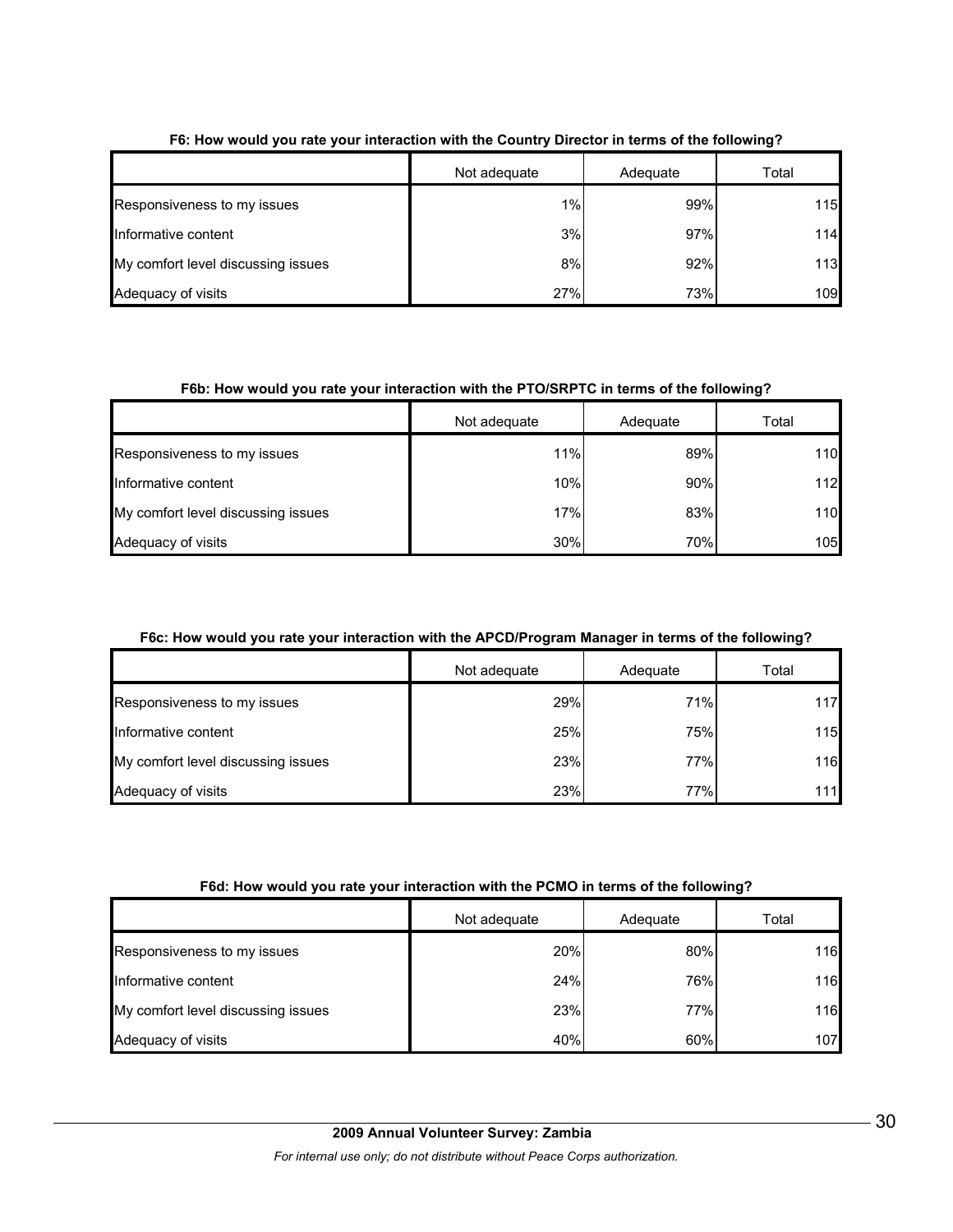**F6: How would you rate your interaction with the Country Director in terms of the following?**

| | Not adequate | Adequate | Total |
|---|---|---|---|
| Responsiveness to my issues | 1% | 99% | 115 |
| Informative content | 3% | 97% | 114 |
| My comfort level discussing issues | 8% | 92% | 113 |
| Adequacy of visits | 27% | 73% | 109 |

**F6b: How would you rate your interaction with the PTO/SRPTC in terms of the following?**

| | Not adequate | Adequate | Total |
|---|---|---|---|
| Responsiveness to my issues | 11% | 89% | 110 |
| Informative content | 10% | 90% | 112 |
| My comfort level discussing issues | 17% | 83% | 110 |
| Adequacy of visits | 30% | 70% | 105 |

**F6c: How would you rate your interaction with the APCD/Program Manager in terms of the following?**

| | Not adequate | Adequate | Total |
|---|---|---|---|
| Responsiveness to my issues | 29% | 71% | 117 |
| Informative content | 25% | 75% | 115 |
| My comfort level discussing issues | 23% | 77% | 116 |
| Adequacy of visits | 23% | 77% | 111 |

**F6d: How would you rate your interaction with the PCMO in terms of the following?**

| | Not adequate | Adequate | Total |
|---|---|---|---|
| Responsiveness to my issues | 20% | 80% | 116 |
| Informative content | 24% | 76% | 116 |
| My comfort level discussing issues | 23% | 77% | 116 |
| Adequacy of visits | 40% | 60% | 107 |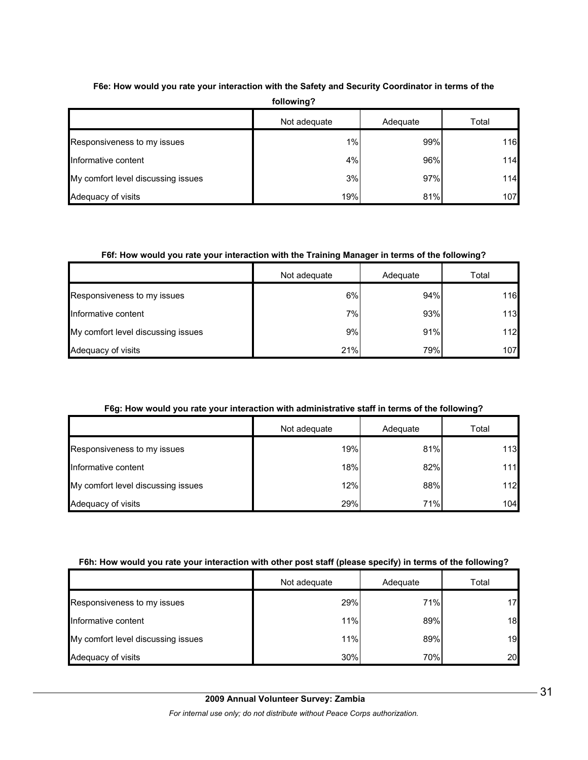**F6e: How would you rate your interaction with the Safety and Security Coordinator in terms of the following?**

| | Not adequate | Adequate | Total |
|---|---|---|---|
| Responsiveness to my issues | 1% | 99% | 116 |
| Informative content | 4% | 96% | 114 |
| My comfort level discussing issues | 3% | 97% | 114 |
| Adequacy of visits | 19% | 81% | 107 |

**F6f: How would you rate your interaction with the Training Manager in terms of the following?**

| | Not adequate | Adequate | Total |
|---|---|---|---|
| Responsiveness to my issues | 6% | 94% | 116 |
| Informative content | 7% | 93% | 113 |
| My comfort level discussing issues | 9% | 91% | 112 |
| Adequacy of visits | 21% | 79% | 107 |

**F6g: How would you rate your interaction with administrative staff in terms of the following?**

| | Not adequate | Adequate | Total |
|---|---|---|---|
| Responsiveness to my issues | 19% | 81% | 113 |
| Informative content | 18% | 82% | 111 |
| My comfort level discussing issues | 12% | 88% | 112 |
| Adequacy of visits | 29% | 71% | 104 |

**F6h: How would you rate your interaction with other post staff (please specify) in terms of the following?**

| | Not adequate | Adequate | Total |
|---|---|---|---|
| Responsiveness to my issues | 29% | 71% | 17 |
| Informative content | 11% | 89% | 18 |
| My comfort level discussing issues | 11% | 89% | 19 |
| Adequacy of visits | 30% | 70% | 20 |

**2009 Annual Volunteer Survey: Zambia**

*For internal use only; do not distribute without Peace Corps authorization.*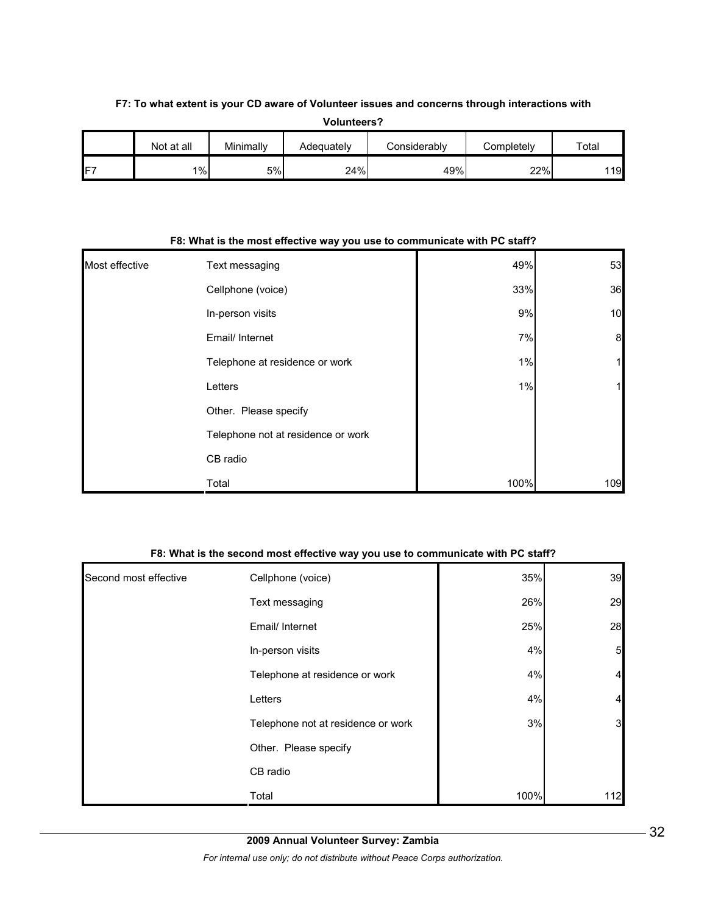**F7: To what extent is your CD aware of Volunteer issues and concerns through interactions with Volunteers?**

| | Not at all | Minimally | Adequately | Considerably | Completely | Total |
|---|---|---|---|---|---|---|
| F7 | 1% | 5% | 24% | 49% | 22% | 119 |

**F8: What is the most effective way you use to communicate with PC staff?**

| | | | |
|---|---|---|---|
| Most effective | Text messaging | 49% | 53 |
| | Cellphone (voice) | 33% | 36 |
| | In-person visits | 9% | 10 |
| | Email/ Internet | 7% | 8 |
| | Telephone at residence or work | 1% | 1 |
| | Letters | 1% | 1 |
| | Other. Please specify | | |
| | Telephone not at residence or work | | |
| | CB radio | | |
| | Total | 100% | 109 |

**F8: What is the second most effective way you use to communicate with PC staff?**

| | | | |
|---|---|---|---|
| Second most effective | Cellphone (voice) | 35% | 39 |
| | Text messaging | 26% | 29 |
| | Email/ Internet | 25% | 28 |
| | In-person visits | 4% | 5 |
| | Telephone at residence or work | 4% | 4 |
| | Letters | 4% | 4 |
| | Telephone not at residence or work | 3% | 3 |
| | Other. Please specify | | |
| | CB radio | | |
| | Total | 100% | 112 |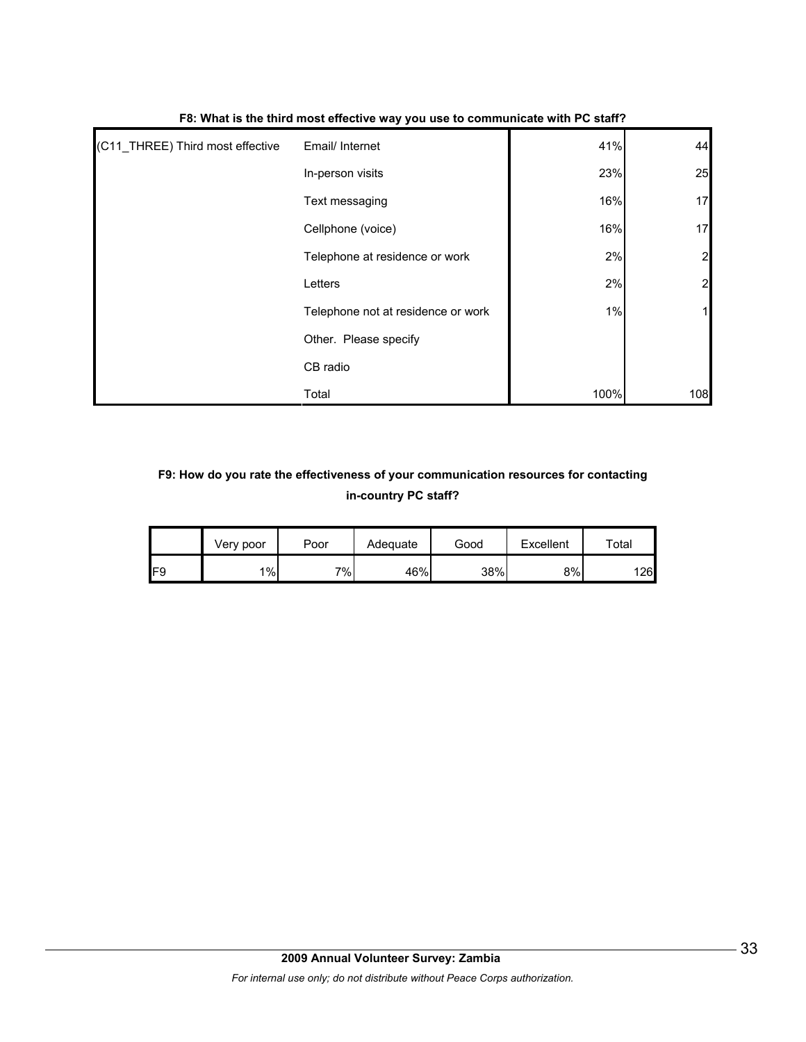**F8: What is the third most effective way you use to communicate with PC staff?**

| | | | |
|---|---|---|---|
| (C11_THREE) Third most effective | Email/ Internet | 41% | 44 |
| | In-person visits | 23% | 25 |
| | Text messaging | 16% | 17 |
| | Cellphone (voice) | 16% | 17 |
| | Telephone at residence or work | 2% | 2 |
| | Letters | 2% | 2 |
| | Telephone not at residence or work | 1% | 1 |
| | Other. Please specify | | |
| | CB radio | | |
| | Total | 100% | 108 |

**F9: How do you rate the effectiveness of your communication resources for contacting in-country PC staff?**

| | Very poor | Poor | Adequate | Good | Excellent | Total |
|---|---|---|---|---|---|---|
| F9 | 1% | 7% | 46% | 38% | 8% | 126 |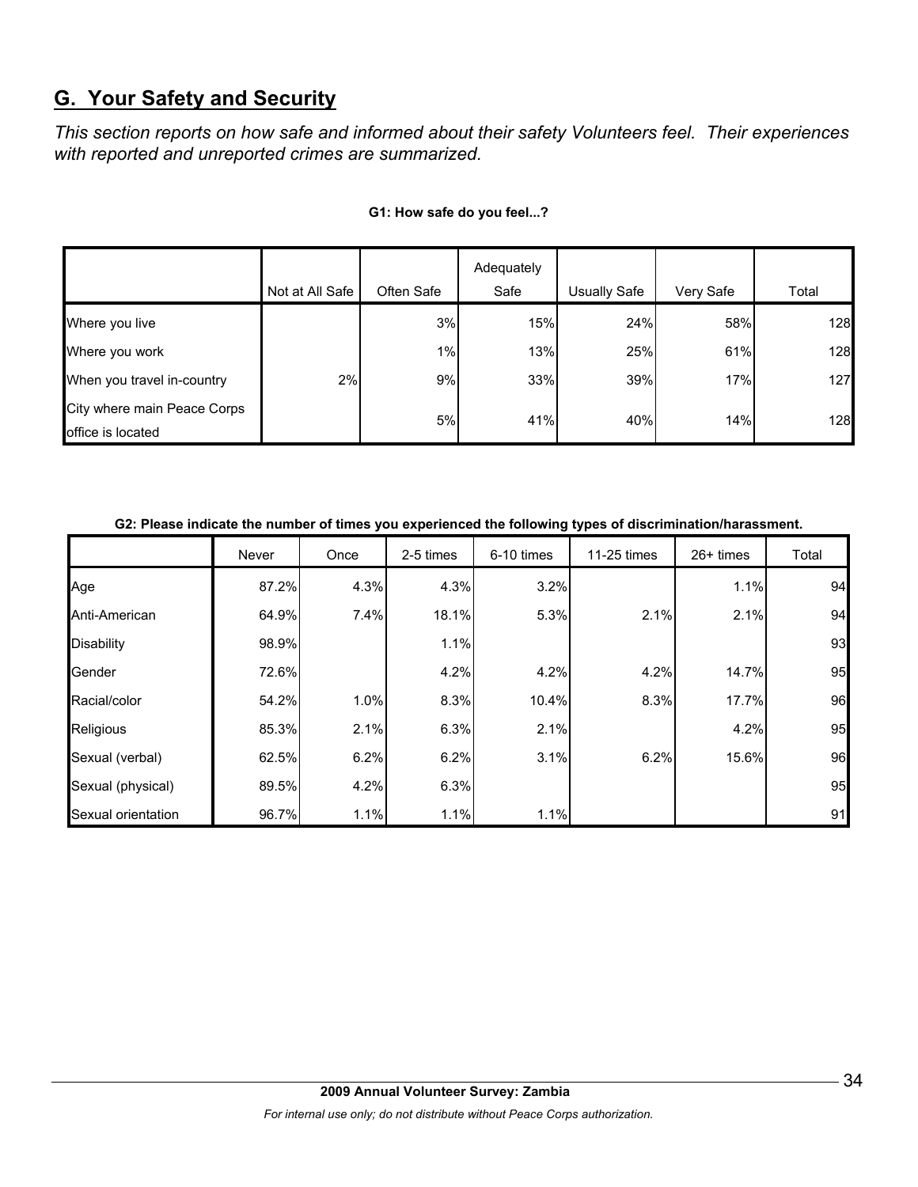## G. Your Safety and Security

*This section reports on how safe and informed about their safety Volunteers feel. Their experiences with reported and unreported crimes are summarized.*

**G1: How safe do you feel...?**

| | Not at All Safe | Often Safe | Adequately Safe | Usually Safe | Very Safe | Total |
|---|---|---|---|---|---|---|
| Where you live | | 3% | 15% | 24% | 58% | 128 |
| Where you work | | 1% | 13% | 25% | 61% | 128 |
| When you travel in-country | 2% | 9% | 33% | 39% | 17% | 127 |
| City where main Peace Corps office is located | | 5% | 41% | 40% | 14% | 128 |

**G2: Please indicate the number of times you experienced the following types of discrimination/harassment.**

| | Never | Once | 2-5 times | 6-10 times | 11-25 times | 26+ times | Total |
|---|---|---|---|---|---|---|---|
| Age | 87.2% | 4.3% | 4.3% | 3.2% | | 1.1% | 94 |
| Anti-American | 64.9% | 7.4% | 18.1% | 5.3% | 2.1% | 2.1% | 94 |
| Disability | 98.9% | | 1.1% | | | | 93 |
| Gender | 72.6% | | 4.2% | 4.2% | 4.2% | 14.7% | 95 |
| Racial/color | 54.2% | 1.0% | 8.3% | 10.4% | 8.3% | 17.7% | 96 |
| Religious | 85.3% | 2.1% | 6.3% | 2.1% | | 4.2% | 95 |
| Sexual (verbal) | 62.5% | 6.2% | 6.2% | 3.1% | 6.2% | 15.6% | 96 |
| Sexual (physical) | 89.5% | 4.2% | 6.3% | | | | 95 |
| Sexual orientation | 96.7% | 1.1% | 1.1% | 1.1% | | | 91 |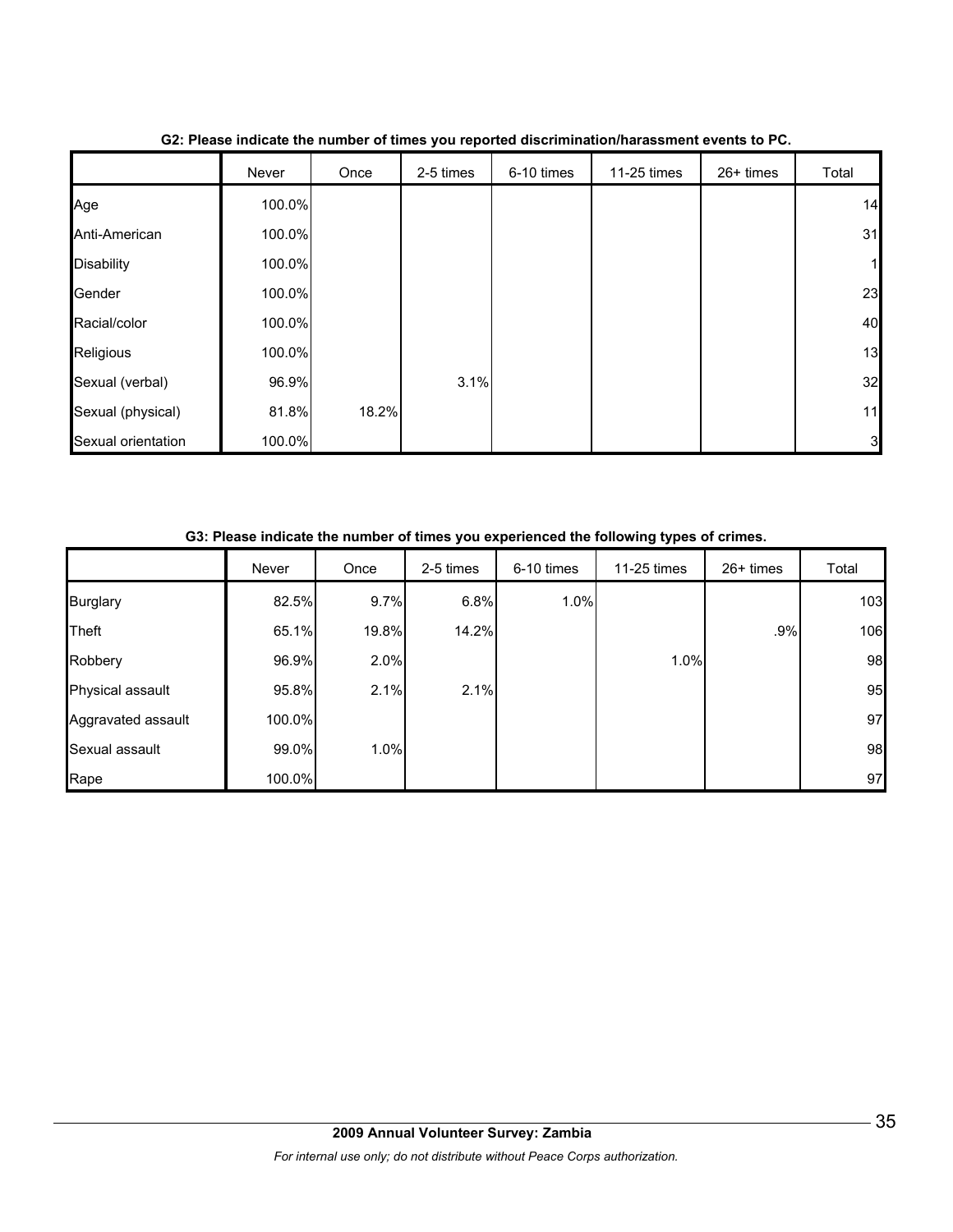**G2: Please indicate the number of times you reported discrimination/harassment events to PC.**

| | Never | Once | 2-5 times | 6-10 times | 11-25 times | 26+ times | Total |
|---|---|---|---|---|---|---|---|
| Age | 100.0% | | | | | | 14 |
| Anti-American | 100.0% | | | | | | 31 |
| Disability | 100.0% | | | | | | 1 |
| Gender | 100.0% | | | | | | 23 |
| Racial/color | 100.0% | | | | | | 40 |
| Religious | 100.0% | | | | | | 13 |
| Sexual (verbal) | 96.9% | | 3.1% | | | | 32 |
| Sexual (physical) | 81.8% | 18.2% | | | | | 11 |
| Sexual orientation | 100.0% | | | | | | 3 |

**G3: Please indicate the number of times you experienced the following types of crimes.**

| | Never | Once | 2-5 times | 6-10 times | 11-25 times | 26+ times | Total |
|---|---|---|---|---|---|---|---|
| Burglary | 82.5% | 9.7% | 6.8% | 1.0% | | | 103 |
| Theft | 65.1% | 19.8% | 14.2% | | | .9% | 106 |
| Robbery | 96.9% | 2.0% | | | 1.0% | | 98 |
| Physical assault | 95.8% | 2.1% | 2.1% | | | | 95 |
| Aggravated assault | 100.0% | | | | | | 97 |
| Sexual assault | 99.0% | 1.0% | | | | | 98 |
| Rape | 100.0% | | | | | | 97 |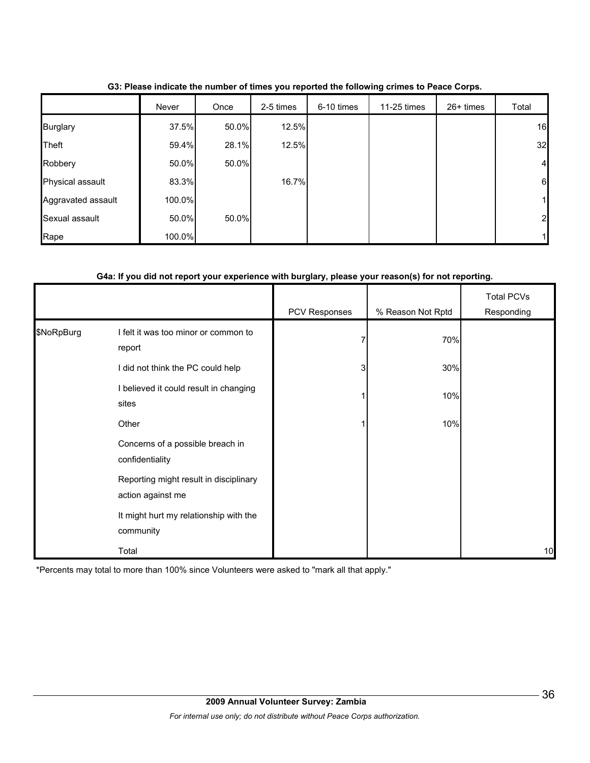**G3: Please indicate the number of times you reported the following crimes to Peace Corps.**

| | Never | Once | 2-5 times | 6-10 times | 11-25 times | 26+ times | Total |
|---|---|---|---|---|---|---|---|
| Burglary | 37.5% | 50.0% | 12.5% | | | | 16 |
| Theft | 59.4% | 28.1% | 12.5% | | | | 32 |
| Robbery | 50.0% | 50.0% | | | | | 4 |
| Physical assault | 83.3% | | 16.7% | | | | 6 |
| Aggravated assault | 100.0% | | | | | | 1 |
| Sexual assault | 50.0% | 50.0% | | | | | 2 |
| Rape | 100.0% | | | | | | 1 |

**G4a: If you did not report your experience with burglary, please your reason(s) for not reporting.**

| | | PCV Responses | % Reason Not Rptd | Total PCVs Responding |
|---|---|---|---|---|
| $NoRpBurg | I felt it was too minor or common to report | 7 | 70% | |
| | I did not think the PC could help | 3 | 30% | |
| | I believed it could result in changing sites | 1 | 10% | |
| | Other | 1 | 10% | |
| | Concerns of a possible breach in confidentiality | | | |
| | Reporting might result in disciplinary action against me | | | |
| | It might hurt my relationship with the community | | | |
| | Total | | | 10 |

*Percents may total to more than 100% since Volunteers were asked to "mark all that apply."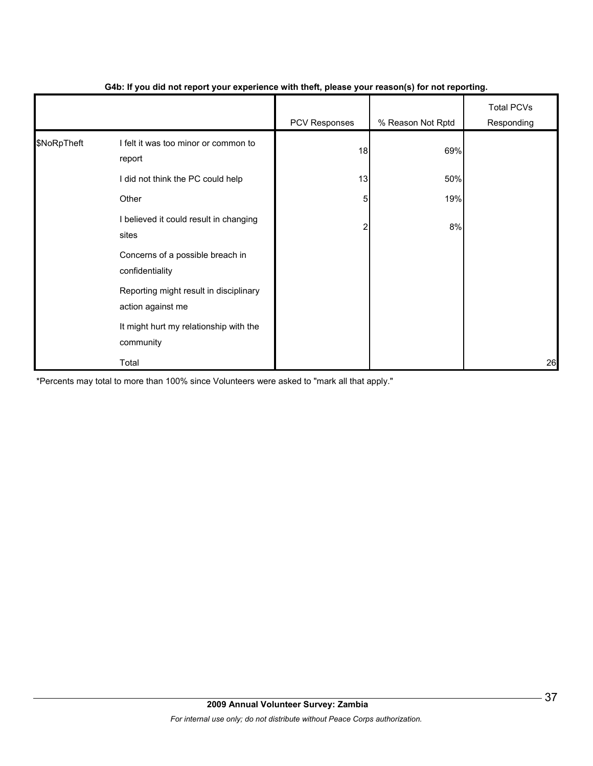**G4b: If you did not report your experience with theft, please your reason(s) for not reporting.**

| | | PCV Responses | % Reason Not Rptd | Total PCVs Responding |
|---|---|---|---|---|
| $NoRpTheft | I felt it was too minor or common to report | 18 | 69% | |
| | I did not think the PC could help | 13 | 50% | |
| | Other | 5 | 19% | |
| | I believed it could result in changing sites | 2 | 8% | |
| | Concerns of a possible breach in confidentiality | | | |
| | Reporting might result in disciplinary action against me | | | |
| | It might hurt my relationship with the community | | | |
| | Total | | | 26 |

*Percents may total to more than 100% since Volunteers were asked to "mark all that apply."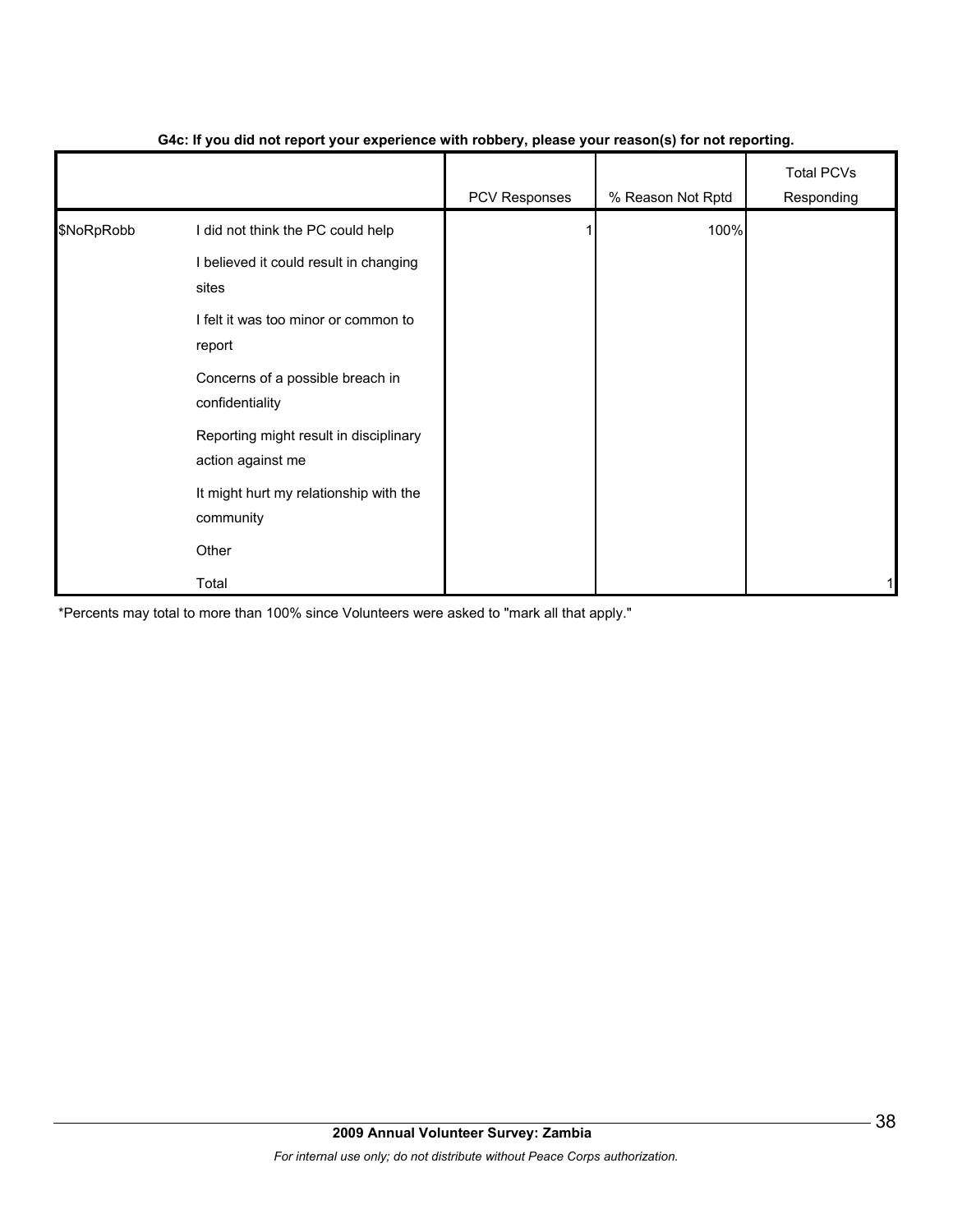**G4c: If you did not report your experience with robbery, please your reason(s) for not reporting.**

| | | PCV Responses | % Reason Not Rptd | Total PCVs Responding |
|---|---|---|---|---|
| $NoRpRobb | I did not think the PC could help | 1 | 100% | |
| | I believed it could result in changing sites | | | |
| | I felt it was too minor or common to report | | | |
| | Concerns of a possible breach in confidentiality | | | |
| | Reporting might result in disciplinary action against me | | | |
| | It might hurt my relationship with the community | | | |
| | Other | | | |
| | Total | | | 1 |

*Percents may total to more than 100% since Volunteers were asked to "mark all that apply."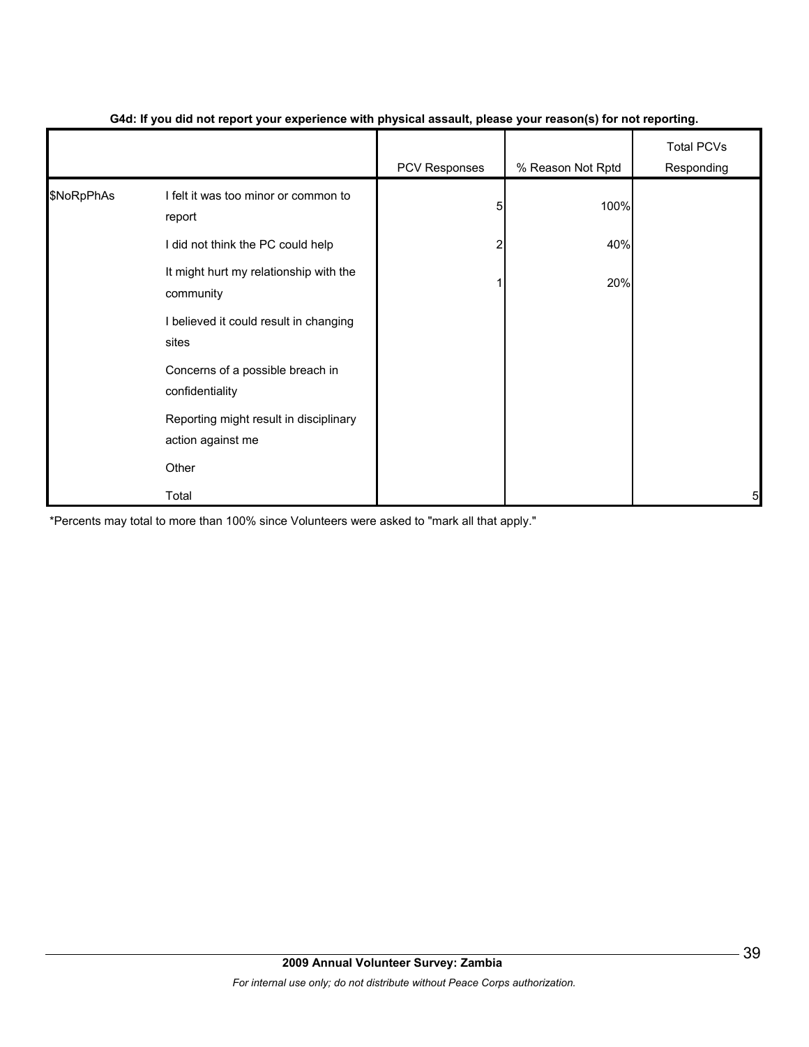**G4d: If you did not report your experience with physical assault, please your reason(s) for not reporting.**

| | | PCV Responses | % Reason Not Rptd | Total PCVs Responding |
|---|---|---|---|---|
| $NoRpPhAs | I felt it was too minor or common to report | 5 | 100% | |
| | I did not think the PC could help | 2 | 40% | |
| | It might hurt my relationship with the community | 1 | 20% | |
| | I believed it could result in changing sites | | | |
| | Concerns of a possible breach in confidentiality | | | |
| | Reporting might result in disciplinary action against me | | | |
| | Other | | | |
| | Total | | | 5 |

*Percents may total to more than 100% since Volunteers were asked to "mark all that apply."

**2009 Annual Volunteer Survey: Zambia**

*For internal use only; do not distribute without Peace Corps authorization.*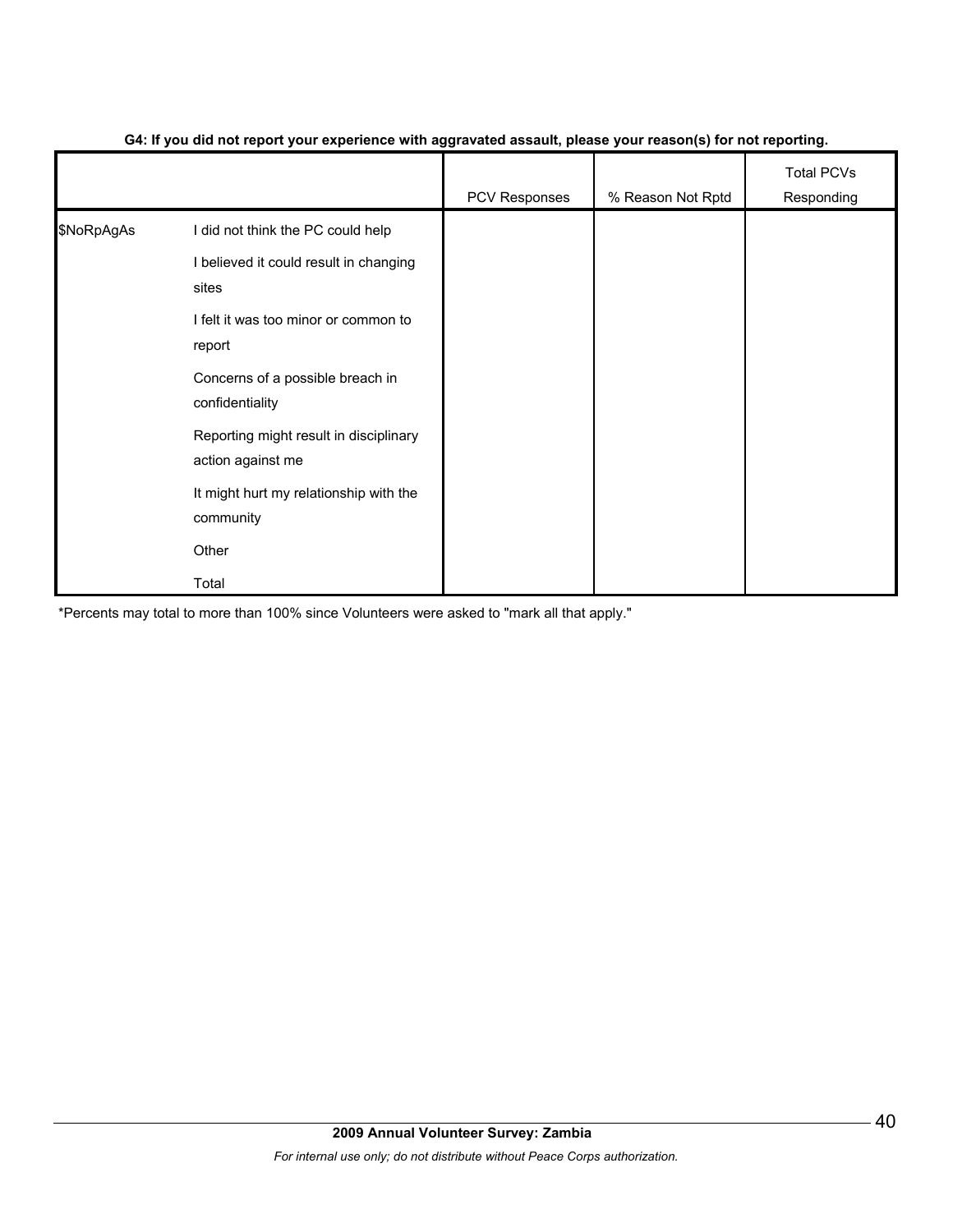**G4: If you did not report your experience with aggravated assault, please your reason(s) for not reporting.**

| | | PCV Responses | % Reason Not Rptd | Total PCVs Responding |
|---|---|---|---|---|
| $NoRpAgAs | I did not think the PC could help | | | |
| | I believed it could result in changing sites | | | |
| | I felt it was too minor or common to report | | | |
| | Concerns of a possible breach in confidentiality | | | |
| | Reporting might result in disciplinary action against me | | | |
| | It might hurt my relationship with the community | | | |
| | Other | | | |
| | Total | | | |

*Percents may total to more than 100% since Volunteers were asked to "mark all that apply."

**2009 Annual Volunteer Survey: Zambia**

*For internal use only; do not distribute without Peace Corps authorization.*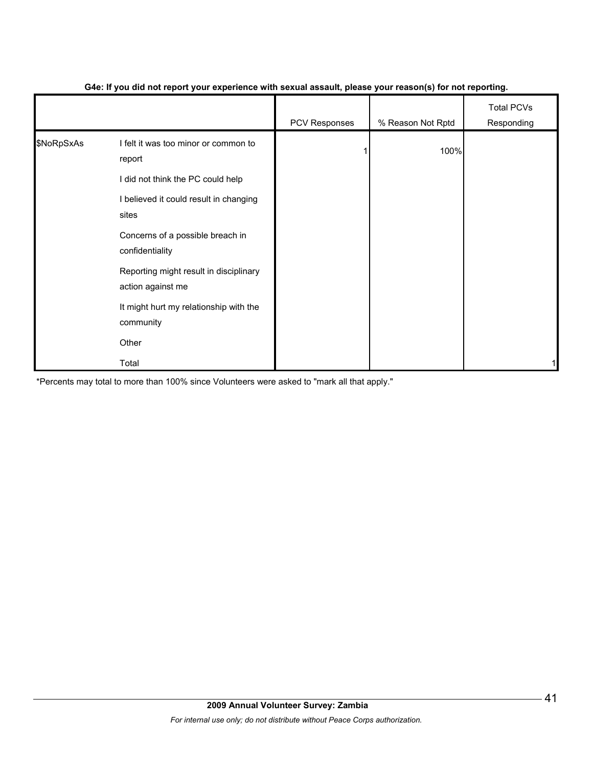**G4e: If you did not report your experience with sexual assault, please your reason(s) for not reporting.**

| | | PCV Responses | % Reason Not Rptd | Total PCVs Responding |
|---|---|---|---|---|
| $NoRpSxAs | I felt it was too minor or common to report | 1 | 100% | |
| | I did not think the PC could help | | | |
| | I believed it could result in changing sites | | | |
| | Concerns of a possible breach in confidentiality | | | |
| | Reporting might result in disciplinary action against me | | | |
| | It might hurt my relationship with the community | | | |
| | Other | | | |
| | Total | | | 1 |

*Percents may total to more than 100% since Volunteers were asked to "mark all that apply."

**2009 Annual Volunteer Survey: Zambia**

*For internal use only; do not distribute without Peace Corps authorization.*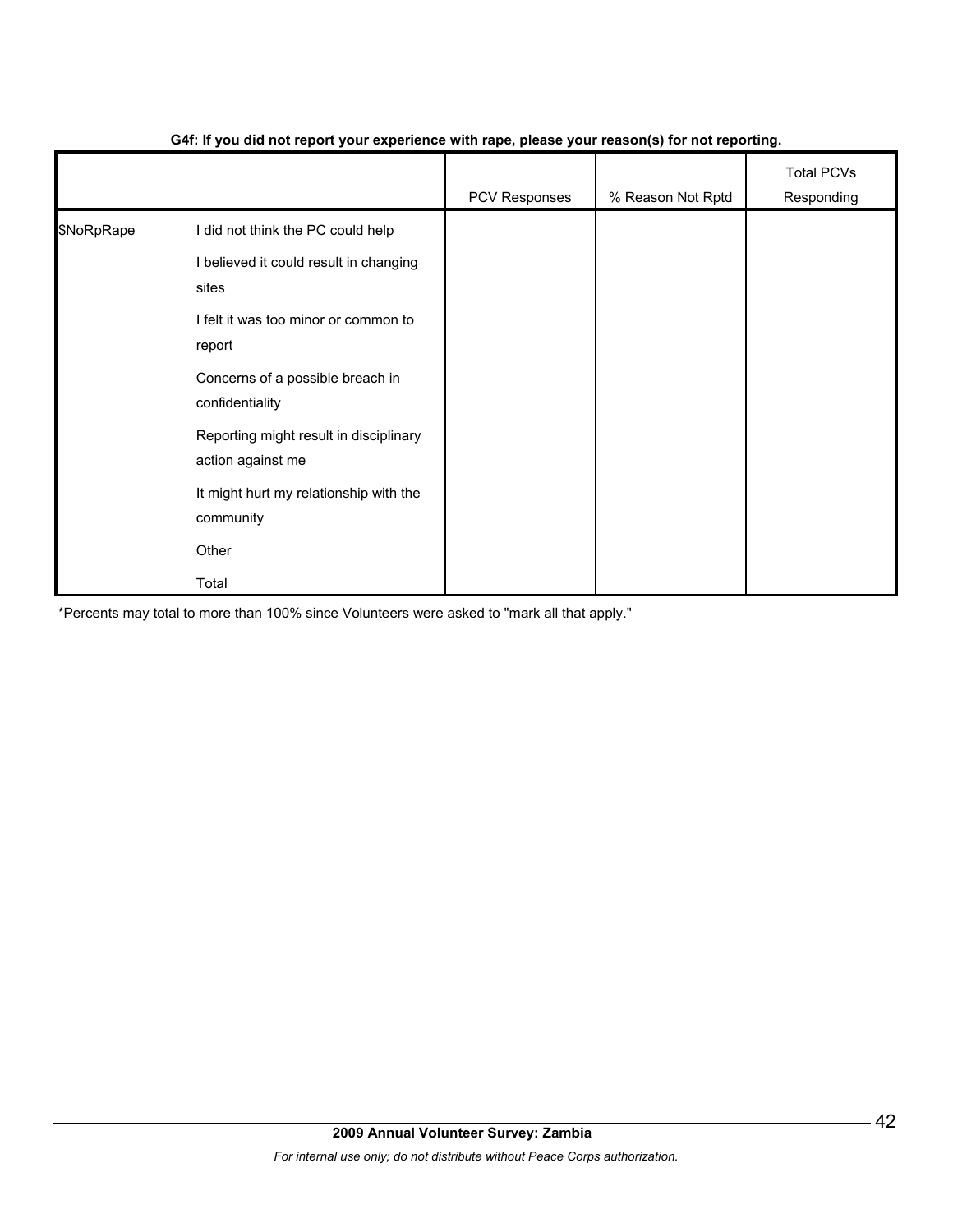**G4f: If you did not report your experience with rape, please your reason(s) for not reporting.**

| | | PCV Responses | % Reason Not Rptd | Total PCVs Responding |
|---|---|---|---|---|
| $NoRpRape | I did not think the PC could help | | | |
| | I believed it could result in changing sites | | | |
| | I felt it was too minor or common to report | | | |
| | Concerns of a possible breach in confidentiality | | | |
| | Reporting might result in disciplinary action against me | | | |
| | It might hurt my relationship with the community | | | |
| | Other | | | |
| | Total | | | |

*Percents may total to more than 100% since Volunteers were asked to "mark all that apply."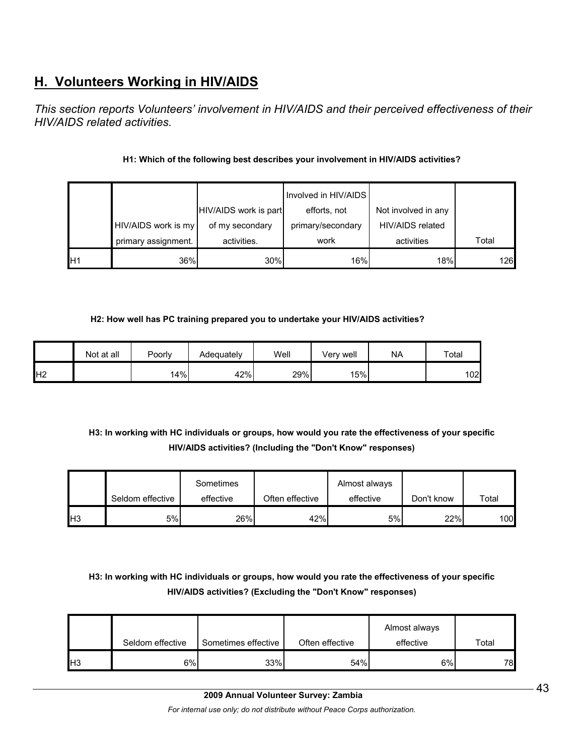## H. Volunteers Working in HIV/AIDS

*This section reports Volunteers' involvement in HIV/AIDS and their perceived effectiveness of their HIV/AIDS related activities.*

**H1: Which of the following best describes your involvement in HIV/AIDS activities?**

| | HIV/AIDS work is my primary assignment. | HIV/AIDS work is part of my secondary activities. | Involved in HIV/AIDS efforts, not primary/secondary work | Not involved in any HIV/AIDS related activities | Total |
|---|---|---|---|---|---|
| H1 | 36% | 30% | 16% | 18% | 126 |

**H2: How well has PC training prepared you to undertake your HIV/AIDS activities?**

| | Not at all | Poorly | Adequately | Well | Very well | NA | Total |
|---|---|---|---|---|---|---|---|
| H2 | | 14% | 42% | 29% | 15% | | 102 |

**H3: In working with HC individuals or groups, how would you rate the effectiveness of your specific HIV/AIDS activities? (Including the "Don't Know" responses)**

| | Seldom effective | Sometimes effective | Often effective | Almost always effective | Don't know | Total |
|---|---|---|---|---|---|---|
| H3 | 5% | 26% | 42% | 5% | 22% | 100 |

**H3: In working with HC individuals or groups, how would you rate the effectiveness of your specific HIV/AIDS activities? (Excluding the "Don't Know" responses)**

| | Seldom effective | Sometimes effective | Often effective | Almost always effective | Total |
|---|---|---|---|---|---|
| H3 | 6% | 33% | 54% | 6% | 78 |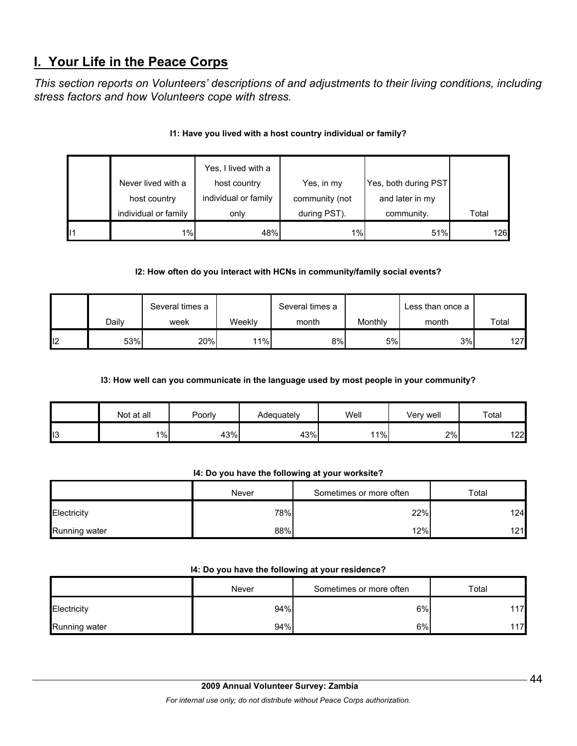## I. Your Life in the Peace Corps

*This section reports on Volunteers' descriptions of and adjustments to their living conditions, including stress factors and how Volunteers cope with stress.*

**I1: Have you lived with a host country individual or family?**

| | Never lived with a host country individual or family | Yes, I lived with a host country individual or family only | Yes, in my community (not during PST). | Yes, both during PST and later in my community. | Total |
|---|---|---|---|---|---|
| I1 | 1% | 48% | 1% | 51% | 126 |

**I2: How often do you interact with HCNs in community/family social events?**

| | Daily | Several times a week | Weekly | Several times a month | Monthly | Less than once a month | Total |
|---|---|---|---|---|---|---|---|
| I2 | 53% | 20% | 11% | 8% | 5% | 3% | 127 |

**I3: How well can you communicate in the language used by most people in your community?**

| | Not at all | Poorly | Adequately | Well | Very well | Total |
|---|---|---|---|---|---|---|
| I3 | 1% | 43% | 43% | 11% | 2% | 122 |

**I4: Do you have the following at your worksite?**

| | Never | Sometimes or more often | Total |
|---|---|---|---|
| Electricity | 78% | 22% | 124 |
| Running water | 88% | 12% | 121 |

**I4: Do you have the following at your residence?**

| | Never | Sometimes or more often | Total |
|---|---|---|---|
| Electricity | 94% | 6% | 117 |
| Running water | 94% | 6% | 117 |

**2009 Annual Volunteer Survey: Zambia**

*For internal use only; do not distribute without Peace Corps authorization.*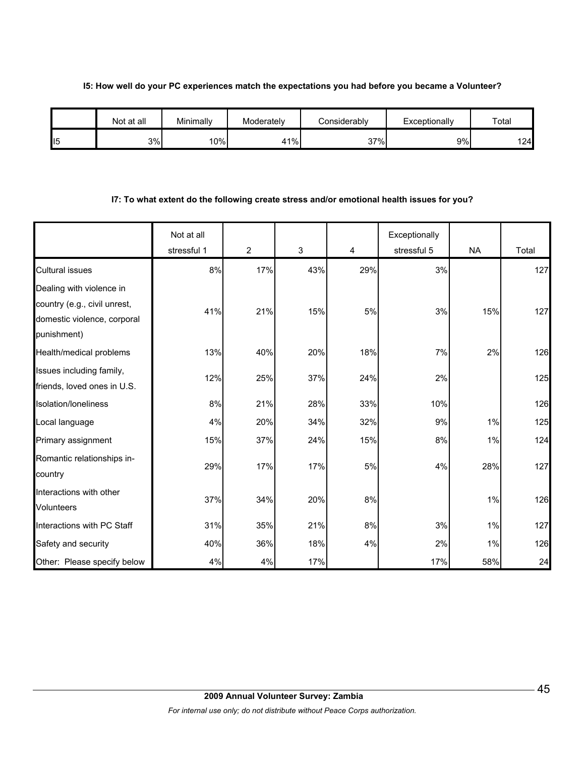**I5: How well do your PC experiences match the expectations you had before you became a Volunteer?**

| | Not at all | Minimally | Moderately | Considerably | Exceptionally | Total |
|---|---|---|---|---|---|---|
| I5 | 3% | 10% | 41% | 37% | 9% | 124 |

**I7: To what extent do the following create stress and/or emotional health issues for you?**

| | Not at all stressful 1 | 2 | 3 | 4 | Exceptionally stressful 5 | NA | Total |
|---|---|---|---|---|---|---|---|
| Cultural issues | 8% | 17% | 43% | 29% | 3% | | 127 |
| Dealing with violence in country (e.g., civil unrest, domestic violence, corporal punishment) | 41% | 21% | 15% | 5% | 3% | 15% | 127 |
| Health/medical problems | 13% | 40% | 20% | 18% | 7% | 2% | 126 |
| Issues including family, friends, loved ones in U.S. | 12% | 25% | 37% | 24% | 2% | | 125 |
| Isolation/loneliness | 8% | 21% | 28% | 33% | 10% | | 126 |
| Local language | 4% | 20% | 34% | 32% | 9% | 1% | 125 |
| Primary assignment | 15% | 37% | 24% | 15% | 8% | 1% | 124 |
| Romantic relationships in-country | 29% | 17% | 17% | 5% | 4% | 28% | 127 |
| Interactions with other Volunteers | 37% | 34% | 20% | 8% | | 1% | 126 |
| Interactions with PC Staff | 31% | 35% | 21% | 8% | 3% | 1% | 127 |
| Safety and security | 40% | 36% | 18% | 4% | 2% | 1% | 126 |
| Other: Please specify below | 4% | 4% | 17% | | 17% | 58% | 24 |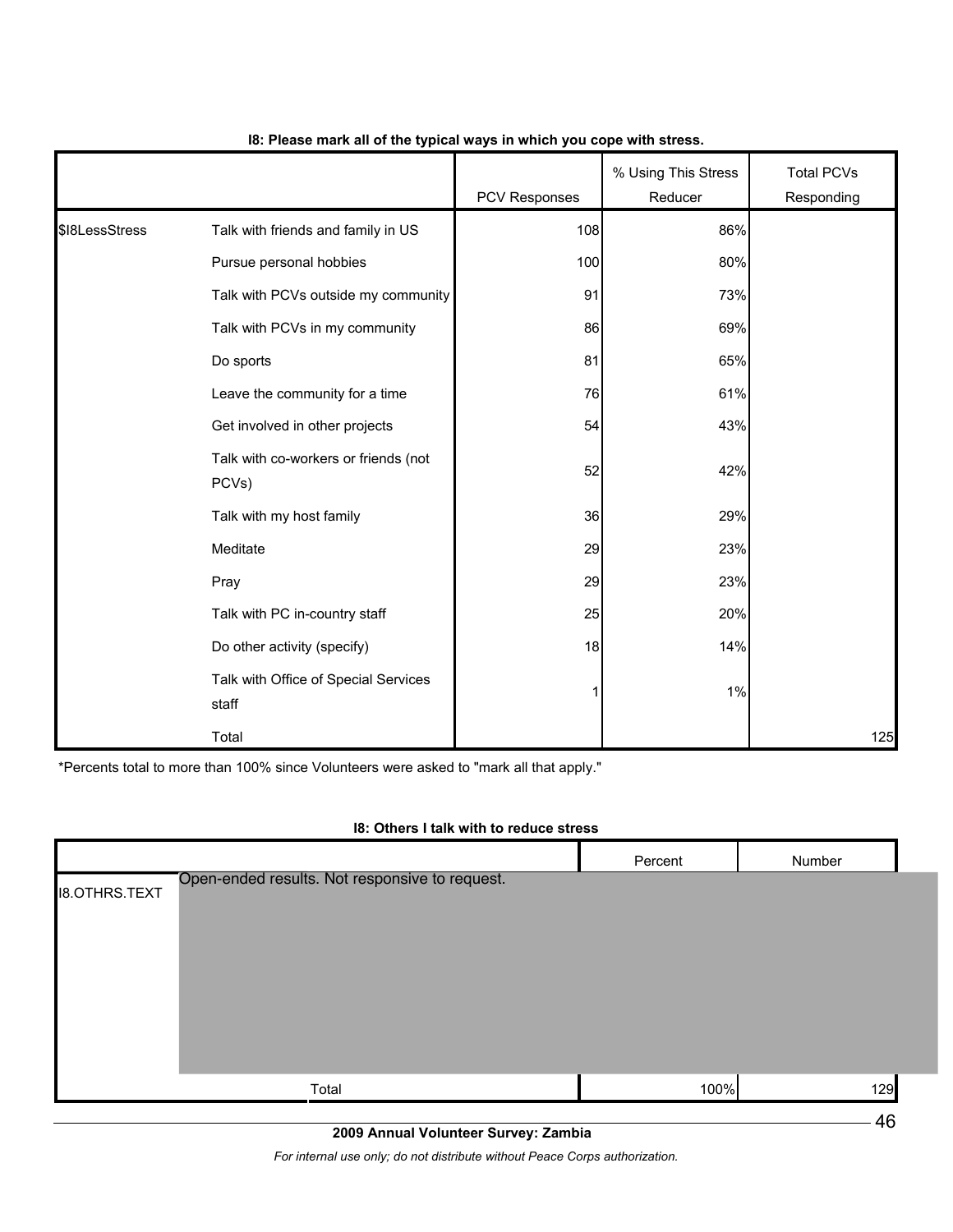**I8: Please mark all of the typical ways in which you cope with stress.**

| | | PCV Responses | % Using This Stress Reducer | Total PCVs Responding |
|---|---|---|---|---|
| $I8LessStress | Talk with friends and family in US | 108 | 86% | |
| | Pursue personal hobbies | 100 | 80% | |
| | Talk with PCVs outside my community | 91 | 73% | |
| | Talk with PCVs in my community | 86 | 69% | |
| | Do sports | 81 | 65% | |
| | Leave the community for a time | 76 | 61% | |
| | Get involved in other projects | 54 | 43% | |
| | Talk with co-workers or friends (not PCVs) | 52 | 42% | |
| | Talk with my host family | 36 | 29% | |
| | Meditate | 29 | 23% | |
| | Pray | 29 | 23% | |
| | Talk with PC in-country staff | 25 | 20% | |
| | Do other activity (specify) | 18 | 14% | |
| | Talk with Office of Special Services staff | 1 | 1% | |
| | Total | | | 125 |

*Percents total to more than 100% since Volunteers were asked to "mark all that apply."

**I8: Others I talk with to reduce stress**

| | | Percent | Number |
|---|---|---|---|
| I8.OTHRS.TEXT | Open-ended results. Not responsive to request. | | |
| | Total | 100% | 129 |

**2009 Annual Volunteer Survey: Zambia**

*For internal use only; do not distribute without Peace Corps authorization.*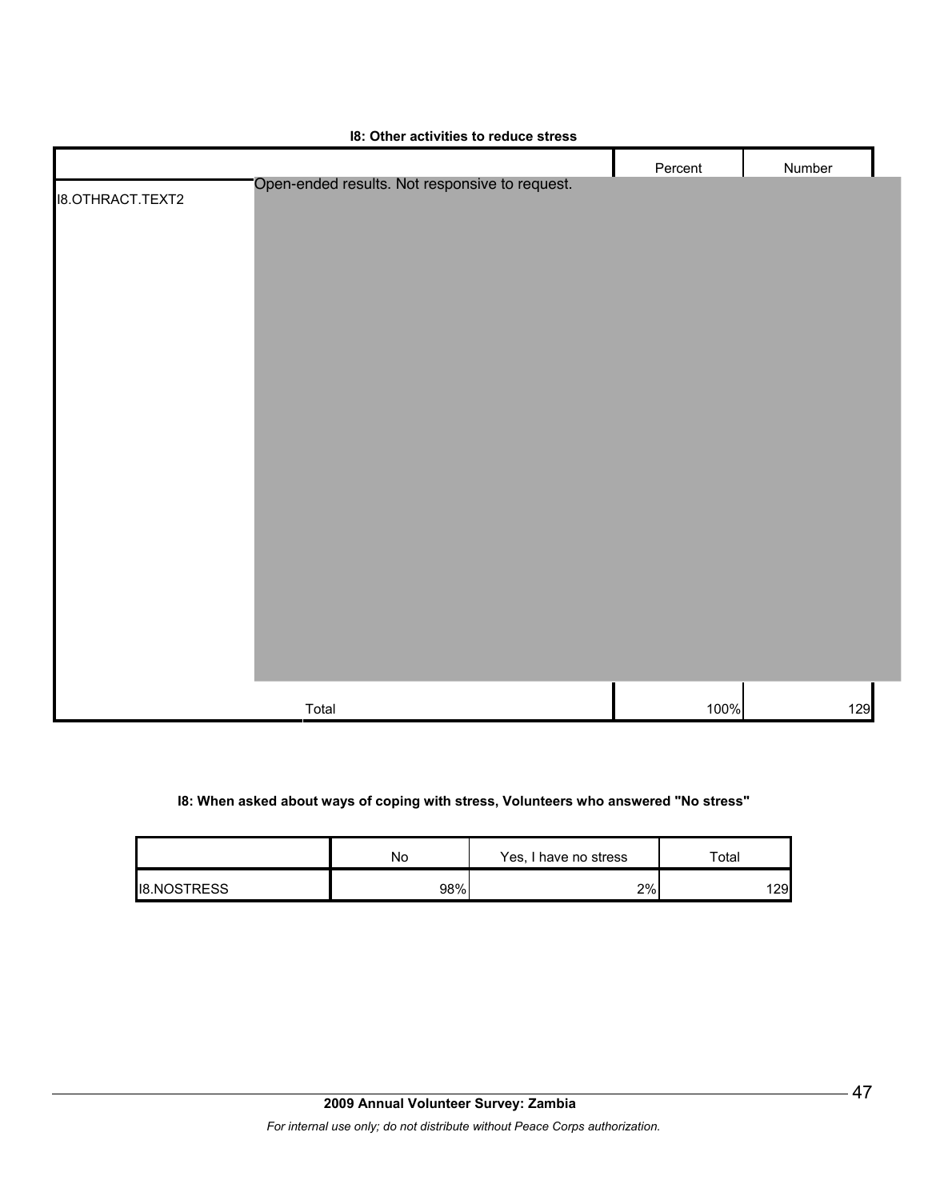**I8: Other activities to reduce stress**

| | | Percent | Number |
|---|---|---|---|
| I8.OTHRACT.TEXT2 | Open-ended results. Not responsive to request. | | |
| | Total | 100% | 129 |

**I8: When asked about ways of coping with stress, Volunteers who answered "No stress"**

| | No | Yes, I have no stress | Total |
|---|---|---|---|
| I8.NOSTRESS | 98% | 2% | 129 |

**2009 Annual Volunteer Survey: Zambia**

*For internal use only; do not distribute without Peace Corps authorization.*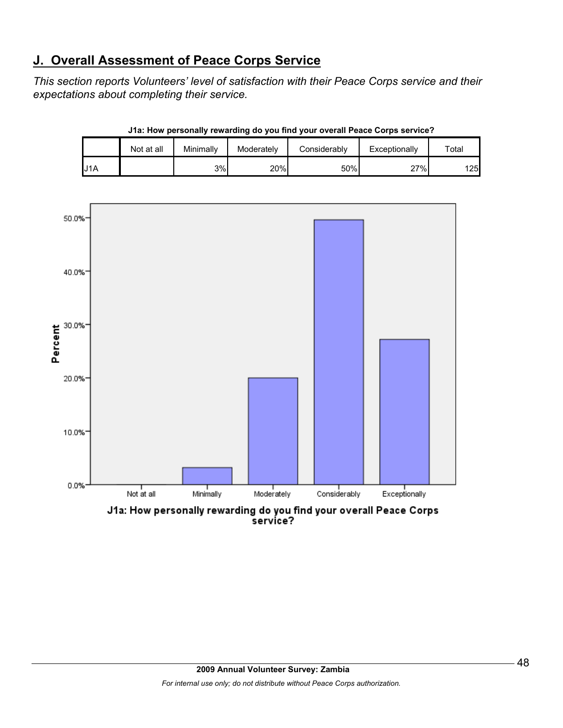## J. Overall Assessment of Peace Corps Service

*This section reports Volunteers' level of satisfaction with their Peace Corps service and their expectations about completing their service.*

**J1a: How personally rewarding do you find your overall Peace Corps service?**

| | Not at all | Minimally | Moderately | Considerably | Exceptionally | Total |
|---|---|---|---|---|---|---|
| J1A | | 3% | 20% | 50% | 27% | 125 |

J1a: How personally rewarding do you find your overall Peace Corps service?

**2009 Annual Volunteer Survey: Zambia**

*For internal use only; do not distribute without Peace Corps authorization.*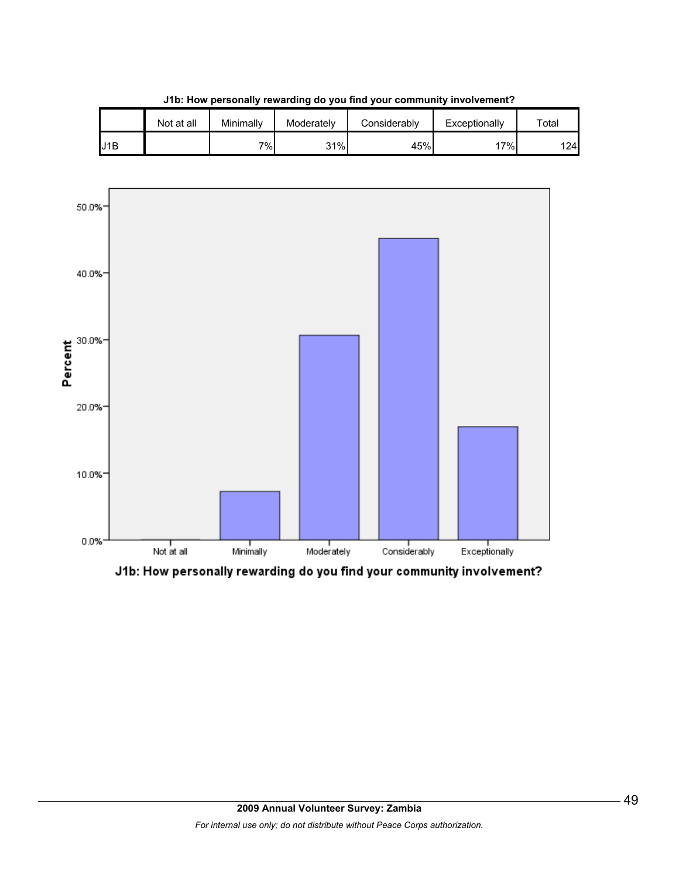**J1b: How personally rewarding do you find your community involvement?**

| | Not at all | Minimally | Moderately | Considerably | Exceptionally | Total |
|---|---|---|---|---|---|---|
| J1B | | 7% | 31% | 45% | 17% | 124 |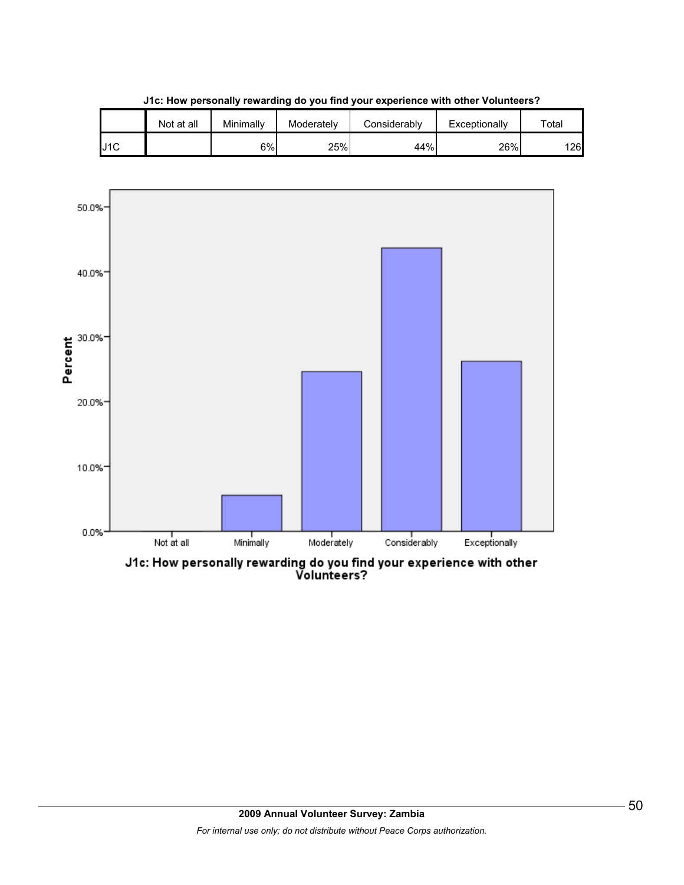**J1c: How personally rewarding do you find your experience with other Volunteers?**

| | Not at all | Minimally | Moderately | Considerably | Exceptionally | Total |
|---|---|---|---|---|---|---|
| J1C | | 6% | 25% | 44% | 26% | 126 |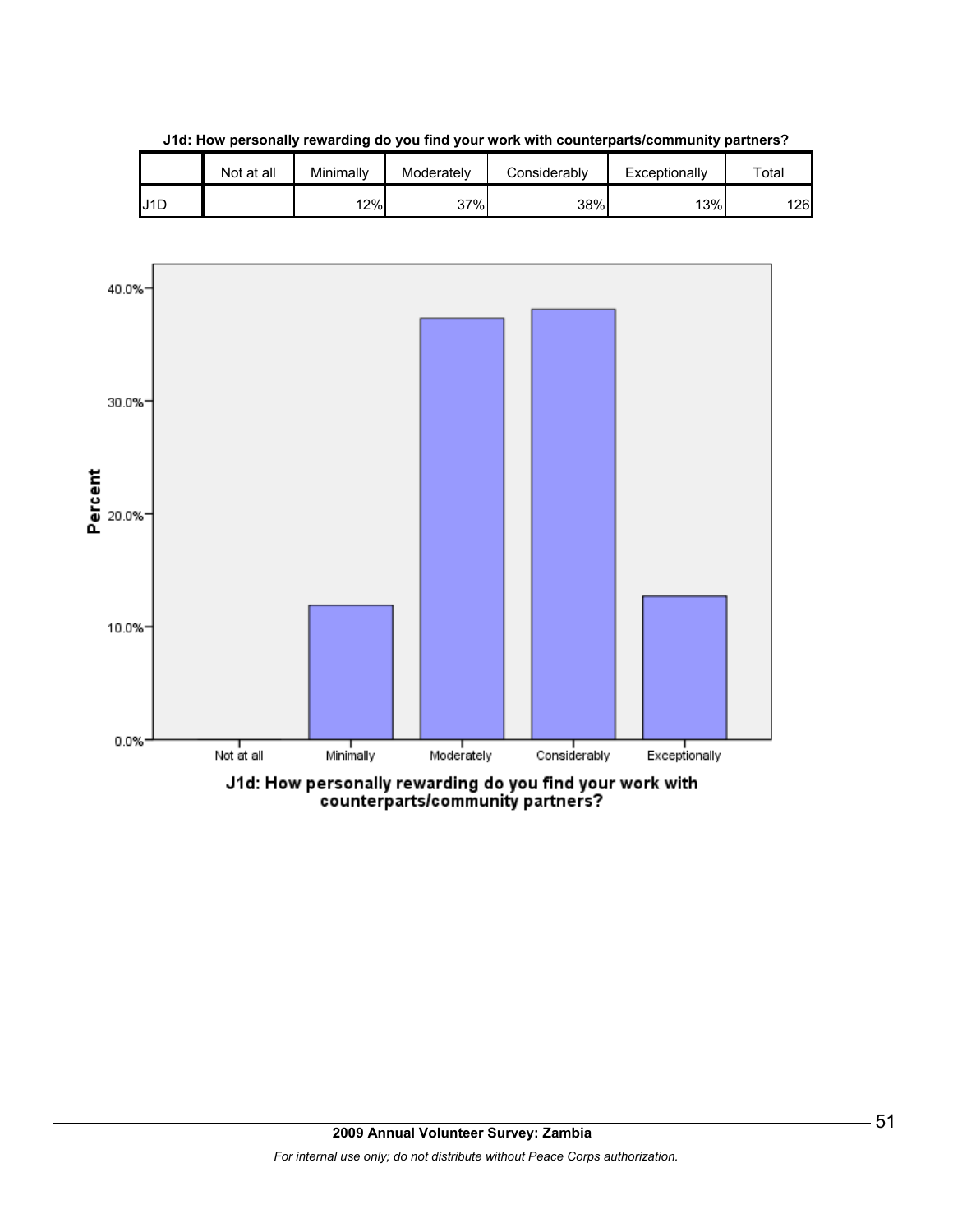**J1d: How personally rewarding do you find your work with counterparts/community partners?**

| | Not at all | Minimally | Moderately | Considerably | Exceptionally | Total |
|---|---|---|---|---|---|---|
| J1D | | 12% | 37% | 38% | 13% | 126 |

J1d: How personally rewarding do you find your work with counterparts/community partners?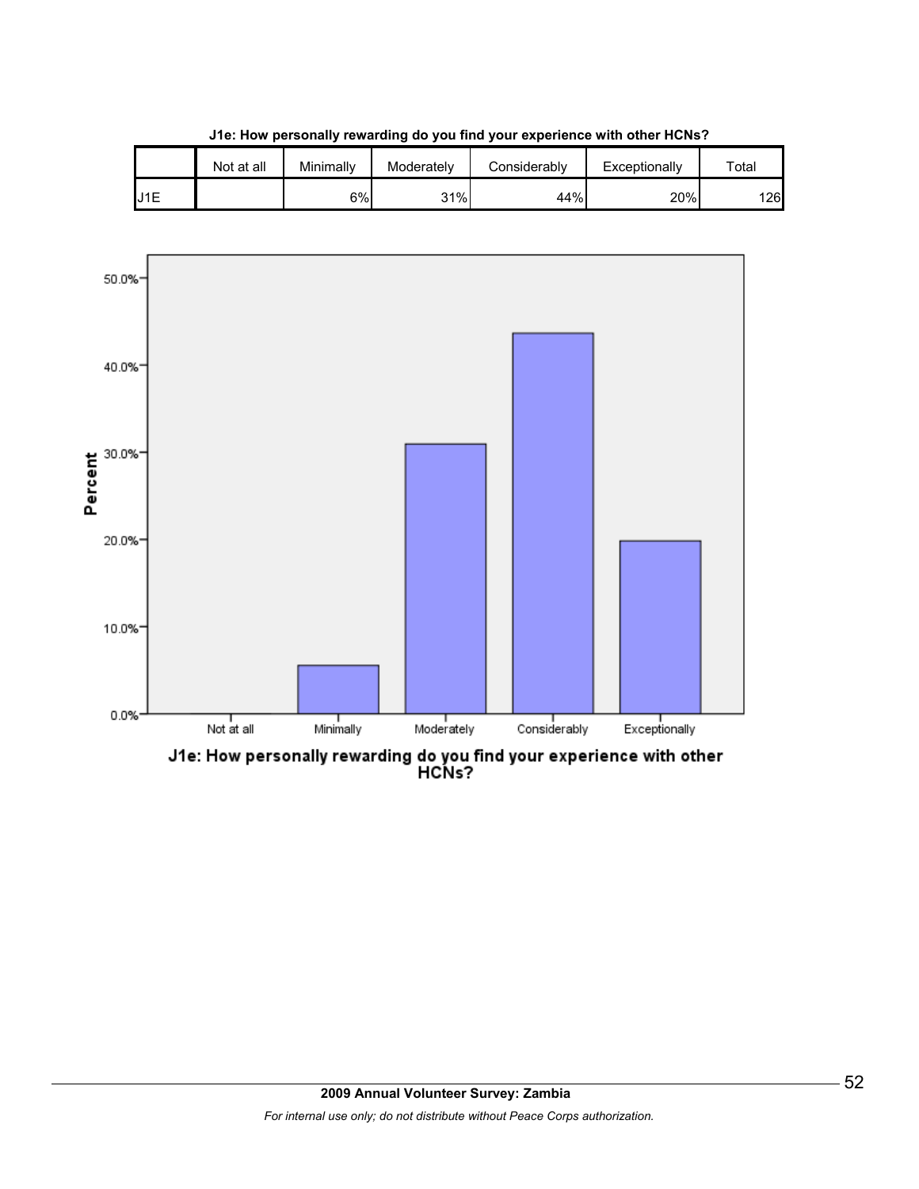**J1e: How personally rewarding do you find your experience with other HCNs?**

| | Not at all | Minimally | Moderately | Considerably | Exceptionally | Total |
|---|---|---|---|---|---|---|
| J1E | | 6% | 31% | 44% | 20% | 126 |

**J1e: How personally rewarding do you find your experience with other HCNs?**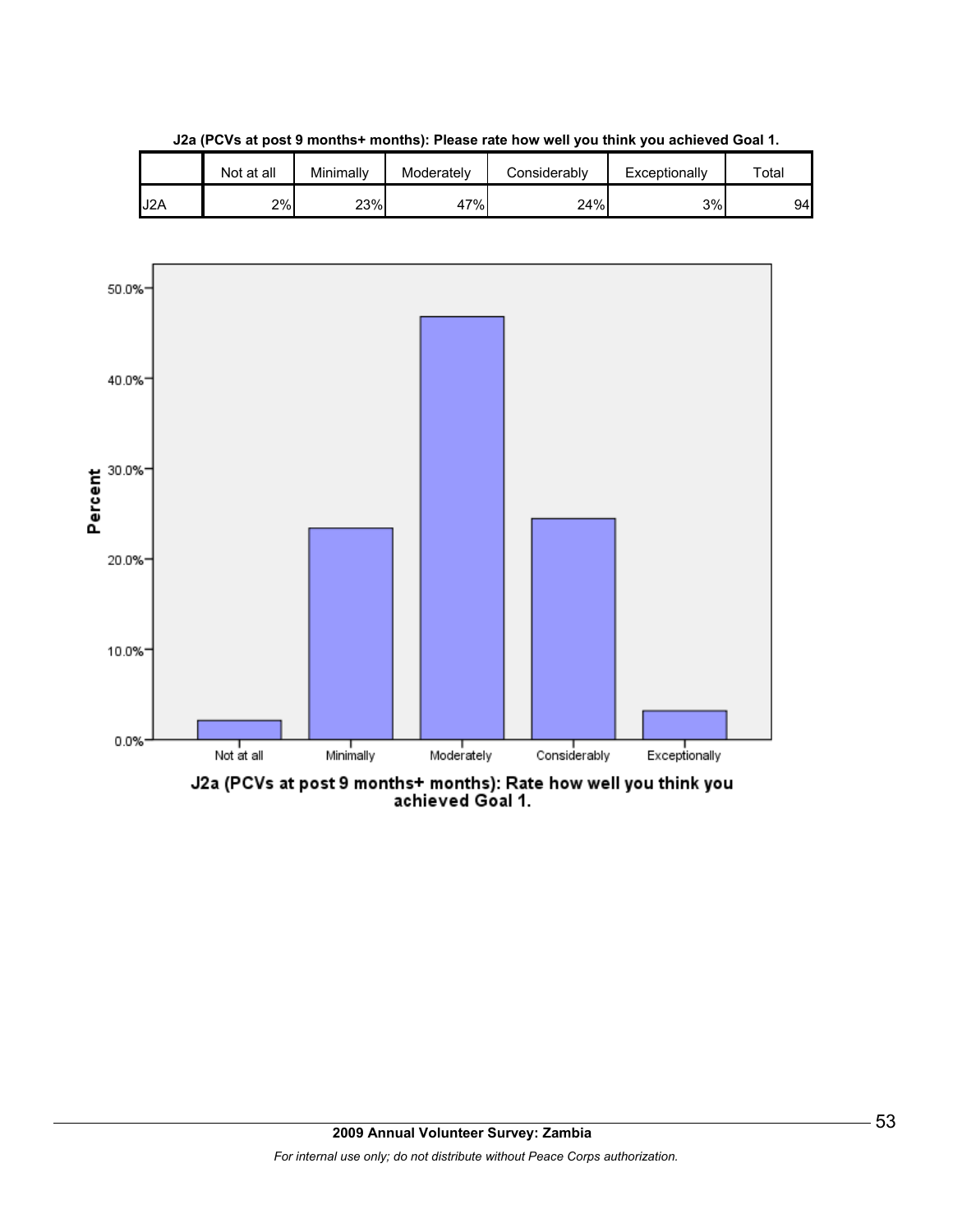**J2a (PCVs at post 9 months+ months): Please rate how well you think you achieved Goal 1.**

| | Not at all | Minimally | Moderately | Considerably | Exceptionally | Total |
|---|---|---|---|---|---|---|
| J2A | 2% | 23% | 47% | 24% | 3% | 94 |

J2a (PCVs at post 9 months+ months): Rate how well you think you achieved Goal 1.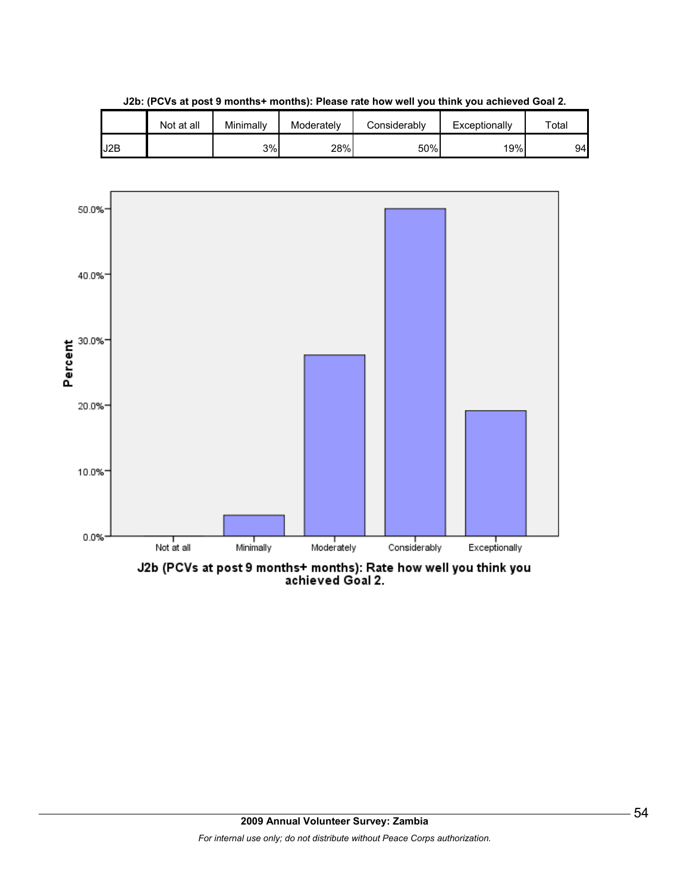**J2b: (PCVs at post 9 months+ months): Please rate how well you think you achieved Goal 2.**

| | Not at all | Minimally | Moderately | Considerably | Exceptionally | Total |
|---|---|---|---|---|---|---|
| J2B | | 3% | 28% | 50% | 19% | 94 |

J2b (PCVs at post 9 months+ months): Rate how well you think you achieved Goal 2.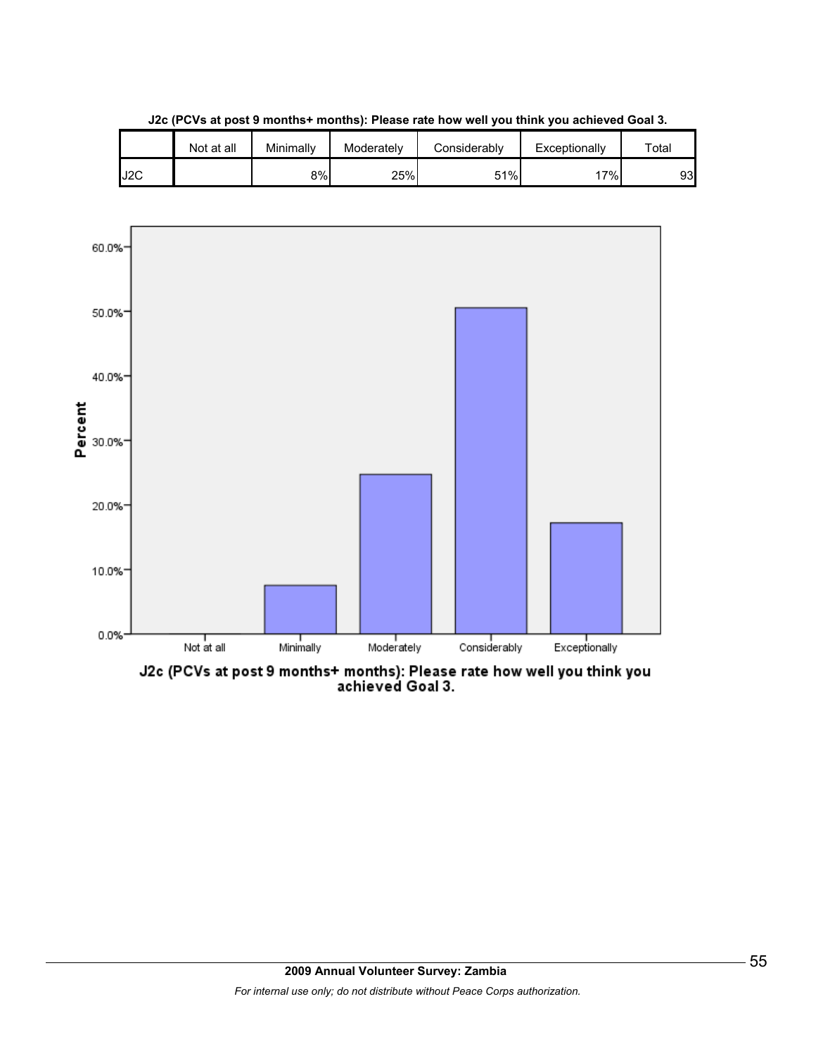**J2c (PCVs at post 9 months+ months): Please rate how well you think you achieved Goal 3.**

| | Not at all | Minimally | Moderately | Considerably | Exceptionally | Total |
|---|---|---|---|---|---|---|
| J2C | | 8% | 25% | 51% | 17% | 93 |

J2c (PCVs at post 9 months+ months): Please rate how well you think you achieved Goal 3.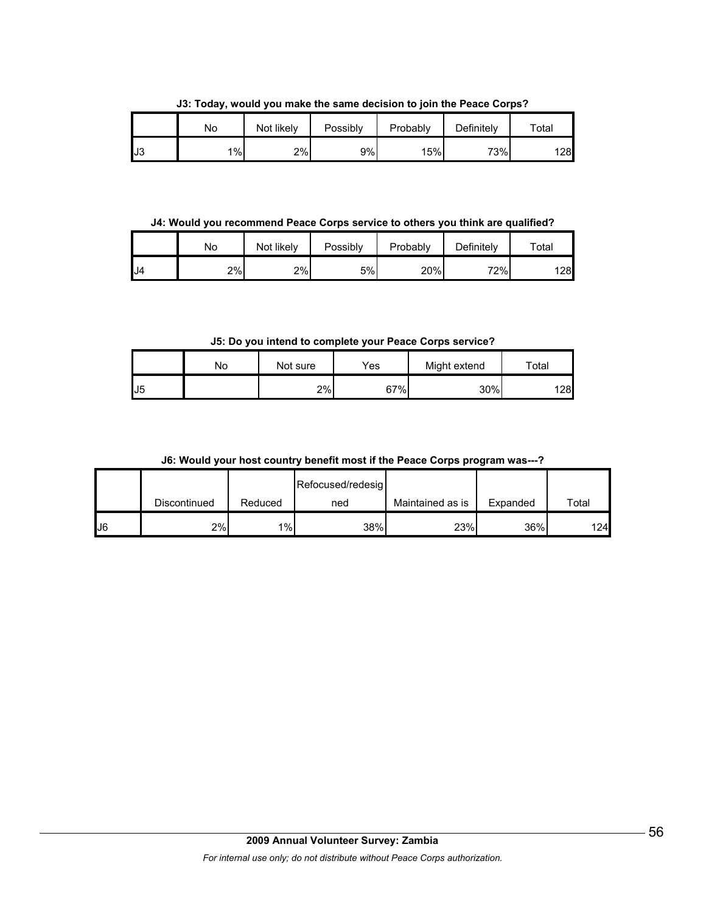**J3: Today, would you make the same decision to join the Peace Corps?**

| | No | Not likely | Possibly | Probably | Definitely | Total |
|---|---|---|---|---|---|---|
| J3 | 1% | 2% | 9% | 15% | 73% | 128 |

**J4: Would you recommend Peace Corps service to others you think are qualified?**

| | No | Not likely | Possibly | Probably | Definitely | Total |
|---|---|---|---|---|---|---|
| J4 | 2% | 2% | 5% | 20% | 72% | 128 |

**J5: Do you intend to complete your Peace Corps service?**

| | No | Not sure | Yes | Might extend | Total |
|---|---|---|---|---|---|
| J5 | | 2% | 67% | 30% | 128 |

**J6: Would your host country benefit most if the Peace Corps program was---?**

| | Discontinued | Reduced | Refocused/redesigned | Maintained as is | Expanded | Total |
|---|---|---|---|---|---|---|
| J6 | 2% | 1% | 38% | 23% | 36% | 124 |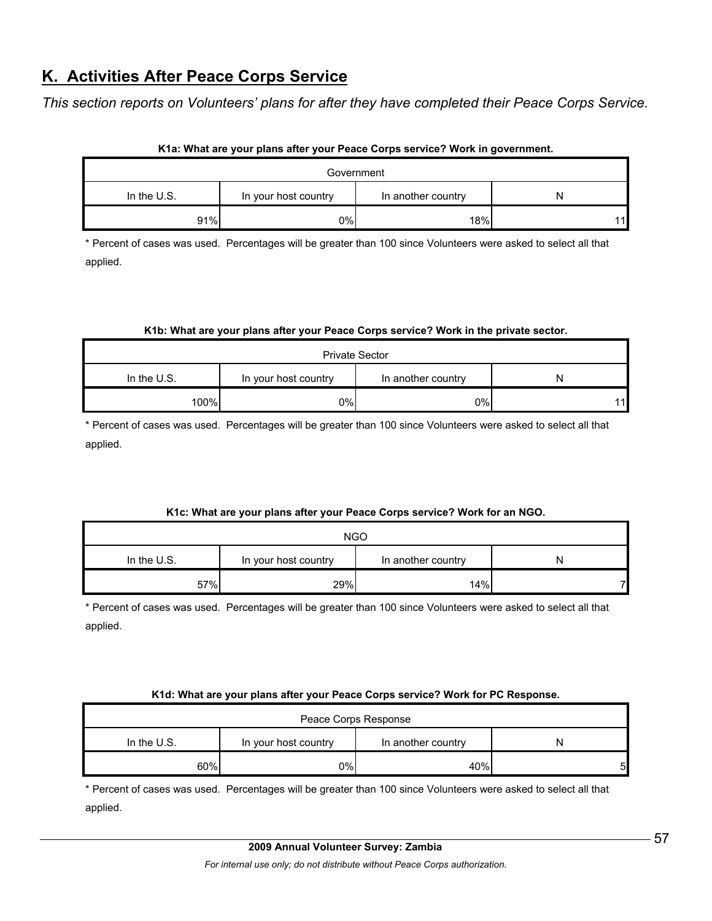## K. Activities After Peace Corps Service

*This section reports on Volunteers' plans for after they have completed their Peace Corps Service.*

**K1a: What are your plans after your Peace Corps service? Work in government.**

| Government | | | |
|---|---|---|---|
| In the U.S. | In your host country | In another country | N |
| 91% | 0% | 18% | 11 |

* Percent of cases was used. Percentages will be greater than 100 since Volunteers were asked to select all that applied.

**K1b: What are your plans after your Peace Corps service? Work in the private sector.**

| Private Sector | | | |
|---|---|---|---|
| In the U.S. | In your host country | In another country | N |
| 100% | 0% | 0% | 11 |

* Percent of cases was used. Percentages will be greater than 100 since Volunteers were asked to select all that applied.

**K1c: What are your plans after your Peace Corps service? Work for an NGO.**

| NGO | | | |
|---|---|---|---|
| In the U.S. | In your host country | In another country | N |
| 57% | 29% | 14% | 7 |

* Percent of cases was used. Percentages will be greater than 100 since Volunteers were asked to select all that applied.

**K1d: What are your plans after your Peace Corps service? Work for PC Response.**

| Peace Corps Response | | | |
|---|---|---|---|
| In the U.S. | In your host country | In another country | N |
| 60% | 0% | 40% | 5 |

* Percent of cases was used. Percentages will be greater than 100 since Volunteers were asked to select all that applied.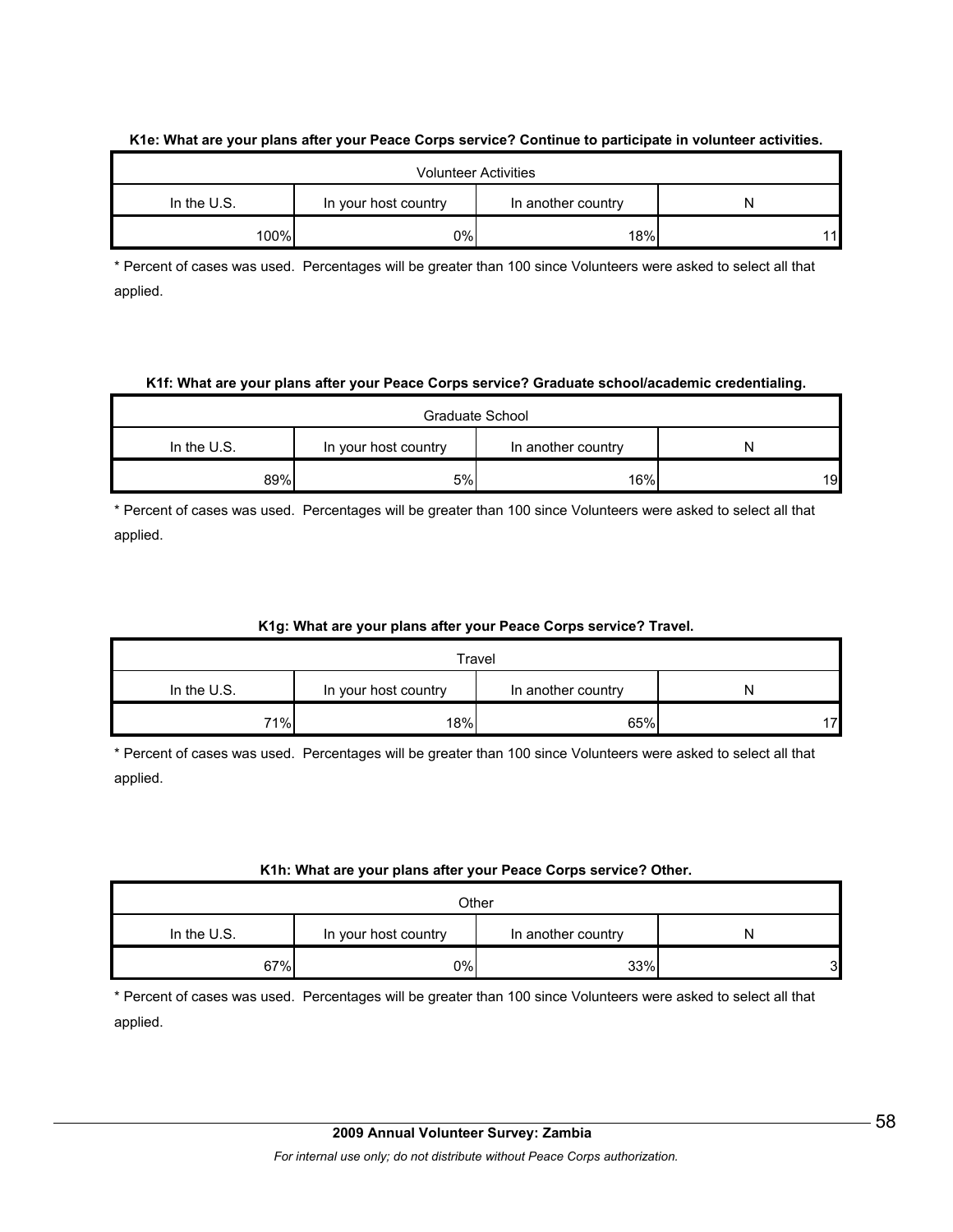**K1e: What are your plans after your Peace Corps service? Continue to participate in volunteer activities.**

| Volunteer Activities | | | |
|---|---|---|---|
| In the U.S. | In your host country | In another country | N |
| 100% | 0% | 18% | 11 |

* Percent of cases was used. Percentages will be greater than 100 since Volunteers were asked to select all that applied.

**K1f: What are your plans after your Peace Corps service? Graduate school/academic credentialing.**

| Graduate School | | | |
|---|---|---|---|
| In the U.S. | In your host country | In another country | N |
| 89% | 5% | 16% | 19 |

* Percent of cases was used. Percentages will be greater than 100 since Volunteers were asked to select all that applied.

**K1g: What are your plans after your Peace Corps service? Travel.**

| Travel | | | |
|---|---|---|---|
| In the U.S. | In your host country | In another country | N |
| 71% | 18% | 65% | 17 |

* Percent of cases was used. Percentages will be greater than 100 since Volunteers were asked to select all that applied.

**K1h: What are your plans after your Peace Corps service? Other.**

| Other | | | |
|---|---|---|---|
| In the U.S. | In your host country | In another country | N |
| 67% | 0% | 33% | 3 |

* Percent of cases was used. Percentages will be greater than 100 since Volunteers were asked to select all that applied.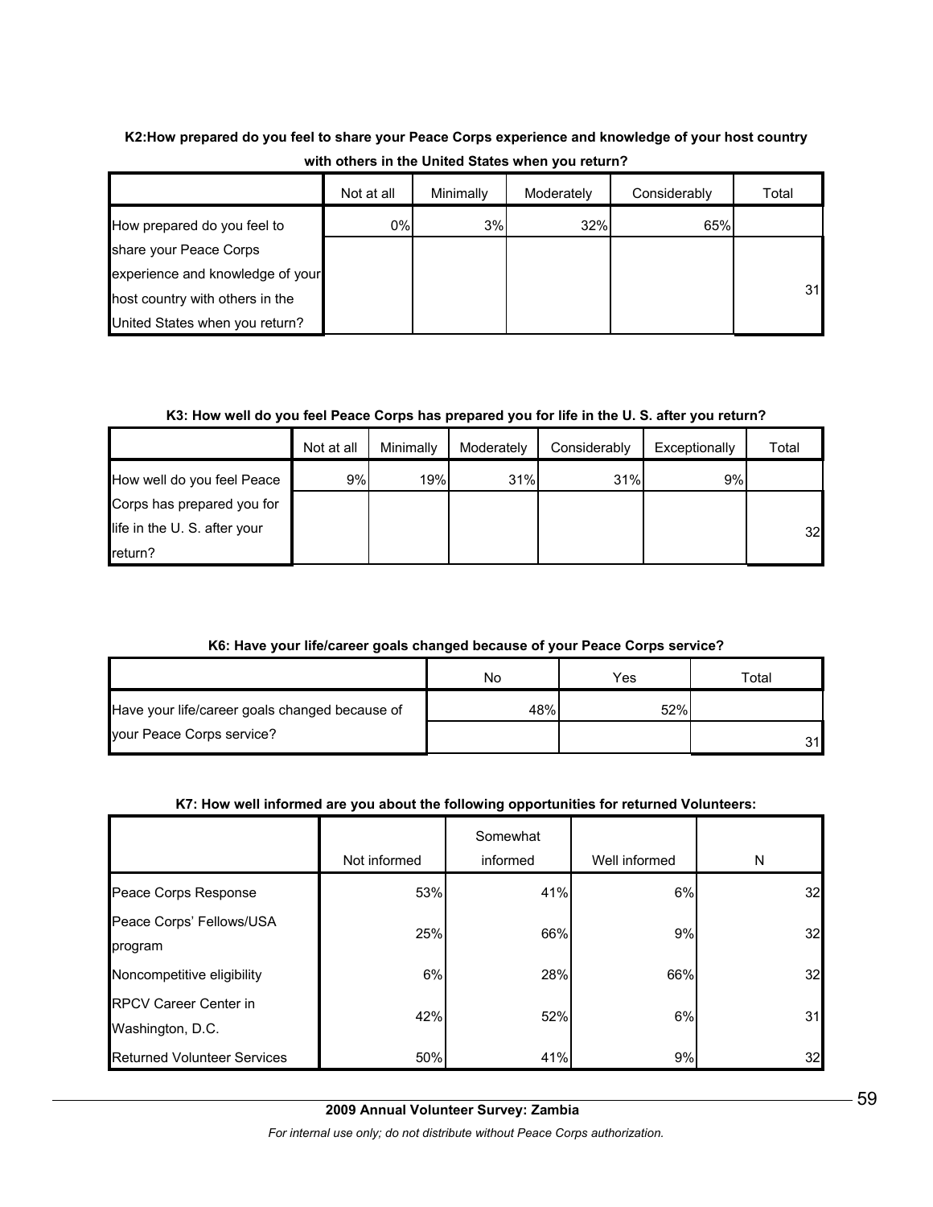**K2:How prepared do you feel to share your Peace Corps experience and knowledge of your host country with others in the United States when you return?**

| | Not at all | Minimally | Moderately | Considerably | Total |
|---|---|---|---|---|---|
| How prepared do you feel to share your Peace Corps experience and knowledge of your host country with others in the United States when you return? | 0% | 3% | 32% | 65% | 31 |

**K3: How well do you feel Peace Corps has prepared you for life in the U. S. after you return?**

| | Not at all | Minimally | Moderately | Considerably | Exceptionally | Total |
|---|---|---|---|---|---|---|
| How well do you feel Peace Corps has prepared you for life in the U. S. after your return? | 9% | 19% | 31% | 31% | 9% | 32 |

**K6: Have your life/career goals changed because of your Peace Corps service?**

| | No | Yes | Total |
|---|---|---|---|
| Have your life/career goals changed because of your Peace Corps service? | 48% | 52% | 31 |

**K7: How well informed are you about the following opportunities for returned Volunteers:**

| | Not informed | Somewhat informed | Well informed | N |
|---|---|---|---|---|
| Peace Corps Response | 53% | 41% | 6% | 32 |
| Peace Corps' Fellows/USA program | 25% | 66% | 9% | 32 |
| Noncompetitive eligibility | 6% | 28% | 66% | 32 |
| RPCV Career Center in Washington, D.C. | 42% | 52% | 6% | 31 |
| Returned Volunteer Services | 50% | 41% | 9% | 32 |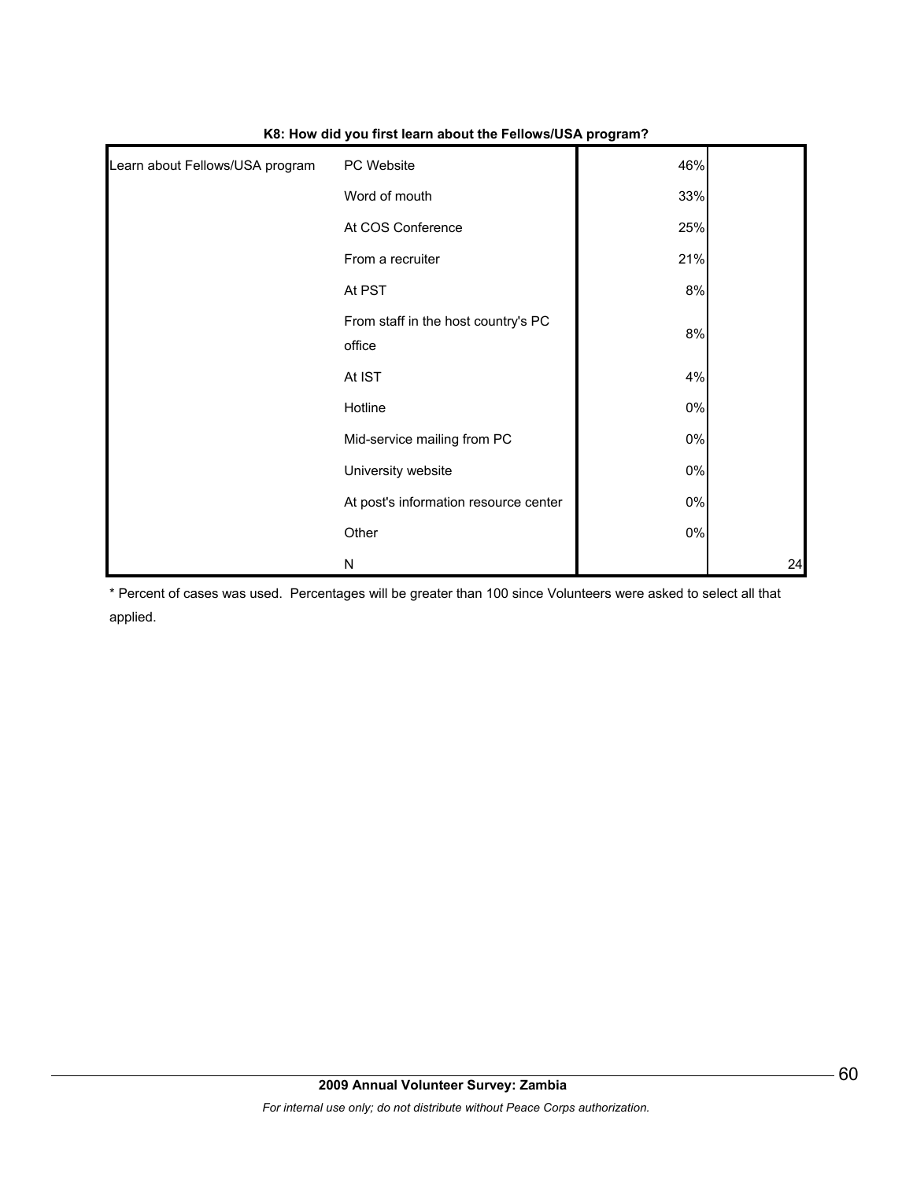**K8: How did you first learn about the Fellows/USA program?**

| | | | |
|---|---|---|---|
| Learn about Fellows/USA program | PC Website | 46% | |
| | Word of mouth | 33% | |
| | At COS Conference | 25% | |
| | From a recruiter | 21% | |
| | At PST | 8% | |
| | From staff in the host country's PC office | 8% | |
| | At IST | 4% | |
| | Hotline | 0% | |
| | Mid-service mailing from PC | 0% | |
| | University website | 0% | |
| | At post's information resource center | 0% | |
| | Other | 0% | |
| | N | | 24 |

* Percent of cases was used. Percentages will be greater than 100 since Volunteers were asked to select all that applied.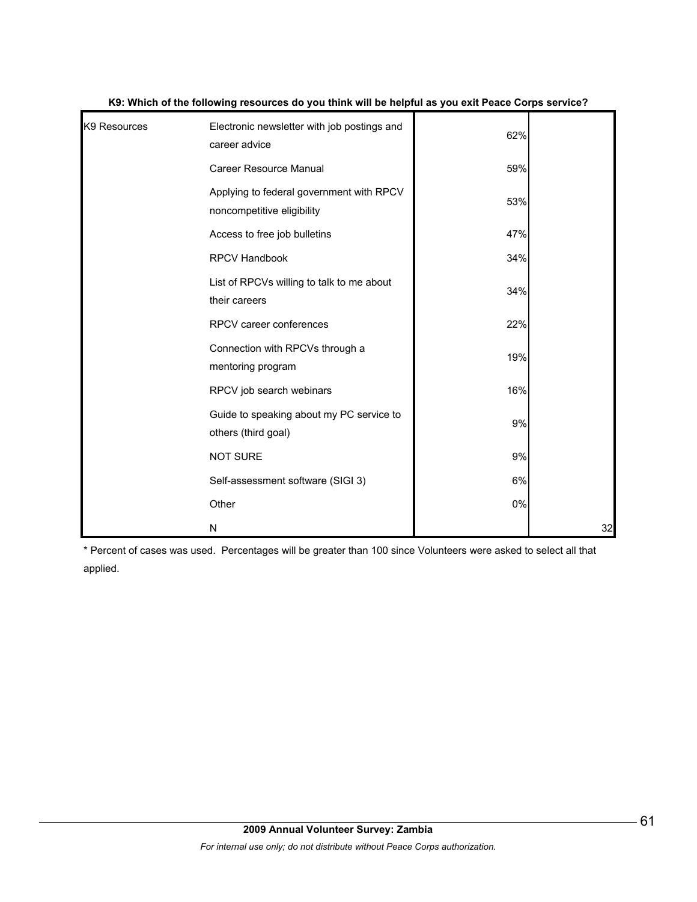**K9: Which of the following resources do you think will be helpful as you exit Peace Corps service?**

| | | | |
|---|---|---|---|
| K9 Resources | Electronic newsletter with job postings and career advice | 62% | |
| | Career Resource Manual | 59% | |
| | Applying to federal government with RPCV noncompetitive eligibility | 53% | |
| | Access to free job bulletins | 47% | |
| | RPCV Handbook | 34% | |
| | List of RPCVs willing to talk to me about their careers | 34% | |
| | RPCV career conferences | 22% | |
| | Connection with RPCVs through a mentoring program | 19% | |
| | RPCV job search webinars | 16% | |
| | Guide to speaking about my PC service to others (third goal) | 9% | |
| | NOT SURE | 9% | |
| | Self-assessment software (SIGI 3) | 6% | |
| | Other | 0% | |
| | N | | 32 |

* Percent of cases was used. Percentages will be greater than 100 since Volunteers were asked to select all that applied.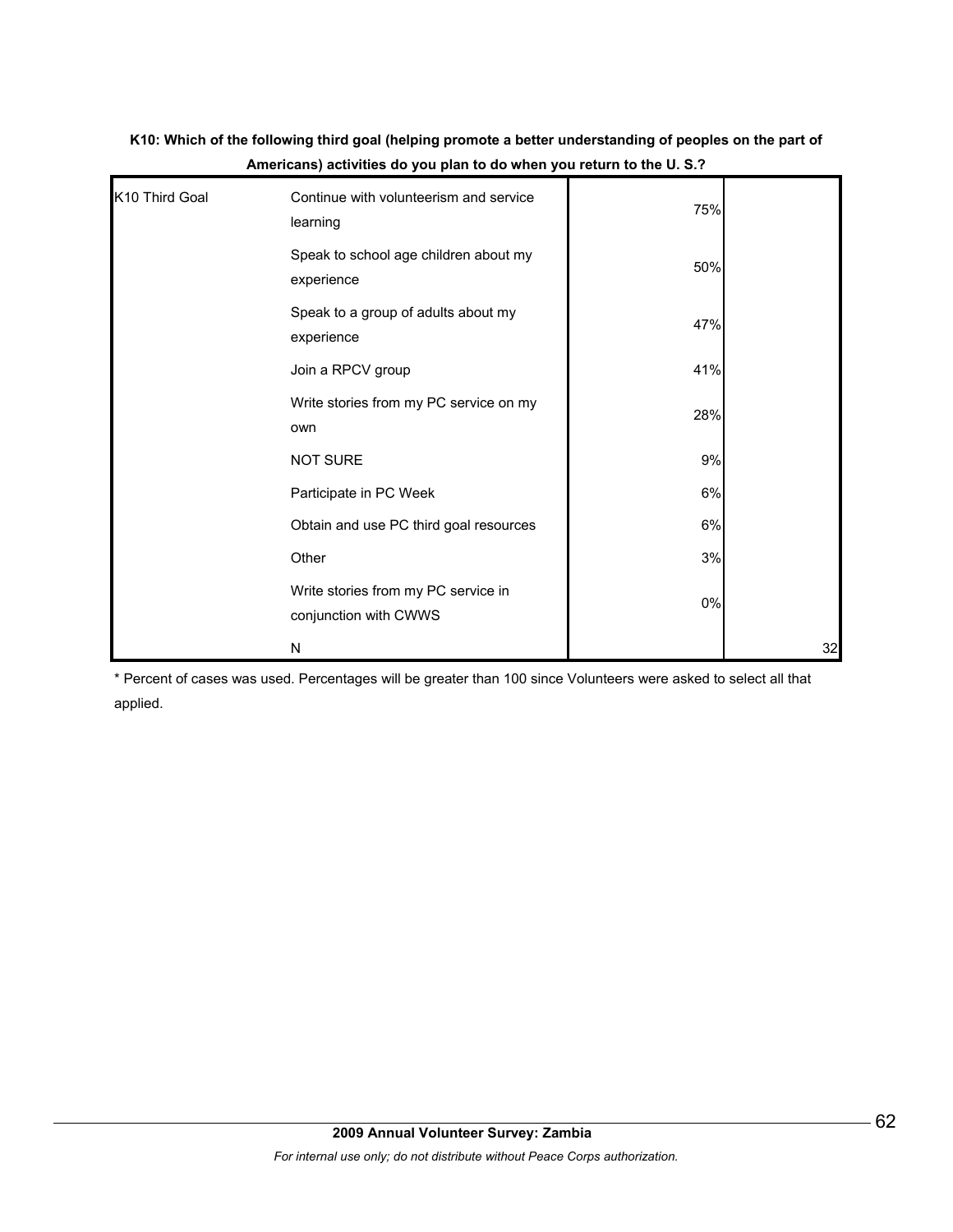**K10: Which of the following third goal (helping promote a better understanding of peoples on the part of Americans) activities do you plan to do when you return to the U. S.?**

| | | | |
|---|---|---|---|
| K10 Third Goal | Continue with volunteerism and service learning | 75% | |
| | Speak to school age children about my experience | 50% | |
| | Speak to a group of adults about my experience | 47% | |
| | Join a RPCV group | 41% | |
| | Write stories from my PC service on my own | 28% | |
| | NOT SURE | 9% | |
| | Participate in PC Week | 6% | |
| | Obtain and use PC third goal resources | 6% | |
| | Other | 3% | |
| | Write stories from my PC service in conjunction with CWWS | 0% | |
| | N | | 32 |

* Percent of cases was used. Percentages will be greater than 100 since Volunteers were asked to select all that applied.